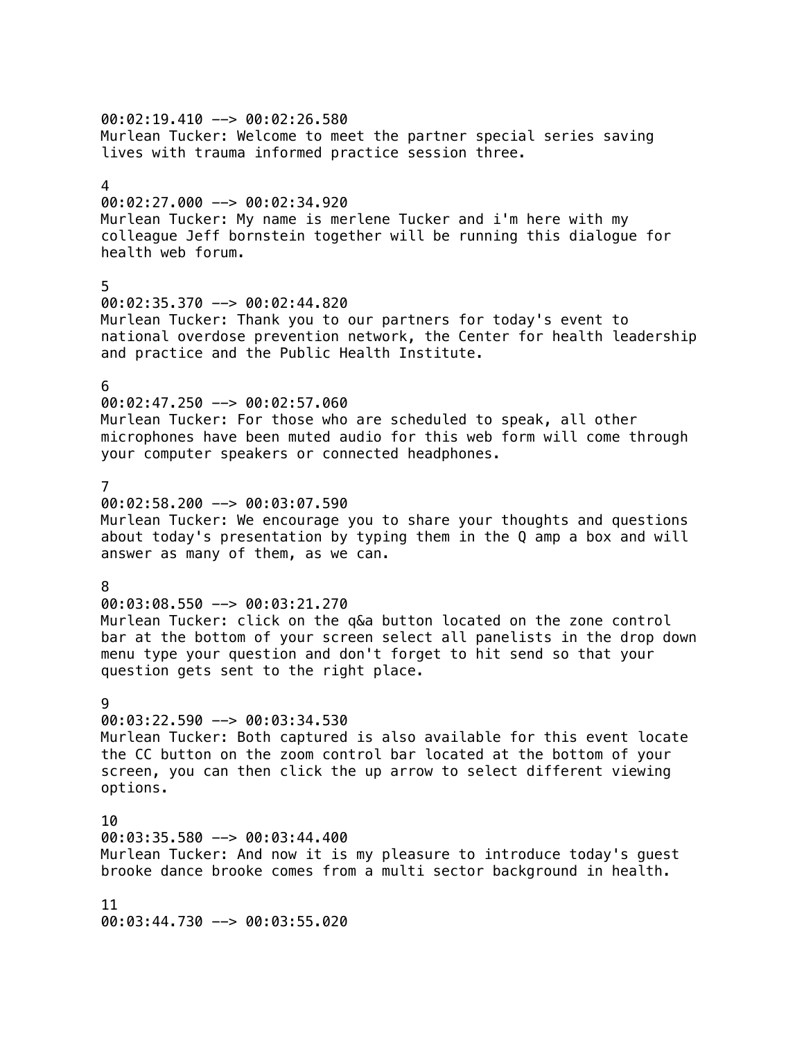00:02:19.410 --> 00:02:26.580
Murlean Tucker: Welcome to meet the partner special series saving lives with trauma informed practice session three.

4
00:02:27.000 --> 00:02:34.920
Murlean Tucker: My name is merlene Tucker and i'm here with my colleague Jeff bornstein together will be running this dialogue for health web forum.

5
00:02:35.370 --> 00:02:44.820
Murlean Tucker: Thank you to our partners for today's event to national overdose prevention network, the Center for health leadership and practice and the Public Health Institute.

6
00:02:47.250 --> 00:02:57.060
Murlean Tucker: For those who are scheduled to speak, all other microphones have been muted audio for this web form will come through your computer speakers or connected headphones.

7
00:02:58.200 --> 00:03:07.590
Murlean Tucker: We encourage you to share your thoughts and questions about today's presentation by typing them in the Q amp a box and will answer as many of them, as we can.

8
00:03:08.550 --> 00:03:21.270
Murlean Tucker: click on the q&a button located on the zone control bar at the bottom of your screen select all panelists in the drop down menu type your question and don't forget to hit send so that your question gets sent to the right place.

9
00:03:22.590 --> 00:03:34.530
Murlean Tucker: Both captured is also available for this event locate the CC button on the zoom control bar located at the bottom of your screen, you can then click the up arrow to select different viewing options.

10
00:03:35.580 --> 00:03:44.400
Murlean Tucker: And now it is my pleasure to introduce today's guest brooke dance brooke comes from a multi sector background in health.

11
00:03:44.730 --> 00:03:55.020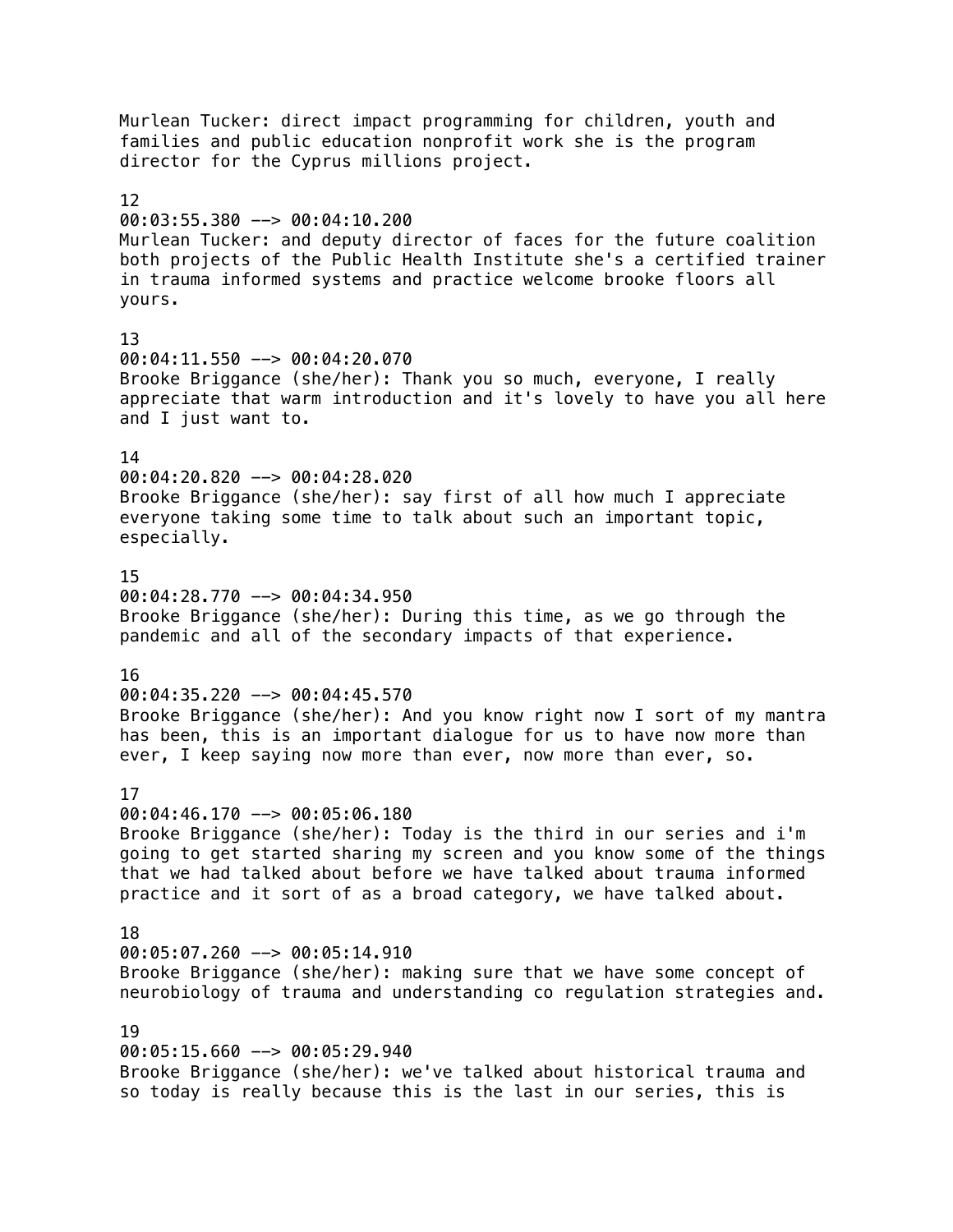Murlean Tucker: direct impact programming for children, youth and families and public education nonprofit work she is the program director for the Cyprus millions project.

12
00:03:55.380 --> 00:04:10.200
Murlean Tucker: and deputy director of faces for the future coalition both projects of the Public Health Institute she's a certified trainer in trauma informed systems and practice welcome brooke floors all yours.

13
00:04:11.550 --> 00:04:20.070
Brooke Briggance (she/her): Thank you so much, everyone, I really appreciate that warm introduction and it's lovely to have you all here and I just want to.

14
00:04:20.820 --> 00:04:28.020
Brooke Briggance (she/her): say first of all how much I appreciate everyone taking some time to talk about such an important topic, especially.

15
00:04:28.770 --> 00:04:34.950
Brooke Briggance (she/her): During this time, as we go through the pandemic and all of the secondary impacts of that experience.

16
00:04:35.220 --> 00:04:45.570
Brooke Briggance (she/her): And you know right now I sort of my mantra has been, this is an important dialogue for us to have now more than ever, I keep saying now more than ever, now more than ever, so.

17
00:04:46.170 --> 00:05:06.180
Brooke Briggance (she/her): Today is the third in our series and i'm going to get started sharing my screen and you know some of the things that we had talked about before we have talked about trauma informed practice and it sort of as a broad category, we have talked about.

18
00:05:07.260 --> 00:05:14.910
Brooke Briggance (she/her): making sure that we have some concept of neurobiology of trauma and understanding co regulation strategies and.

19
00:05:15.660 --> 00:05:29.940
Brooke Briggance (she/her): we've talked about historical trauma and so today is really because this is the last in our series, this is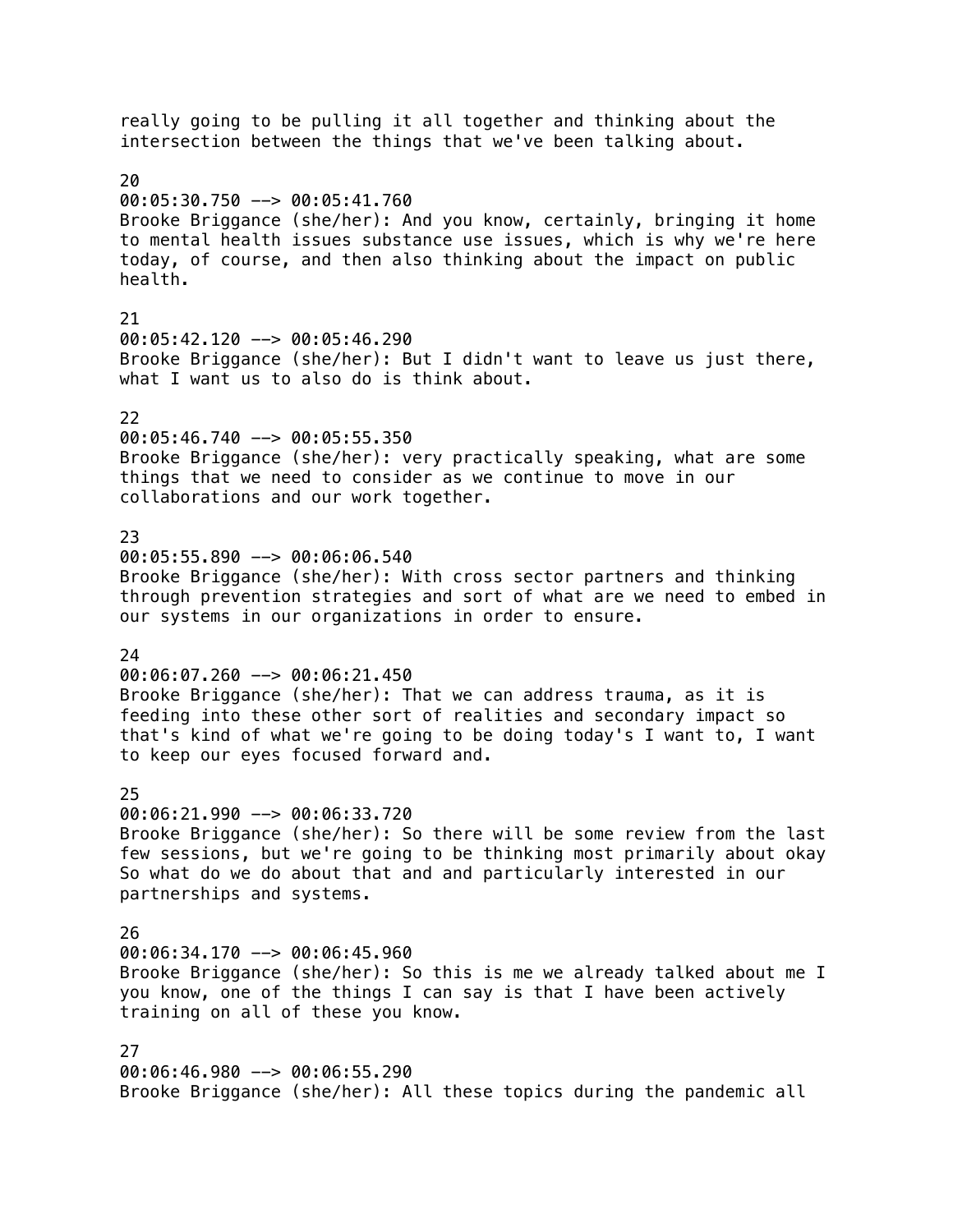really going to be pulling it all together and thinking about the intersection between the things that we've been talking about.

20
00:05:30.750 --> 00:05:41.760
Brooke Briggance (she/her): And you know, certainly, bringing it home to mental health issues substance use issues, which is why we're here today, of course, and then also thinking about the impact on public health.

21
00:05:42.120 --> 00:05:46.290
Brooke Briggance (she/her): But I didn't want to leave us just there, what I want us to also do is think about.

22
00:05:46.740 --> 00:05:55.350
Brooke Briggance (she/her): very practically speaking, what are some things that we need to consider as we continue to move in our collaborations and our work together.

23
00:05:55.890 --> 00:06:06.540
Brooke Briggance (she/her): With cross sector partners and thinking through prevention strategies and sort of what are we need to embed in our systems in our organizations in order to ensure.

24
00:06:07.260 --> 00:06:21.450
Brooke Briggance (she/her): That we can address trauma, as it is feeding into these other sort of realities and secondary impact so that's kind of what we're going to be doing today's I want to, I want to keep our eyes focused forward and.

25
00:06:21.990 --> 00:06:33.720
Brooke Briggance (she/her): So there will be some review from the last few sessions, but we're going to be thinking most primarily about okay So what do we do about that and and particularly interested in our partnerships and systems.

26
00:06:34.170 --> 00:06:45.960
Brooke Briggance (she/her): So this is me we already talked about me I you know, one of the things I can say is that I have been actively training on all of these you know.

27
00:06:46.980 --> 00:06:55.290
Brooke Briggance (she/her): All these topics during the pandemic all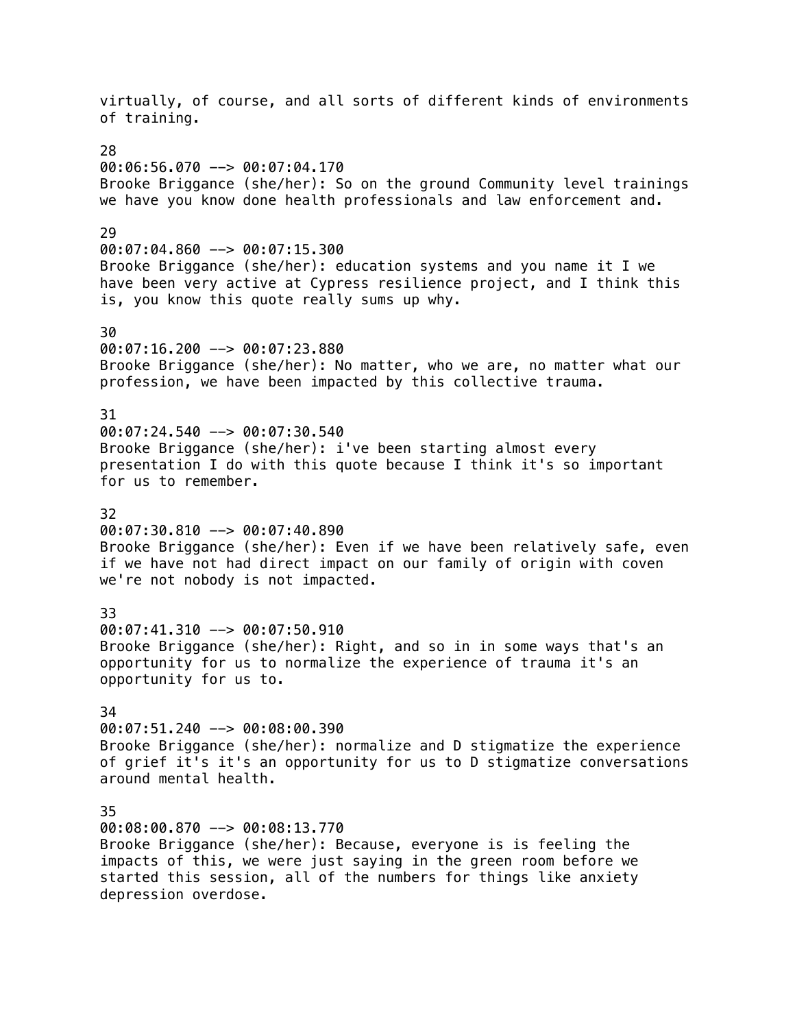virtually, of course, and all sorts of different kinds of environments of training.

28
00:06:56.070 --> 00:07:04.170
Brooke Briggance (she/her): So on the ground Community level trainings we have you know done health professionals and law enforcement and.

29
00:07:04.860 --> 00:07:15.300
Brooke Briggance (she/her): education systems and you name it I we have been very active at Cypress resilience project, and I think this is, you know this quote really sums up why.

30
00:07:16.200 --> 00:07:23.880
Brooke Briggance (she/her): No matter, who we are, no matter what our profession, we have been impacted by this collective trauma.

31
00:07:24.540 --> 00:07:30.540
Brooke Briggance (she/her): i've been starting almost every presentation I do with this quote because I think it's so important for us to remember.

32
00:07:30.810 --> 00:07:40.890
Brooke Briggance (she/her): Even if we have been relatively safe, even if we have not had direct impact on our family of origin with coven we're not nobody is not impacted.

33
00:07:41.310 --> 00:07:50.910
Brooke Briggance (she/her): Right, and so in in some ways that's an opportunity for us to normalize the experience of trauma it's an opportunity for us to.

34
00:07:51.240 --> 00:08:00.390
Brooke Briggance (she/her): normalize and D stigmatize the experience of grief it's it's an opportunity for us to D stigmatize conversations around mental health.

35
00:08:00.870 --> 00:08:13.770
Brooke Briggance (she/her): Because, everyone is is feeling the impacts of this, we were just saying in the green room before we started this session, all of the numbers for things like anxiety depression overdose.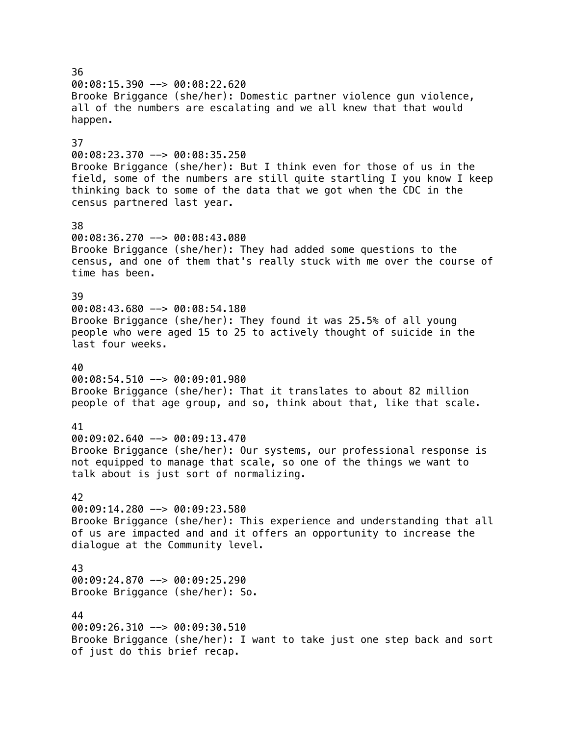36
00:08:15.390 --> 00:08:22.620
Brooke Briggance (she/her): Domestic partner violence gun violence, all of the numbers are escalating and we all knew that that would happen.

37
00:08:23.370 --> 00:08:35.250
Brooke Briggance (she/her): But I think even for those of us in the field, some of the numbers are still quite startling I you know I keep thinking back to some of the data that we got when the CDC in the census partnered last year.

38
00:08:36.270 --> 00:08:43.080
Brooke Briggance (she/her): They had added some questions to the census, and one of them that's really stuck with me over the course of time has been.

39
00:08:43.680 --> 00:08:54.180
Brooke Briggance (she/her): They found it was 25.5% of all young people who were aged 15 to 25 to actively thought of suicide in the last four weeks.

40
00:08:54.510 --> 00:09:01.980
Brooke Briggance (she/her): That it translates to about 82 million people of that age group, and so, think about that, like that scale.

41
00:09:02.640 --> 00:09:13.470
Brooke Briggance (she/her): Our systems, our professional response is not equipped to manage that scale, so one of the things we want to talk about is just sort of normalizing.

42
00:09:14.280 --> 00:09:23.580
Brooke Briggance (she/her): This experience and understanding that all of us are impacted and and it offers an opportunity to increase the dialogue at the Community level.

43
00:09:24.870 --> 00:09:25.290
Brooke Briggance (she/her): So.

44
00:09:26.310 --> 00:09:30.510
Brooke Briggance (she/her): I want to take just one step back and sort of just do this brief recap.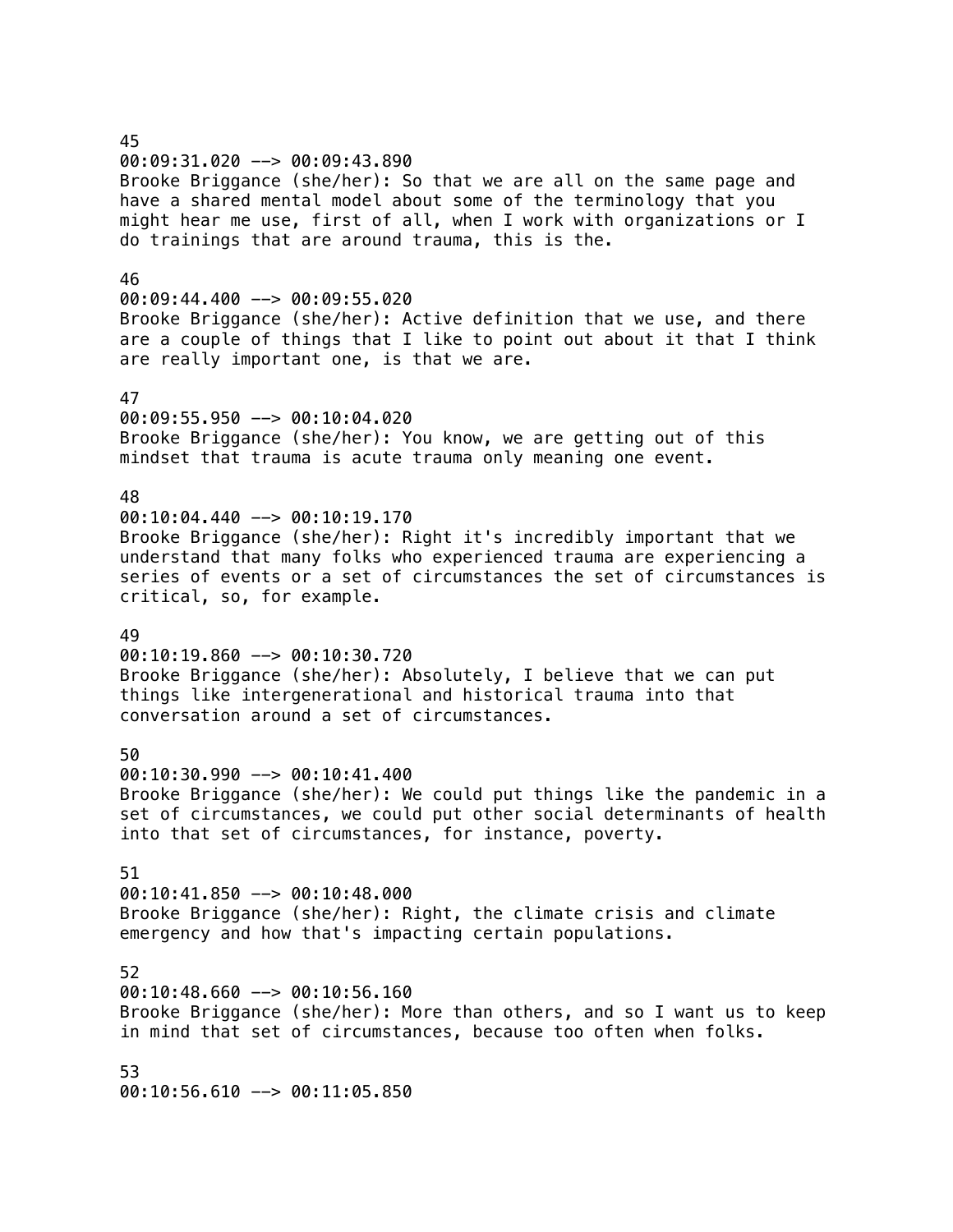45
00:09:31.020 --> 00:09:43.890
Brooke Briggance (she/her): So that we are all on the same page and have a shared mental model about some of the terminology that you might hear me use, first of all, when I work with organizations or I do trainings that are around trauma, this is the.

46
00:09:44.400 --> 00:09:55.020
Brooke Briggance (she/her): Active definition that we use, and there are a couple of things that I like to point out about it that I think are really important one, is that we are.

47
00:09:55.950 --> 00:10:04.020
Brooke Briggance (she/her): You know, we are getting out of this mindset that trauma is acute trauma only meaning one event.

48
00:10:04.440 --> 00:10:19.170
Brooke Briggance (she/her): Right it's incredibly important that we understand that many folks who experienced trauma are experiencing a series of events or a set of circumstances the set of circumstances is critical, so, for example.

49
00:10:19.860 --> 00:10:30.720
Brooke Briggance (she/her): Absolutely, I believe that we can put things like intergenerational and historical trauma into that conversation around a set of circumstances.

50
00:10:30.990 --> 00:10:41.400
Brooke Briggance (she/her): We could put things like the pandemic in a set of circumstances, we could put other social determinants of health into that set of circumstances, for instance, poverty.

51
00:10:41.850 --> 00:10:48.000
Brooke Briggance (she/her): Right, the climate crisis and climate emergency and how that's impacting certain populations.

52
00:10:48.660 --> 00:10:56.160
Brooke Briggance (she/her): More than others, and so I want us to keep in mind that set of circumstances, because too often when folks.

53
00:10:56.610 --> 00:11:05.850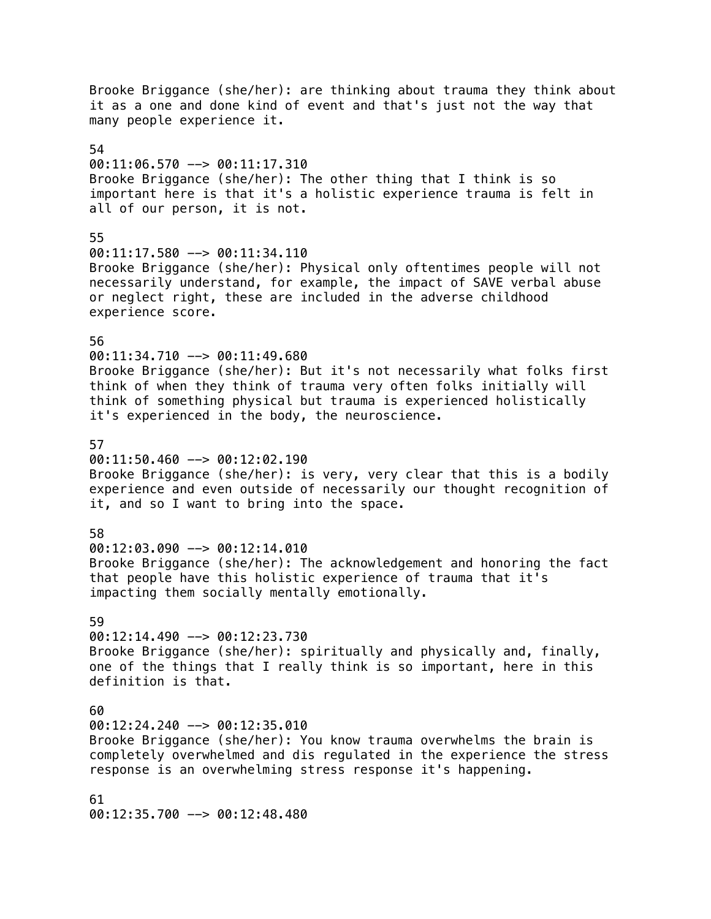Brooke Briggance (she/her): are thinking about trauma they think about it as a one and done kind of event and that's just not the way that many people experience it.

54
00:11:06.570 --> 00:11:17.310
Brooke Briggance (she/her): The other thing that I think is so important here is that it's a holistic experience trauma is felt in all of our person, it is not.

55
00:11:17.580 --> 00:11:34.110
Brooke Briggance (she/her): Physical only oftentimes people will not necessarily understand, for example, the impact of SAVE verbal abuse or neglect right, these are included in the adverse childhood experience score.

56
00:11:34.710 --> 00:11:49.680
Brooke Briggance (she/her): But it's not necessarily what folks first think of when they think of trauma very often folks initially will think of something physical but trauma is experienced holistically it's experienced in the body, the neuroscience.

57
00:11:50.460 --> 00:12:02.190
Brooke Briggance (she/her): is very, very clear that this is a bodily experience and even outside of necessarily our thought recognition of it, and so I want to bring into the space.

58
00:12:03.090 --> 00:12:14.010
Brooke Briggance (she/her): The acknowledgement and honoring the fact that people have this holistic experience of trauma that it's impacting them socially mentally emotionally.

59
00:12:14.490 --> 00:12:23.730
Brooke Briggance (she/her): spiritually and physically and, finally, one of the things that I really think is so important, here in this definition is that.

60
00:12:24.240 --> 00:12:35.010
Brooke Briggance (she/her): You know trauma overwhelms the brain is completely overwhelmed and dis regulated in the experience the stress response is an overwhelming stress response it's happening.

61
00:12:35.700 --> 00:12:48.480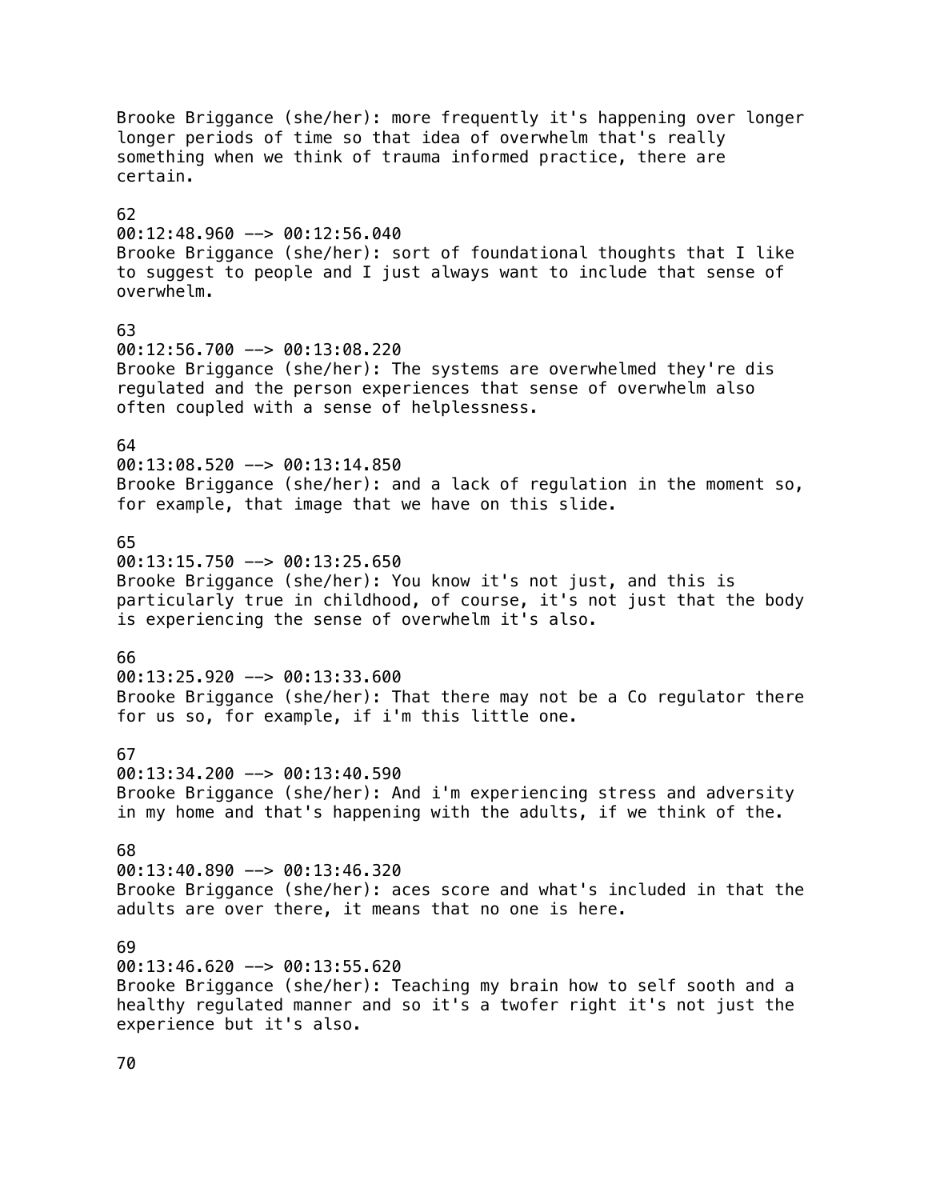Brooke Briggance (she/her): more frequently it's happening over longer longer periods of time so that idea of overwhelm that's really something when we think of trauma informed practice, there are certain.

62
00:12:48.960 --> 00:12:56.040
Brooke Briggance (she/her): sort of foundational thoughts that I like to suggest to people and I just always want to include that sense of overwhelm.

63
00:12:56.700 --> 00:13:08.220
Brooke Briggance (she/her): The systems are overwhelmed they're dis regulated and the person experiences that sense of overwhelm also often coupled with a sense of helplessness.

64
00:13:08.520 --> 00:13:14.850
Brooke Briggance (she/her): and a lack of regulation in the moment so, for example, that image that we have on this slide.

65
00:13:15.750 --> 00:13:25.650
Brooke Briggance (she/her): You know it's not just, and this is particularly true in childhood, of course, it's not just that the body is experiencing the sense of overwhelm it's also.

66
00:13:25.920 --> 00:13:33.600
Brooke Briggance (she/her): That there may not be a Co regulator there for us so, for example, if i'm this little one.

67
00:13:34.200 --> 00:13:40.590
Brooke Briggance (she/her): And i'm experiencing stress and adversity in my home and that's happening with the adults, if we think of the.

68
00:13:40.890 --> 00:13:46.320
Brooke Briggance (she/her): aces score and what's included in that the adults are over there, it means that no one is here.

69
00:13:46.620 --> 00:13:55.620
Brooke Briggance (she/her): Teaching my brain how to self sooth and a healthy regulated manner and so it's a twofer right it's not just the experience but it's also.

70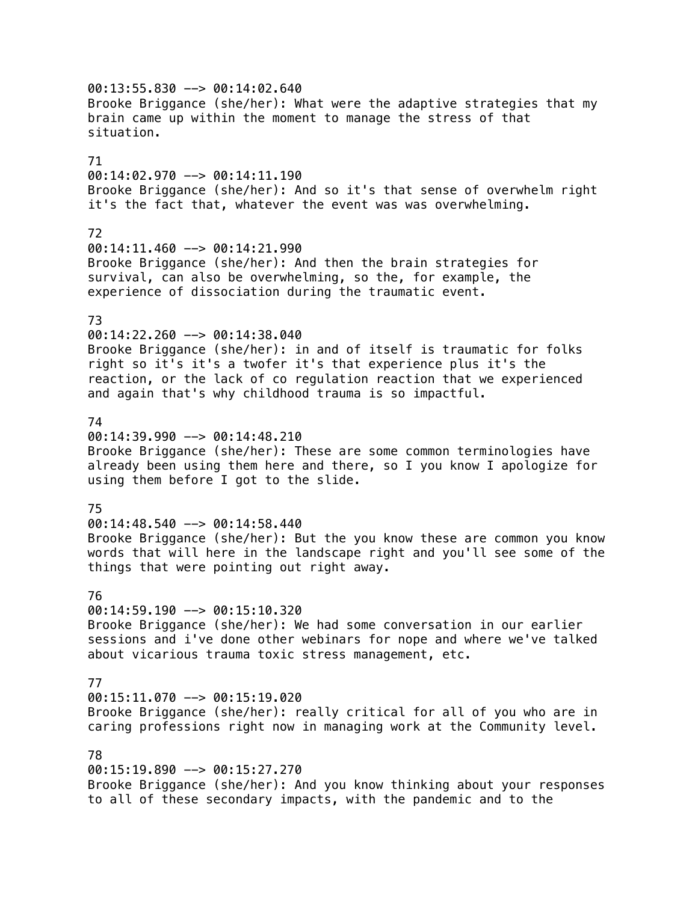00:13:55.830 --> 00:14:02.640
Brooke Briggance (she/her): What were the adaptive strategies that my brain came up within the moment to manage the stress of that situation.

71
00:14:02.970 --> 00:14:11.190
Brooke Briggance (she/her): And so it's that sense of overwhelm right it's the fact that, whatever the event was was overwhelming.

72
00:14:11.460 --> 00:14:21.990
Brooke Briggance (she/her): And then the brain strategies for survival, can also be overwhelming, so the, for example, the experience of dissociation during the traumatic event.

73
00:14:22.260 --> 00:14:38.040
Brooke Briggance (she/her): in and of itself is traumatic for folks right so it's it's a twofer it's that experience plus it's the reaction, or the lack of co regulation reaction that we experienced and again that's why childhood trauma is so impactful.

74
00:14:39.990 --> 00:14:48.210
Brooke Briggance (she/her): These are some common terminologies have already been using them here and there, so I you know I apologize for using them before I got to the slide.

75
00:14:48.540 --> 00:14:58.440
Brooke Briggance (she/her): But the you know these are common you know words that will here in the landscape right and you'll see some of the things that were pointing out right away.

76
00:14:59.190 --> 00:15:10.320
Brooke Briggance (she/her): We had some conversation in our earlier sessions and i've done other webinars for nope and where we've talked about vicarious trauma toxic stress management, etc.

77
00:15:11.070 --> 00:15:19.020
Brooke Briggance (she/her): really critical for all of you who are in caring professions right now in managing work at the Community level.

78
00:15:19.890 --> 00:15:27.270
Brooke Briggance (she/her): And you know thinking about your responses to all of these secondary impacts, with the pandemic and to the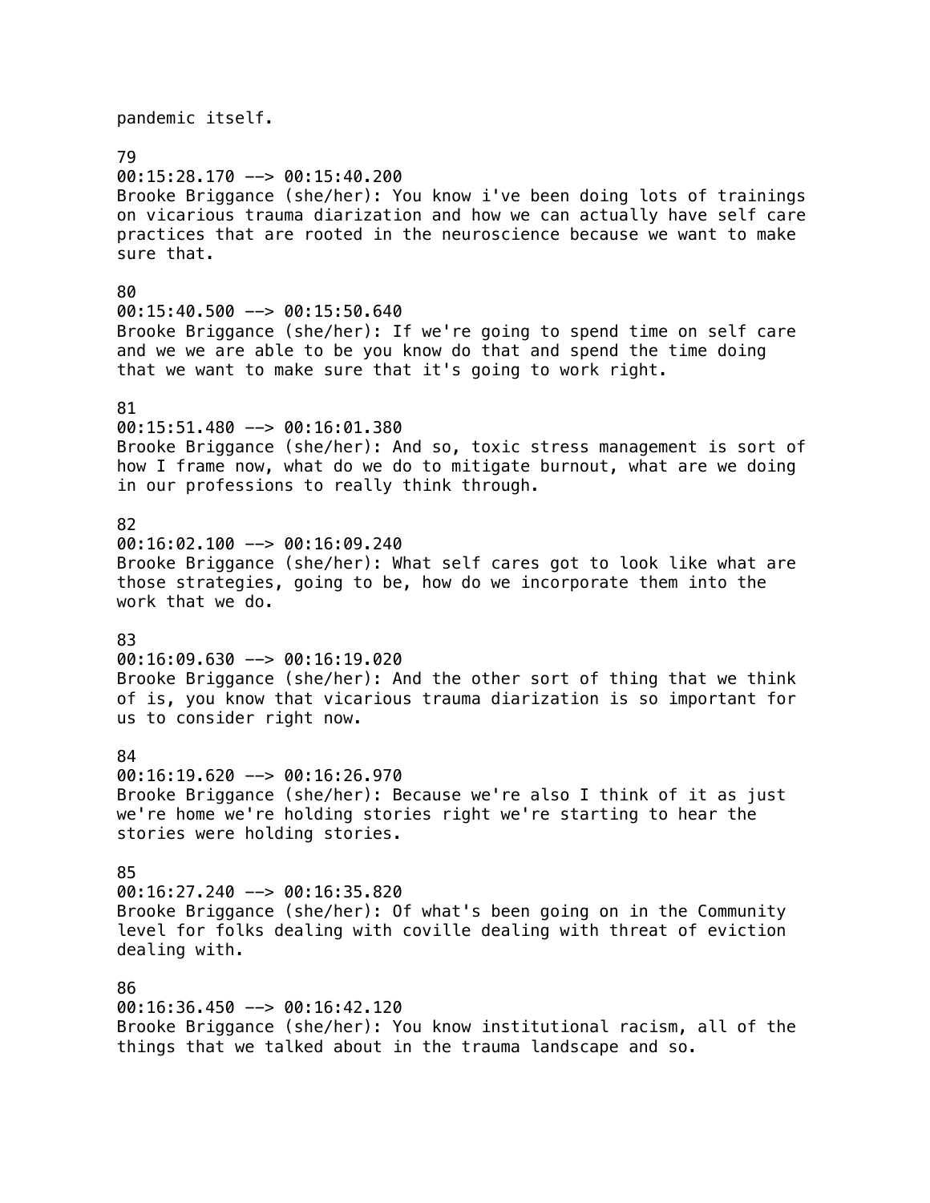pandemic itself.

79
00:15:28.170 --> 00:15:40.200
Brooke Briggance (she/her): You know i've been doing lots of trainings on vicarious trauma diarization and how we can actually have self care practices that are rooted in the neuroscience because we want to make sure that.

80
00:15:40.500 --> 00:15:50.640
Brooke Briggance (she/her): If we're going to spend time on self care and we we are able to be you know do that and spend the time doing that we want to make sure that it's going to work right.

81
00:15:51.480 --> 00:16:01.380
Brooke Briggance (she/her): And so, toxic stress management is sort of how I frame now, what do we do to mitigate burnout, what are we doing in our professions to really think through.

82
00:16:02.100 --> 00:16:09.240
Brooke Briggance (she/her): What self cares got to look like what are those strategies, going to be, how do we incorporate them into the work that we do.

83
00:16:09.630 --> 00:16:19.020
Brooke Briggance (she/her): And the other sort of thing that we think of is, you know that vicarious trauma diarization is so important for us to consider right now.

84
00:16:19.620 --> 00:16:26.970
Brooke Briggance (she/her): Because we're also I think of it as just we're home we're holding stories right we're starting to hear the stories were holding stories.

85
00:16:27.240 --> 00:16:35.820
Brooke Briggance (she/her): Of what's been going on in the Community level for folks dealing with coville dealing with threat of eviction dealing with.

86
00:16:36.450 --> 00:16:42.120
Brooke Briggance (she/her): You know institutional racism, all of the things that we talked about in the trauma landscape and so.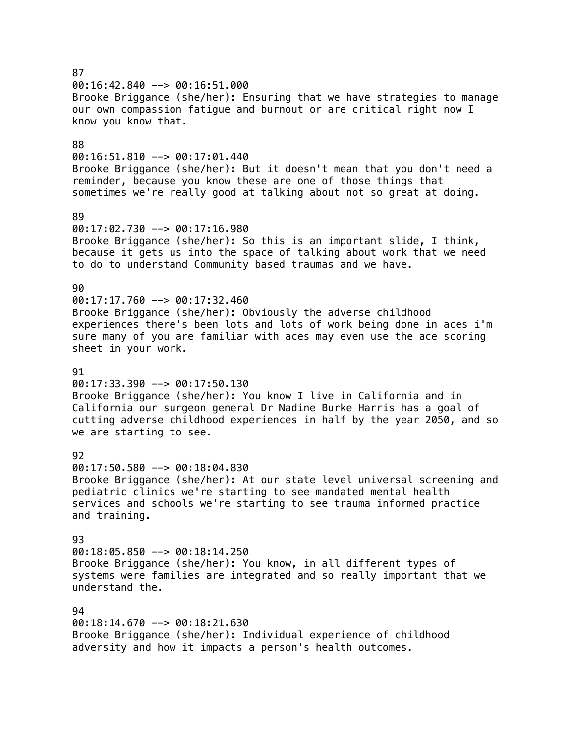87
00:16:42.840 --> 00:16:51.000
Brooke Briggance (she/her): Ensuring that we have strategies to manage our own compassion fatigue and burnout or are critical right now I know you know that.

88
00:16:51.810 --> 00:17:01.440
Brooke Briggance (she/her): But it doesn't mean that you don't need a reminder, because you know these are one of those things that sometimes we're really good at talking about not so great at doing.

89
00:17:02.730 --> 00:17:16.980
Brooke Briggance (she/her): So this is an important slide, I think, because it gets us into the space of talking about work that we need to do to understand Community based traumas and we have.

90
00:17:17.760 --> 00:17:32.460
Brooke Briggance (she/her): Obviously the adverse childhood experiences there's been lots and lots of work being done in aces i'm sure many of you are familiar with aces may even use the ace scoring sheet in your work.

91
00:17:33.390 --> 00:17:50.130
Brooke Briggance (she/her): You know I live in California and in California our surgeon general Dr Nadine Burke Harris has a goal of cutting adverse childhood experiences in half by the year 2050, and so we are starting to see.

92
00:17:50.580 --> 00:18:04.830
Brooke Briggance (she/her): At our state level universal screening and pediatric clinics we're starting to see mandated mental health services and schools we're starting to see trauma informed practice and training.

93
00:18:05.850 --> 00:18:14.250
Brooke Briggance (she/her): You know, in all different types of systems were families are integrated and so really important that we understand the.

94
00:18:14.670 --> 00:18:21.630
Brooke Briggance (she/her): Individual experience of childhood adversity and how it impacts a person's health outcomes.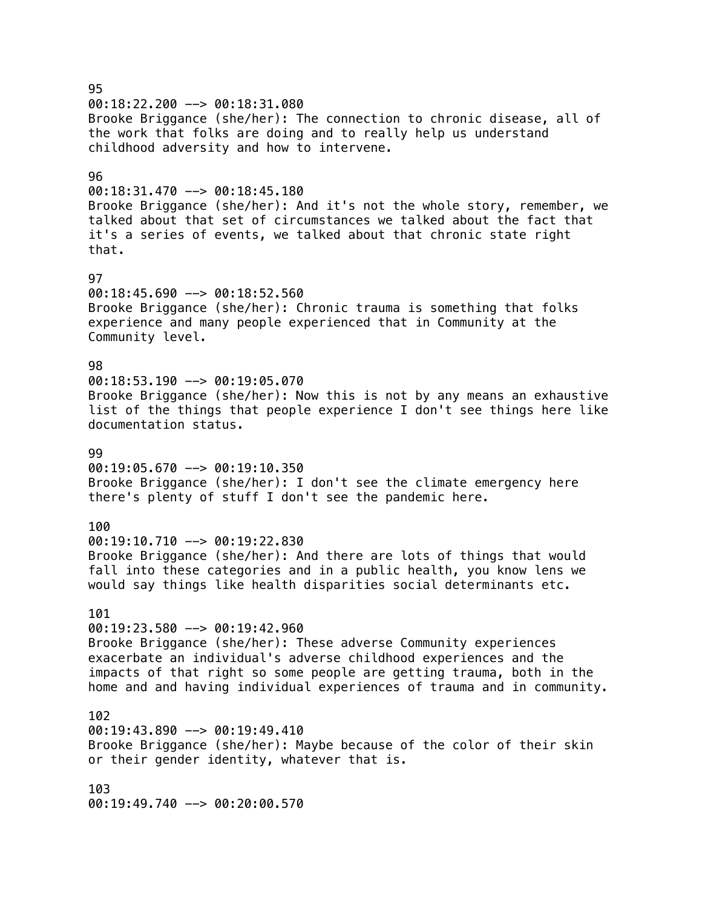95
00:18:22.200 --> 00:18:31.080
Brooke Briggance (she/her): The connection to chronic disease, all of the work that folks are doing and to really help us understand childhood adversity and how to intervene.

96
00:18:31.470 --> 00:18:45.180
Brooke Briggance (she/her): And it's not the whole story, remember, we talked about that set of circumstances we talked about the fact that it's a series of events, we talked about that chronic state right that.

97
00:18:45.690 --> 00:18:52.560
Brooke Briggance (she/her): Chronic trauma is something that folks experience and many people experienced that in Community at the Community level.

98
00:18:53.190 --> 00:19:05.070
Brooke Briggance (she/her): Now this is not by any means an exhaustive list of the things that people experience I don't see things here like documentation status.

99
00:19:05.670 --> 00:19:10.350
Brooke Briggance (she/her): I don't see the climate emergency here there's plenty of stuff I don't see the pandemic here.

100
00:19:10.710 --> 00:19:22.830
Brooke Briggance (she/her): And there are lots of things that would fall into these categories and in a public health, you know lens we would say things like health disparities social determinants etc.

101
00:19:23.580 --> 00:19:42.960
Brooke Briggance (she/her): These adverse Community experiences exacerbate an individual's adverse childhood experiences and the impacts of that right so some people are getting trauma, both in the home and and having individual experiences of trauma and in community.

102
00:19:43.890 --> 00:19:49.410
Brooke Briggance (she/her): Maybe because of the color of their skin or their gender identity, whatever that is.

103
00:19:49.740 --> 00:20:00.570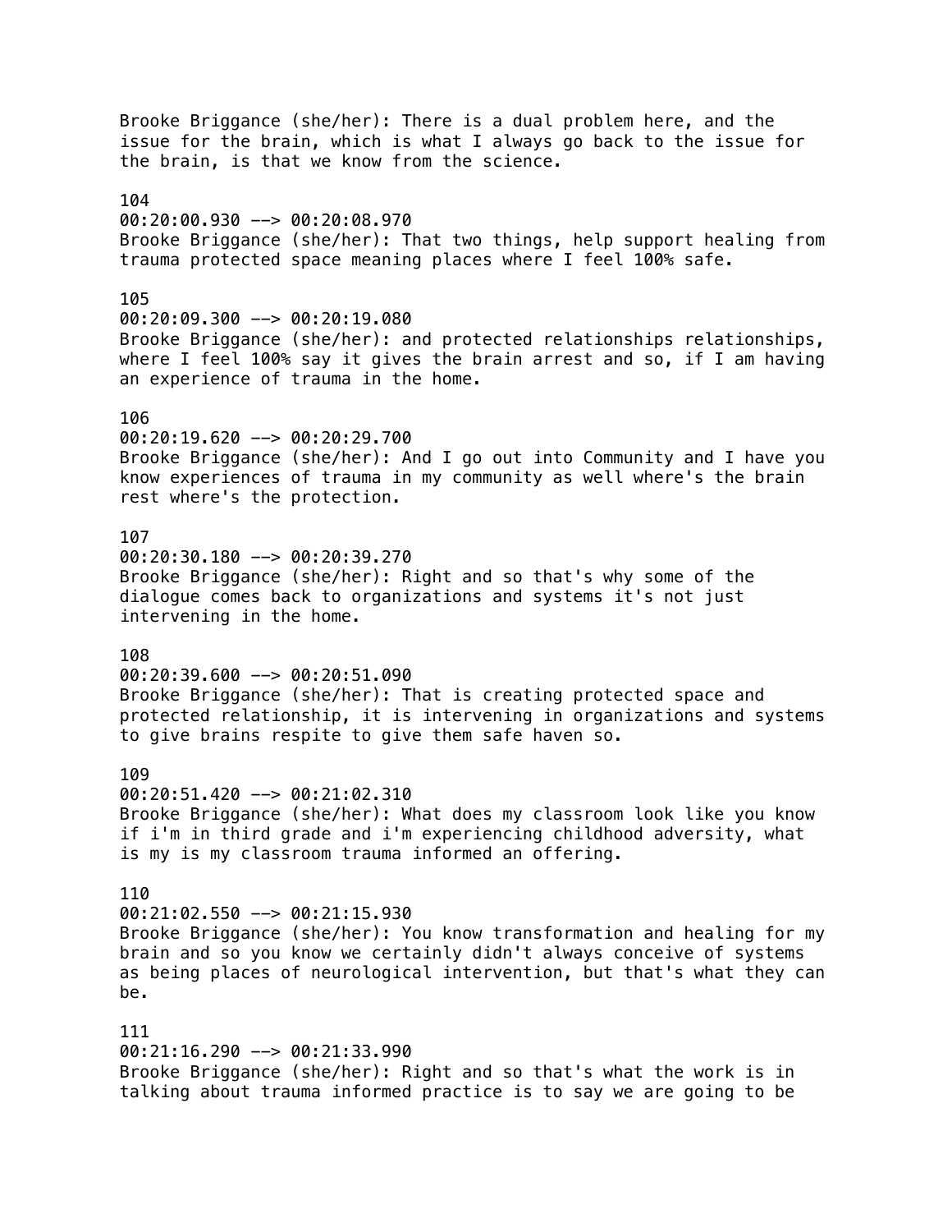Brooke Briggance (she/her): There is a dual problem here, and the issue for the brain, which is what I always go back to the issue for the brain, is that we know from the science.

104
00:20:00.930 --> 00:20:08.970
Brooke Briggance (she/her): That two things, help support healing from trauma protected space meaning places where I feel 100% safe.

105
00:20:09.300 --> 00:20:19.080
Brooke Briggance (she/her): and protected relationships relationships, where I feel 100% say it gives the brain arrest and so, if I am having an experience of trauma in the home.

106
00:20:19.620 --> 00:20:29.700
Brooke Briggance (she/her): And I go out into Community and I have you know experiences of trauma in my community as well where's the brain rest where's the protection.

107
00:20:30.180 --> 00:20:39.270
Brooke Briggance (she/her): Right and so that's why some of the dialogue comes back to organizations and systems it's not just intervening in the home.

108
00:20:39.600 --> 00:20:51.090
Brooke Briggance (she/her): That is creating protected space and protected relationship, it is intervening in organizations and systems to give brains respite to give them safe haven so.

109
00:20:51.420 --> 00:21:02.310
Brooke Briggance (she/her): What does my classroom look like you know if i'm in third grade and i'm experiencing childhood adversity, what is my is my classroom trauma informed an offering.

110
00:21:02.550 --> 00:21:15.930
Brooke Briggance (she/her): You know transformation and healing for my brain and so you know we certainly didn't always conceive of systems as being places of neurological intervention, but that's what they can be.

111
00:21:16.290 --> 00:21:33.990
Brooke Briggance (she/her): Right and so that's what the work is in talking about trauma informed practice is to say we are going to be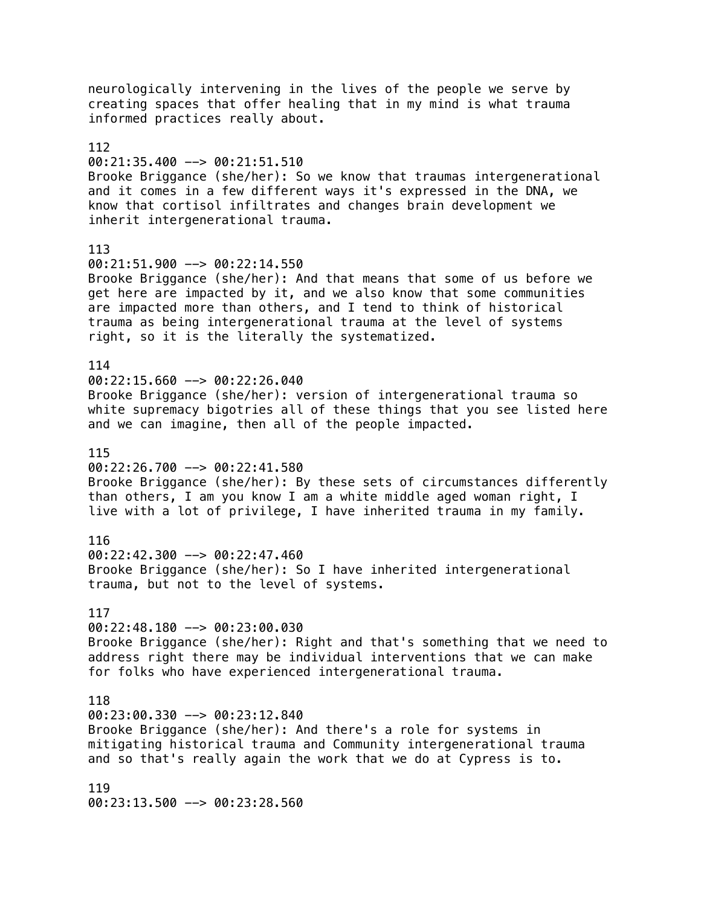neurologically intervening in the lives of the people we serve by creating spaces that offer healing that in my mind is what trauma informed practices really about.

112
00:21:35.400 --> 00:21:51.510
Brooke Briggance (she/her): So we know that traumas intergenerational and it comes in a few different ways it's expressed in the DNA, we know that cortisol infiltrates and changes brain development we inherit intergenerational trauma.

113
00:21:51.900 --> 00:22:14.550
Brooke Briggance (she/her): And that means that some of us before we get here are impacted by it, and we also know that some communities are impacted more than others, and I tend to think of historical trauma as being intergenerational trauma at the level of systems right, so it is the literally the systematized.

114
00:22:15.660 --> 00:22:26.040
Brooke Briggance (she/her): version of intergenerational trauma so white supremacy bigotries all of these things that you see listed here and we can imagine, then all of the people impacted.

115
00:22:26.700 --> 00:22:41.580
Brooke Briggance (she/her): By these sets of circumstances differently than others, I am you know I am a white middle aged woman right, I live with a lot of privilege, I have inherited trauma in my family.

116
00:22:42.300 --> 00:22:47.460
Brooke Briggance (she/her): So I have inherited intergenerational trauma, but not to the level of systems.

117
00:22:48.180 --> 00:23:00.030
Brooke Briggance (she/her): Right and that's something that we need to address right there may be individual interventions that we can make for folks who have experienced intergenerational trauma.

118
00:23:00.330 --> 00:23:12.840
Brooke Briggance (she/her): And there's a role for systems in mitigating historical trauma and Community intergenerational trauma and so that's really again the work that we do at Cypress is to.

119
00:23:13.500 --> 00:23:28.560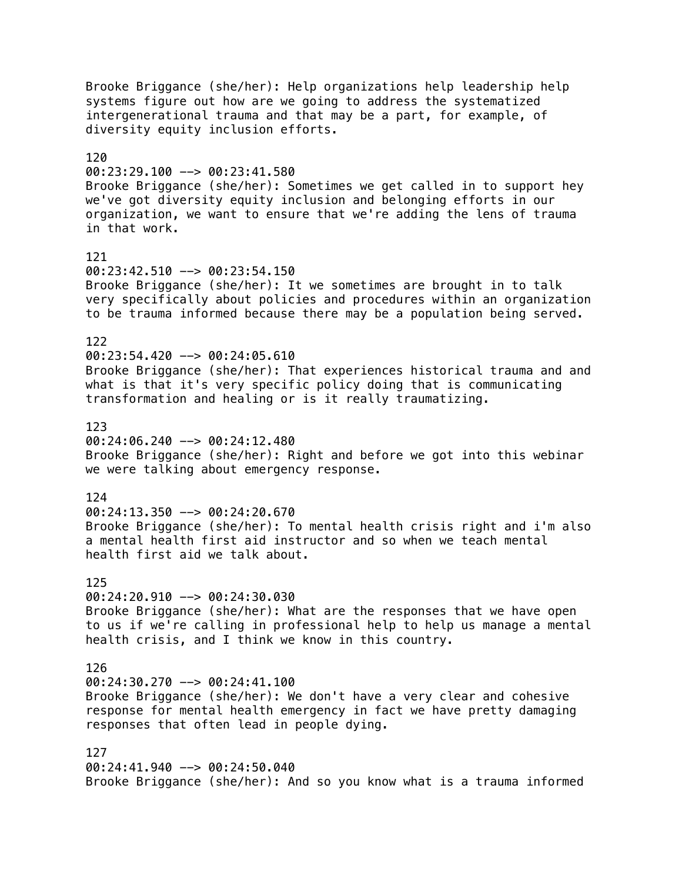Brooke Briggance (she/her): Help organizations help leadership help systems figure out how are we going to address the systematized intergenerational trauma and that may be a part, for example, of diversity equity inclusion efforts.

120
00:23:29.100 --> 00:23:41.580
Brooke Briggance (she/her): Sometimes we get called in to support hey we've got diversity equity inclusion and belonging efforts in our organization, we want to ensure that we're adding the lens of trauma in that work.

121
00:23:42.510 --> 00:23:54.150
Brooke Briggance (she/her): It we sometimes are brought in to talk very specifically about policies and procedures within an organization to be trauma informed because there may be a population being served.

122
00:23:54.420 --> 00:24:05.610
Brooke Briggance (she/her): That experiences historical trauma and and what is that it's very specific policy doing that is communicating transformation and healing or is it really traumatizing.

123
00:24:06.240 --> 00:24:12.480
Brooke Briggance (she/her): Right and before we got into this webinar we were talking about emergency response.

124
00:24:13.350 --> 00:24:20.670
Brooke Briggance (she/her): To mental health crisis right and i'm also a mental health first aid instructor and so when we teach mental health first aid we talk about.

125
00:24:20.910 --> 00:24:30.030
Brooke Briggance (she/her): What are the responses that we have open to us if we're calling in professional help to help us manage a mental health crisis, and I think we know in this country.

126
00:24:30.270 --> 00:24:41.100
Brooke Briggance (she/her): We don't have a very clear and cohesive response for mental health emergency in fact we have pretty damaging responses that often lead in people dying.

127
00:24:41.940 --> 00:24:50.040
Brooke Briggance (she/her): And so you know what is a trauma informed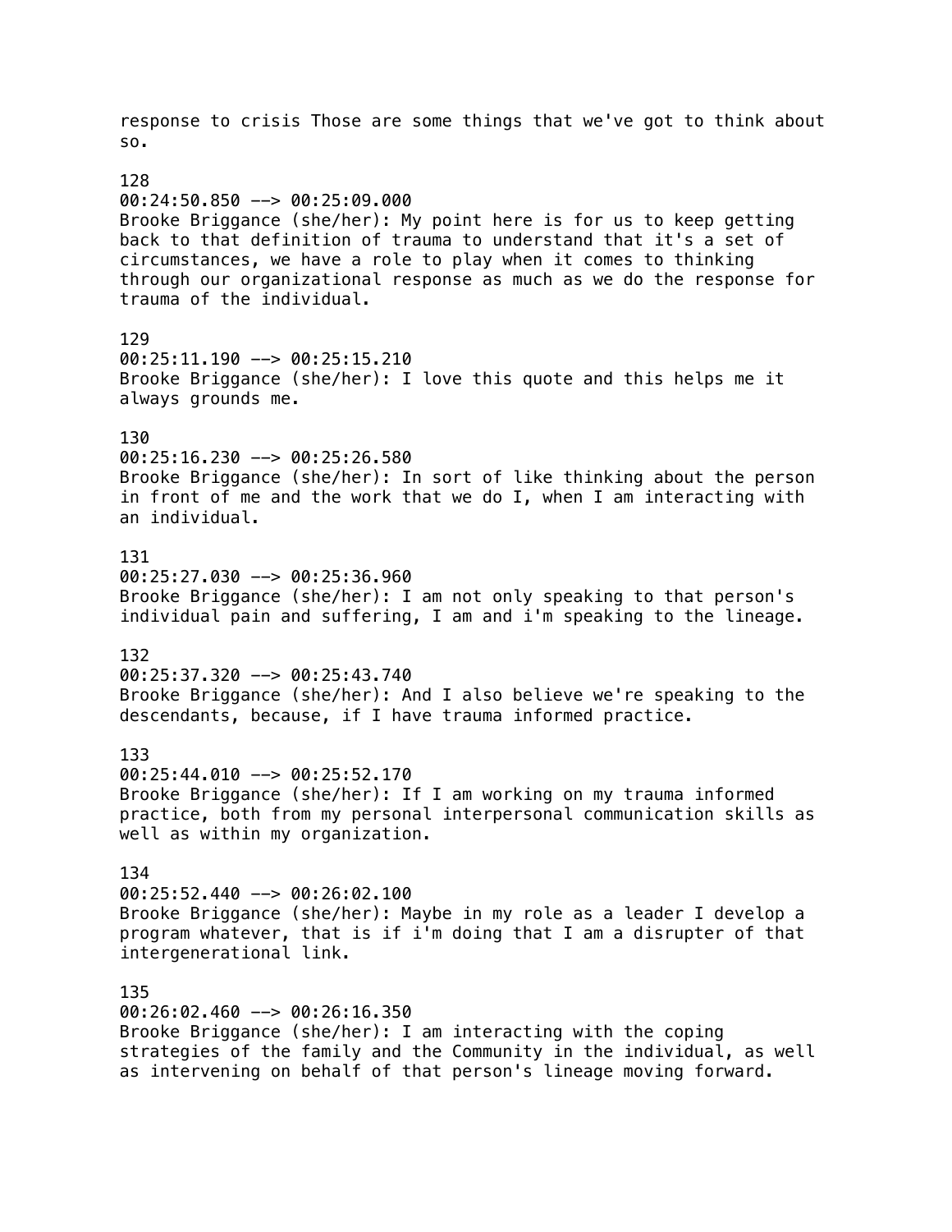response to crisis Those are some things that we've got to think about so.

128
00:24:50.850 --> 00:25:09.000
Brooke Briggance (she/her): My point here is for us to keep getting back to that definition of trauma to understand that it's a set of circumstances, we have a role to play when it comes to thinking through our organizational response as much as we do the response for trauma of the individual.

129
00:25:11.190 --> 00:25:15.210
Brooke Briggance (she/her): I love this quote and this helps me it always grounds me.

130
00:25:16.230 --> 00:25:26.580
Brooke Briggance (she/her): In sort of like thinking about the person in front of me and the work that we do I, when I am interacting with an individual.

131
00:25:27.030 --> 00:25:36.960
Brooke Briggance (she/her): I am not only speaking to that person's individual pain and suffering, I am and i'm speaking to the lineage.

132
00:25:37.320 --> 00:25:43.740
Brooke Briggance (she/her): And I also believe we're speaking to the descendants, because, if I have trauma informed practice.

133
00:25:44.010 --> 00:25:52.170
Brooke Briggance (she/her): If I am working on my trauma informed practice, both from my personal interpersonal communication skills as well as within my organization.

134
00:25:52.440 --> 00:26:02.100
Brooke Briggance (she/her): Maybe in my role as a leader I develop a program whatever, that is if i'm doing that I am a disrupter of that intergenerational link.

135
00:26:02.460 --> 00:26:16.350
Brooke Briggance (she/her): I am interacting with the coping strategies of the family and the Community in the individual, as well as intervening on behalf of that person's lineage moving forward.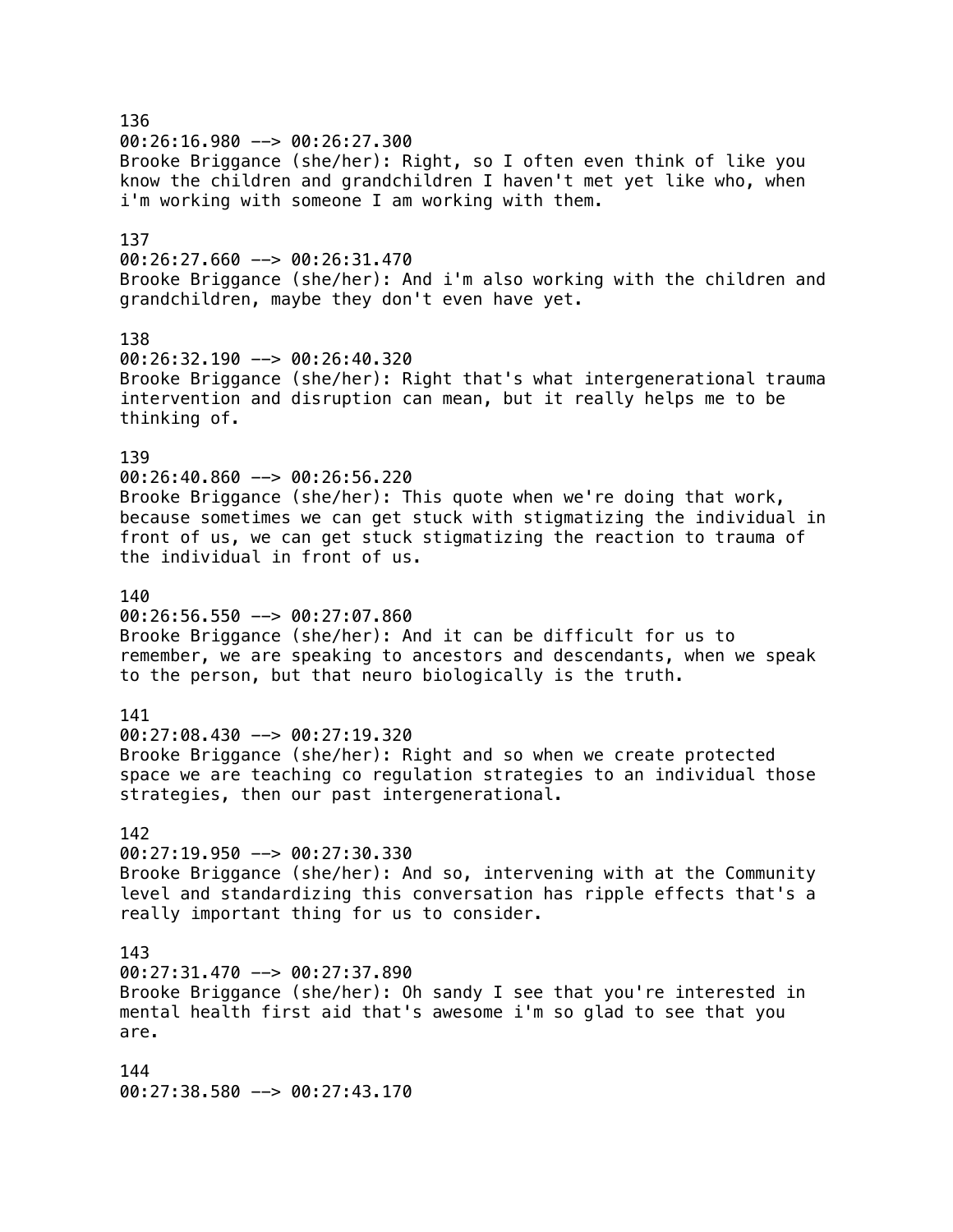136
00:26:16.980 --> 00:26:27.300
Brooke Briggance (she/her): Right, so I often even think of like you know the children and grandchildren I haven't met yet like who, when i'm working with someone I am working with them.

137
00:26:27.660 --> 00:26:31.470
Brooke Briggance (she/her): And i'm also working with the children and grandchildren, maybe they don't even have yet.

138
00:26:32.190 --> 00:26:40.320
Brooke Briggance (she/her): Right that's what intergenerational trauma intervention and disruption can mean, but it really helps me to be thinking of.

139
00:26:40.860 --> 00:26:56.220
Brooke Briggance (she/her): This quote when we're doing that work, because sometimes we can get stuck with stigmatizing the individual in front of us, we can get stuck stigmatizing the reaction to trauma of the individual in front of us.

140
00:26:56.550 --> 00:27:07.860
Brooke Briggance (she/her): And it can be difficult for us to remember, we are speaking to ancestors and descendants, when we speak to the person, but that neuro biologically is the truth.

141
00:27:08.430 --> 00:27:19.320
Brooke Briggance (she/her): Right and so when we create protected space we are teaching co regulation strategies to an individual those strategies, then our past intergenerational.

142
00:27:19.950 --> 00:27:30.330
Brooke Briggance (she/her): And so, intervening with at the Community level and standardizing this conversation has ripple effects that's a really important thing for us to consider.

143
00:27:31.470 --> 00:27:37.890
Brooke Briggance (she/her): Oh sandy I see that you're interested in mental health first aid that's awesome i'm so glad to see that you are.

144
00:27:38.580 --> 00:27:43.170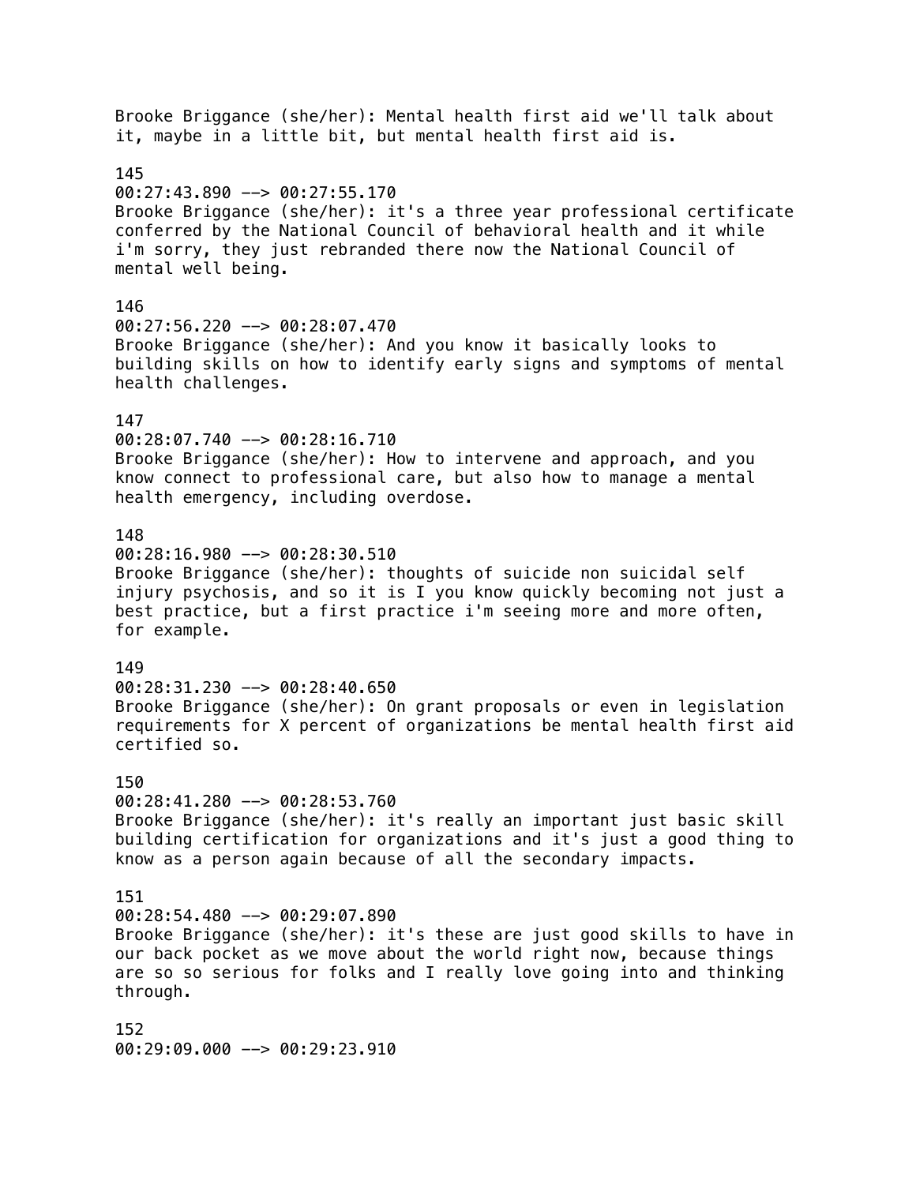Brooke Briggance (she/her): Mental health first aid we'll talk about it, maybe in a little bit, but mental health first aid is.

145
00:27:43.890 --> 00:27:55.170
Brooke Briggance (she/her): it's a three year professional certificate conferred by the National Council of behavioral health and it while i'm sorry, they just rebranded there now the National Council of mental well being.

146
00:27:56.220 --> 00:28:07.470
Brooke Briggance (she/her): And you know it basically looks to building skills on how to identify early signs and symptoms of mental health challenges.

147
00:28:07.740 --> 00:28:16.710
Brooke Briggance (she/her): How to intervene and approach, and you know connect to professional care, but also how to manage a mental health emergency, including overdose.

148
00:28:16.980 --> 00:28:30.510
Brooke Briggance (she/her): thoughts of suicide non suicidal self injury psychosis, and so it is I you know quickly becoming not just a best practice, but a first practice i'm seeing more and more often, for example.

149
00:28:31.230 --> 00:28:40.650
Brooke Briggance (she/her): On grant proposals or even in legislation requirements for X percent of organizations be mental health first aid certified so.

150
00:28:41.280 --> 00:28:53.760
Brooke Briggance (she/her): it's really an important just basic skill building certification for organizations and it's just a good thing to know as a person again because of all the secondary impacts.

151
00:28:54.480 --> 00:29:07.890
Brooke Briggance (she/her): it's these are just good skills to have in our back pocket as we move about the world right now, because things are so so serious for folks and I really love going into and thinking through.

152
00:29:09.000 --> 00:29:23.910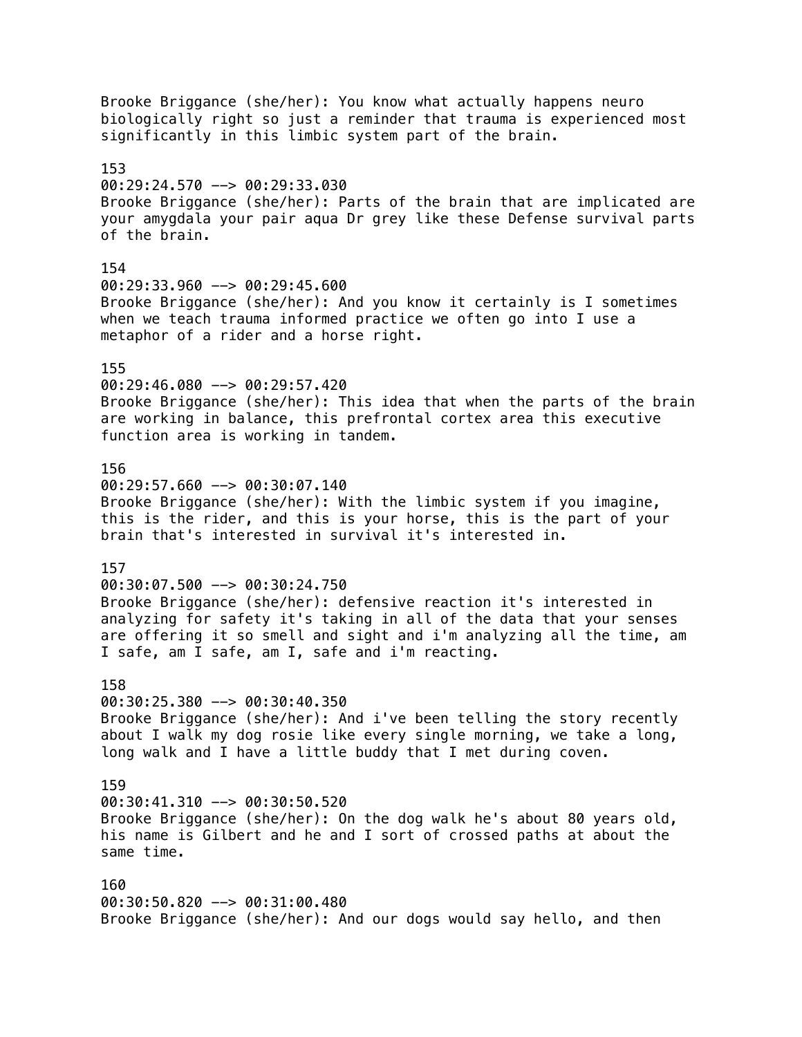Brooke Briggance (she/her): You know what actually happens neuro biologically right so just a reminder that trauma is experienced most significantly in this limbic system part of the brain.

153
00:29:24.570 --> 00:29:33.030
Brooke Briggance (she/her): Parts of the brain that are implicated are your amygdala your pair aqua Dr grey like these Defense survival parts of the brain.

154
00:29:33.960 --> 00:29:45.600
Brooke Briggance (she/her): And you know it certainly is I sometimes when we teach trauma informed practice we often go into I use a metaphor of a rider and a horse right.

155
00:29:46.080 --> 00:29:57.420
Brooke Briggance (she/her): This idea that when the parts of the brain are working in balance, this prefrontal cortex area this executive function area is working in tandem.

156
00:29:57.660 --> 00:30:07.140
Brooke Briggance (she/her): With the limbic system if you imagine, this is the rider, and this is your horse, this is the part of your brain that's interested in survival it's interested in.

157
00:30:07.500 --> 00:30:24.750
Brooke Briggance (she/her): defensive reaction it's interested in analyzing for safety it's taking in all of the data that your senses are offering it so smell and sight and i'm analyzing all the time, am I safe, am I safe, am I, safe and i'm reacting.

158
00:30:25.380 --> 00:30:40.350
Brooke Briggance (she/her): And i've been telling the story recently about I walk my dog rosie like every single morning, we take a long, long walk and I have a little buddy that I met during coven.

159
00:30:41.310 --> 00:30:50.520
Brooke Briggance (she/her): On the dog walk he's about 80 years old, his name is Gilbert and he and I sort of crossed paths at about the same time.

160
00:30:50.820 --> 00:31:00.480
Brooke Briggance (she/her): And our dogs would say hello, and then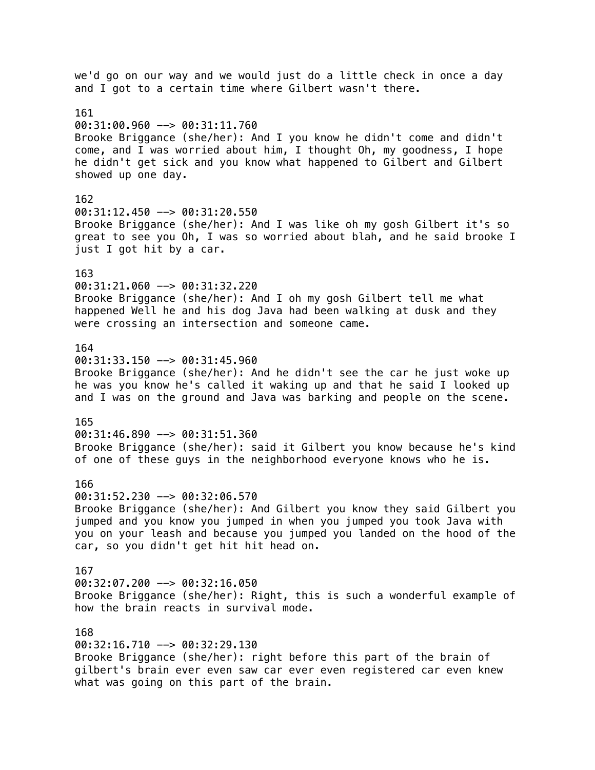we'd go on our way and we would just do a little check in once a day and I got to a certain time where Gilbert wasn't there.

161
00:31:00.960 --> 00:31:11.760
Brooke Briggance (she/her): And I you know he didn't come and didn't come, and I was worried about him, I thought Oh, my goodness, I hope he didn't get sick and you know what happened to Gilbert and Gilbert showed up one day.

162
00:31:12.450 --> 00:31:20.550
Brooke Briggance (she/her): And I was like oh my gosh Gilbert it's so great to see you Oh, I was so worried about blah, and he said brooke I just I got hit by a car.

163
00:31:21.060 --> 00:31:32.220
Brooke Briggance (she/her): And I oh my gosh Gilbert tell me what happened Well he and his dog Java had been walking at dusk and they were crossing an intersection and someone came.

164
00:31:33.150 --> 00:31:45.960
Brooke Briggance (she/her): And he didn't see the car he just woke up he was you know he's called it waking up and that he said I looked up and I was on the ground and Java was barking and people on the scene.

165
00:31:46.890 --> 00:31:51.360
Brooke Briggance (she/her): said it Gilbert you know because he's kind of one of these guys in the neighborhood everyone knows who he is.

166
00:31:52.230 --> 00:32:06.570
Brooke Briggance (she/her): And Gilbert you know they said Gilbert you jumped and you know you jumped in when you jumped you took Java with you on your leash and because you jumped you landed on the hood of the car, so you didn't get hit hit head on.

167
00:32:07.200 --> 00:32:16.050
Brooke Briggance (she/her): Right, this is such a wonderful example of how the brain reacts in survival mode.

168
00:32:16.710 --> 00:32:29.130
Brooke Briggance (she/her): right before this part of the brain of gilbert's brain ever even saw car ever even registered car even knew what was going on this part of the brain.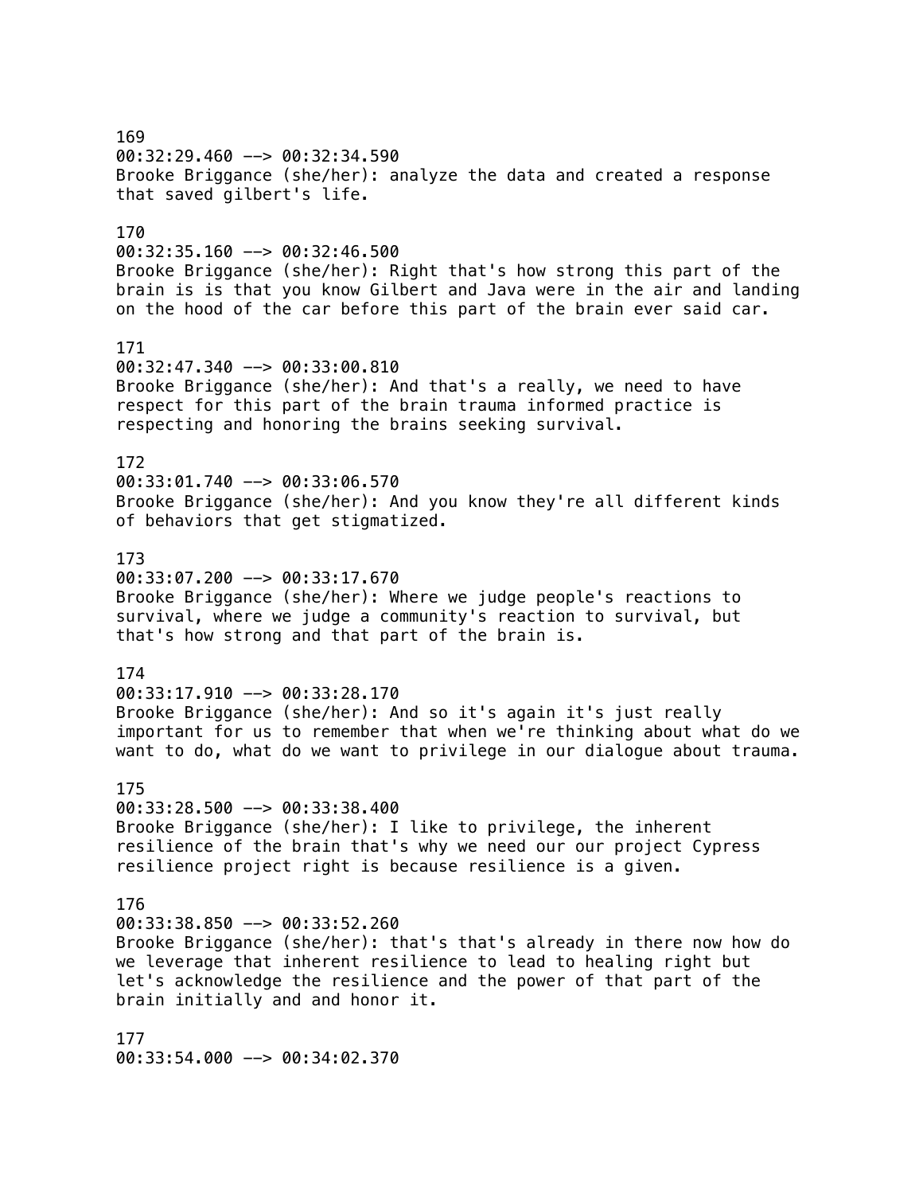169
00:32:29.460 --> 00:32:34.590
Brooke Briggance (she/her): analyze the data and created a response that saved gilbert's life.

170
00:32:35.160 --> 00:32:46.500
Brooke Briggance (she/her): Right that's how strong this part of the brain is is that you know Gilbert and Java were in the air and landing on the hood of the car before this part of the brain ever said car.

171
00:32:47.340 --> 00:33:00.810
Brooke Briggance (she/her): And that's a really, we need to have respect for this part of the brain trauma informed practice is respecting and honoring the brains seeking survival.

172
00:33:01.740 --> 00:33:06.570
Brooke Briggance (she/her): And you know they're all different kinds of behaviors that get stigmatized.

173
00:33:07.200 --> 00:33:17.670
Brooke Briggance (she/her): Where we judge people's reactions to survival, where we judge a community's reaction to survival, but that's how strong and that part of the brain is.

174
00:33:17.910 --> 00:33:28.170
Brooke Briggance (she/her): And so it's again it's just really important for us to remember that when we're thinking about what do we want to do, what do we want to privilege in our dialogue about trauma.

175
00:33:28.500 --> 00:33:38.400
Brooke Briggance (she/her): I like to privilege, the inherent resilience of the brain that's why we need our our project Cypress resilience project right is because resilience is a given.

176
00:33:38.850 --> 00:33:52.260
Brooke Briggance (she/her): that's that's already in there now how do we leverage that inherent resilience to lead to healing right but let's acknowledge the resilience and the power of that part of the brain initially and and honor it.

177
00:33:54.000 --> 00:34:02.370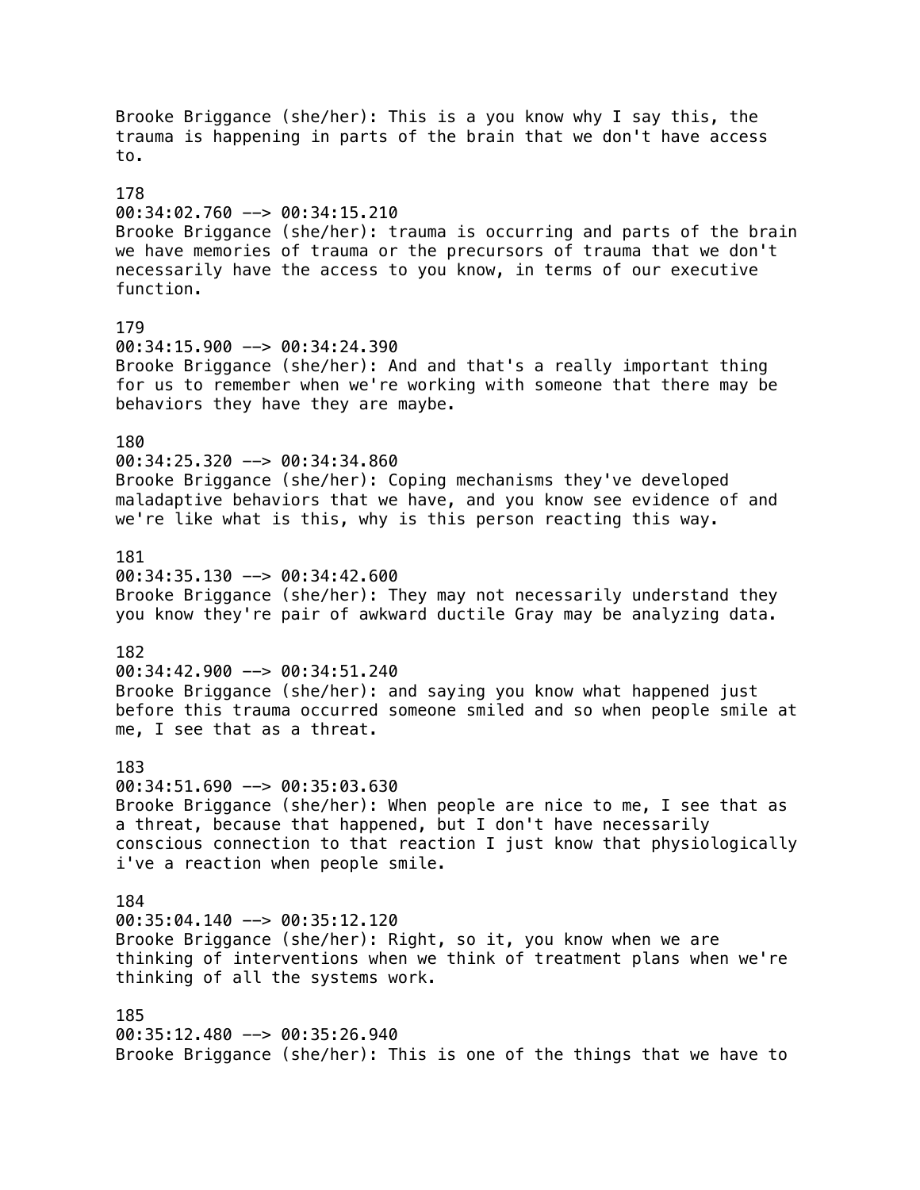Brooke Briggance (she/her): This is a you know why I say this, the trauma is happening in parts of the brain that we don't have access to.

178
00:34:02.760 --> 00:34:15.210
Brooke Briggance (she/her): trauma is occurring and parts of the brain we have memories of trauma or the precursors of trauma that we don't necessarily have the access to you know, in terms of our executive function.

179
00:34:15.900 --> 00:34:24.390
Brooke Briggance (she/her): And and that's a really important thing for us to remember when we're working with someone that there may be behaviors they have they are maybe.

180
00:34:25.320 --> 00:34:34.860
Brooke Briggance (she/her): Coping mechanisms they've developed maladaptive behaviors that we have, and you know see evidence of and we're like what is this, why is this person reacting this way.

181
00:34:35.130 --> 00:34:42.600
Brooke Briggance (she/her): They may not necessarily understand they you know they're pair of awkward ductile Gray may be analyzing data.

182
00:34:42.900 --> 00:34:51.240
Brooke Briggance (she/her): and saying you know what happened just before this trauma occurred someone smiled and so when people smile at me, I see that as a threat.

183
00:34:51.690 --> 00:35:03.630
Brooke Briggance (she/her): When people are nice to me, I see that as a threat, because that happened, but I don't have necessarily conscious connection to that reaction I just know that physiologically i've a reaction when people smile.

184
00:35:04.140 --> 00:35:12.120
Brooke Briggance (she/her): Right, so it, you know when we are thinking of interventions when we think of treatment plans when we're thinking of all the systems work.

185
00:35:12.480 --> 00:35:26.940
Brooke Briggance (she/her): This is one of the things that we have to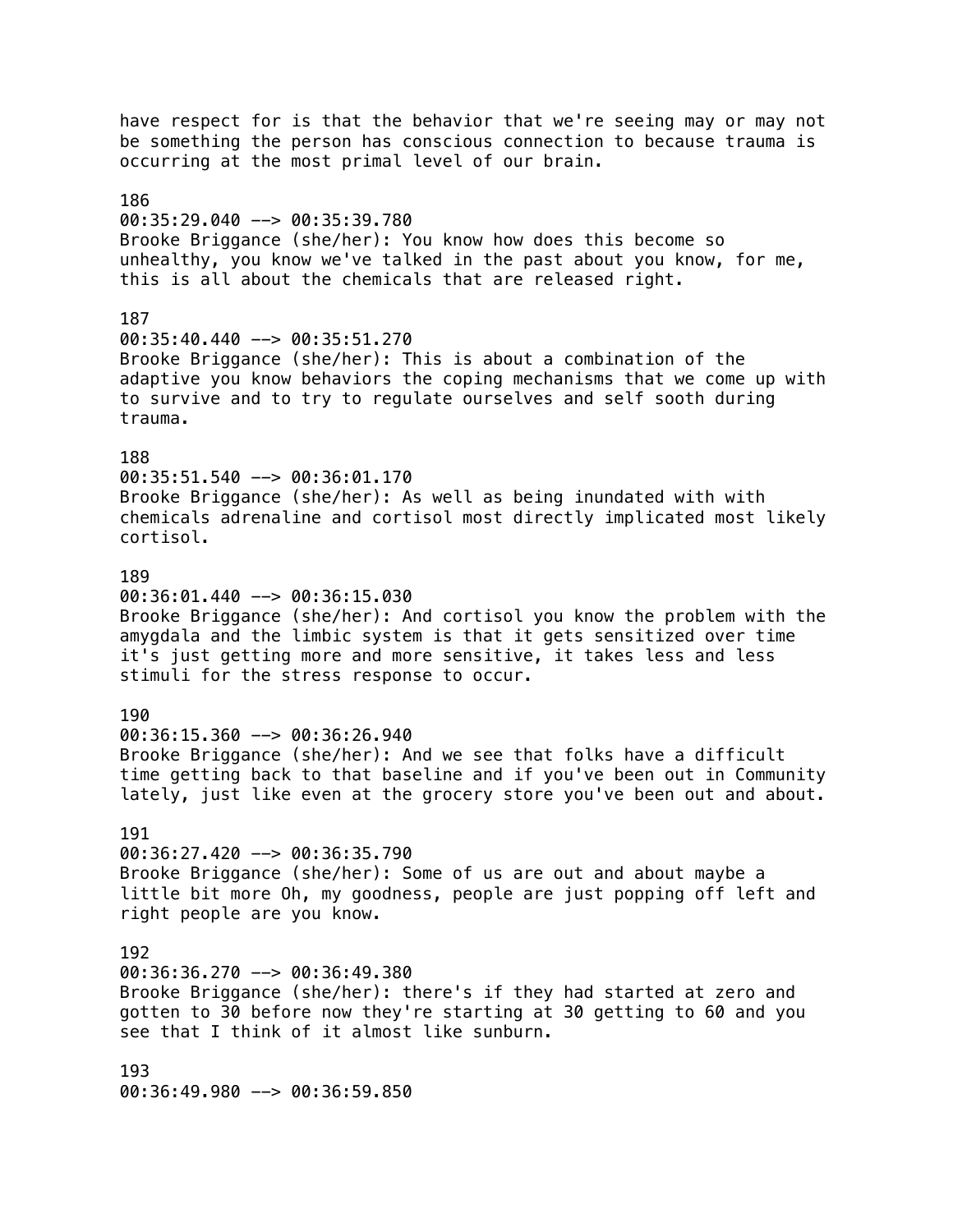have respect for is that the behavior that we're seeing may or may not be something the person has conscious connection to because trauma is occurring at the most primal level of our brain.

186
00:35:29.040 --> 00:35:39.780
Brooke Briggance (she/her): You know how does this become so unhealthy, you know we've talked in the past about you know, for me, this is all about the chemicals that are released right.

187
00:35:40.440 --> 00:35:51.270
Brooke Briggance (she/her): This is about a combination of the adaptive you know behaviors the coping mechanisms that we come up with to survive and to try to regulate ourselves and self sooth during trauma.

188
00:35:51.540 --> 00:36:01.170
Brooke Briggance (she/her): As well as being inundated with with chemicals adrenaline and cortisol most directly implicated most likely cortisol.

189
00:36:01.440 --> 00:36:15.030
Brooke Briggance (she/her): And cortisol you know the problem with the amygdala and the limbic system is that it gets sensitized over time it's just getting more and more sensitive, it takes less and less stimuli for the stress response to occur.

190
00:36:15.360 --> 00:36:26.940
Brooke Briggance (she/her): And we see that folks have a difficult time getting back to that baseline and if you've been out in Community lately, just like even at the grocery store you've been out and about.

191
00:36:27.420 --> 00:36:35.790
Brooke Briggance (she/her): Some of us are out and about maybe a little bit more Oh, my goodness, people are just popping off left and right people are you know.

192
00:36:36.270 --> 00:36:49.380
Brooke Briggance (she/her): there's if they had started at zero and gotten to 30 before now they're starting at 30 getting to 60 and you see that I think of it almost like sunburn.

193
00:36:49.980 --> 00:36:59.850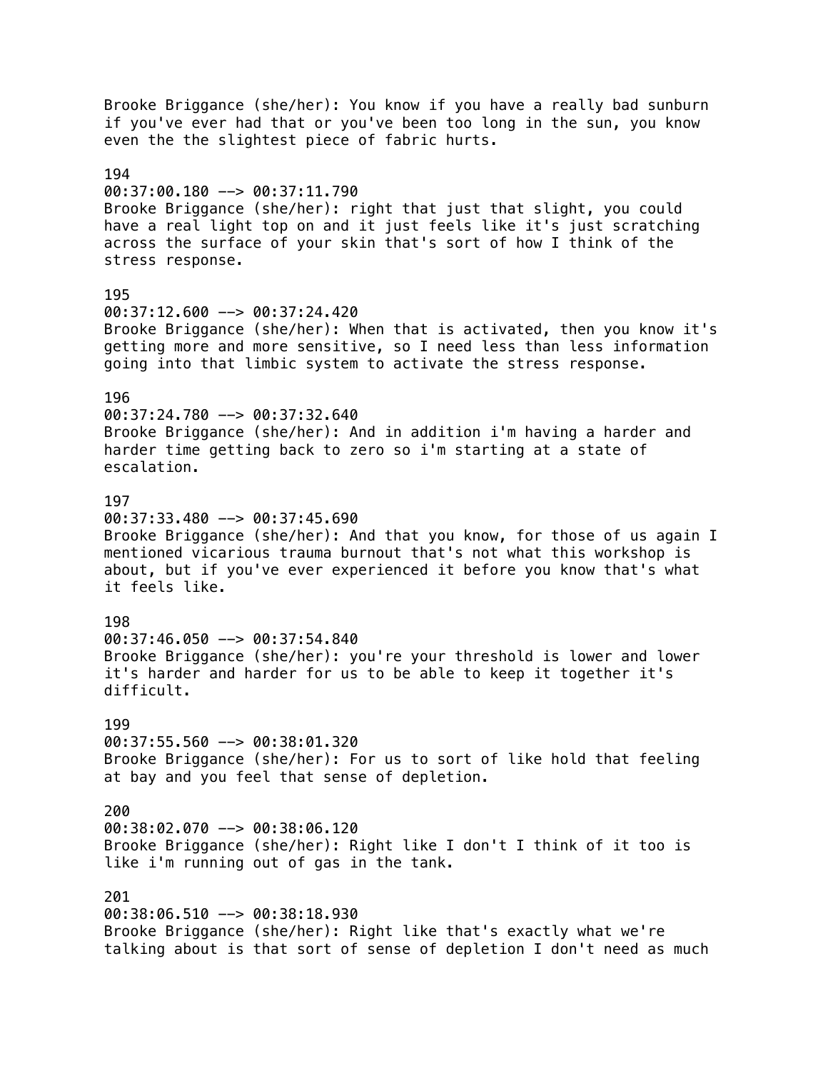Brooke Briggance (she/her): You know if you have a really bad sunburn if you've ever had that or you've been too long in the sun, you know even the the slightest piece of fabric hurts.

194
00:37:00.180 --> 00:37:11.790
Brooke Briggance (she/her): right that just that slight, you could have a real light top on and it just feels like it's just scratching across the surface of your skin that's sort of how I think of the stress response.

195
00:37:12.600 --> 00:37:24.420
Brooke Briggance (she/her): When that is activated, then you know it's getting more and more sensitive, so I need less than less information going into that limbic system to activate the stress response.

196
00:37:24.780 --> 00:37:32.640
Brooke Briggance (she/her): And in addition i'm having a harder and harder time getting back to zero so i'm starting at a state of escalation.

197
00:37:33.480 --> 00:37:45.690
Brooke Briggance (she/her): And that you know, for those of us again I mentioned vicarious trauma burnout that's not what this workshop is about, but if you've ever experienced it before you know that's what it feels like.

198
00:37:46.050 --> 00:37:54.840
Brooke Briggance (she/her): you're your threshold is lower and lower it's harder and harder for us to be able to keep it together it's difficult.

199
00:37:55.560 --> 00:38:01.320
Brooke Briggance (she/her): For us to sort of like hold that feeling at bay and you feel that sense of depletion.

200
00:38:02.070 --> 00:38:06.120
Brooke Briggance (she/her): Right like I don't I think of it too is like i'm running out of gas in the tank.

201
00:38:06.510 --> 00:38:18.930
Brooke Briggance (she/her): Right like that's exactly what we're talking about is that sort of sense of depletion I don't need as much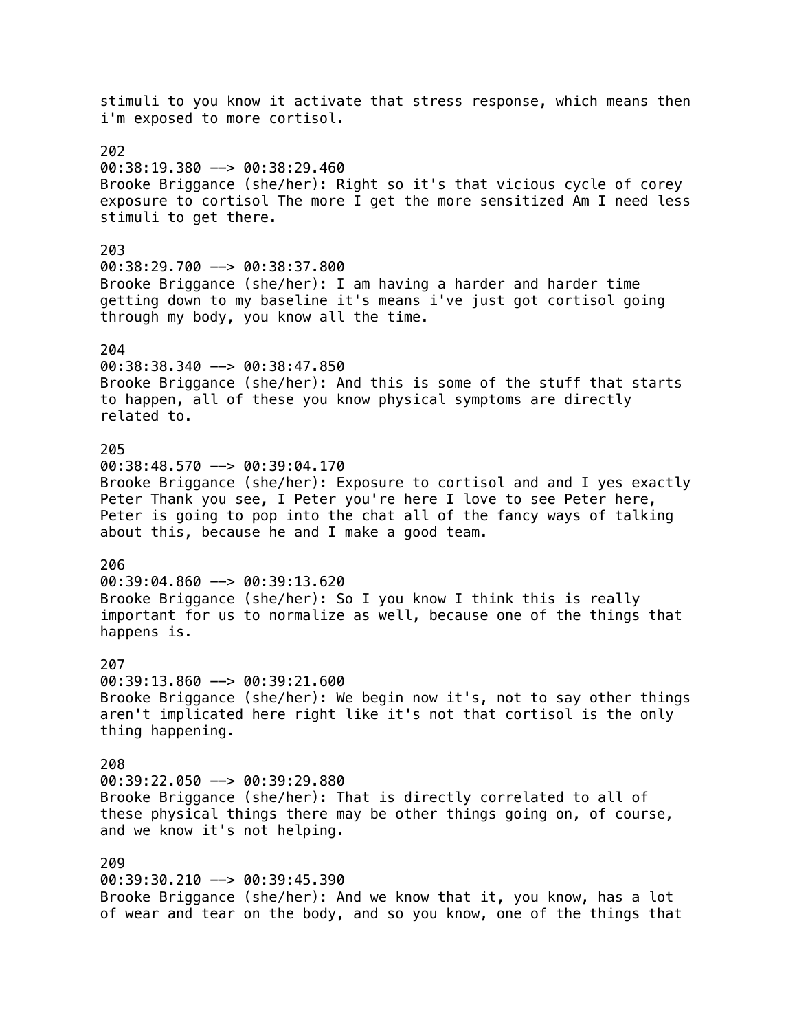stimuli to you know it activate that stress response, which means then i'm exposed to more cortisol.

202
00:38:19.380 --> 00:38:29.460
Brooke Briggance (she/her): Right so it's that vicious cycle of corey exposure to cortisol The more I get the more sensitized Am I need less stimuli to get there.

203
00:38:29.700 --> 00:38:37.800
Brooke Briggance (she/her): I am having a harder and harder time getting down to my baseline it's means i've just got cortisol going through my body, you know all the time.

204
00:38:38.340 --> 00:38:47.850
Brooke Briggance (she/her): And this is some of the stuff that starts to happen, all of these you know physical symptoms are directly related to.

205
00:38:48.570 --> 00:39:04.170
Brooke Briggance (she/her): Exposure to cortisol and and I yes exactly Peter Thank you see, I Peter you're here I love to see Peter here, Peter is going to pop into the chat all of the fancy ways of talking about this, because he and I make a good team.

206
00:39:04.860 --> 00:39:13.620
Brooke Briggance (she/her): So I you know I think this is really important for us to normalize as well, because one of the things that happens is.

207
00:39:13.860 --> 00:39:21.600
Brooke Briggance (she/her): We begin now it's, not to say other things aren't implicated here right like it's not that cortisol is the only thing happening.

208
00:39:22.050 --> 00:39:29.880
Brooke Briggance (she/her): That is directly correlated to all of these physical things there may be other things going on, of course, and we know it's not helping.

209
00:39:30.210 --> 00:39:45.390
Brooke Briggance (she/her): And we know that it, you know, has a lot of wear and tear on the body, and so you know, one of the things that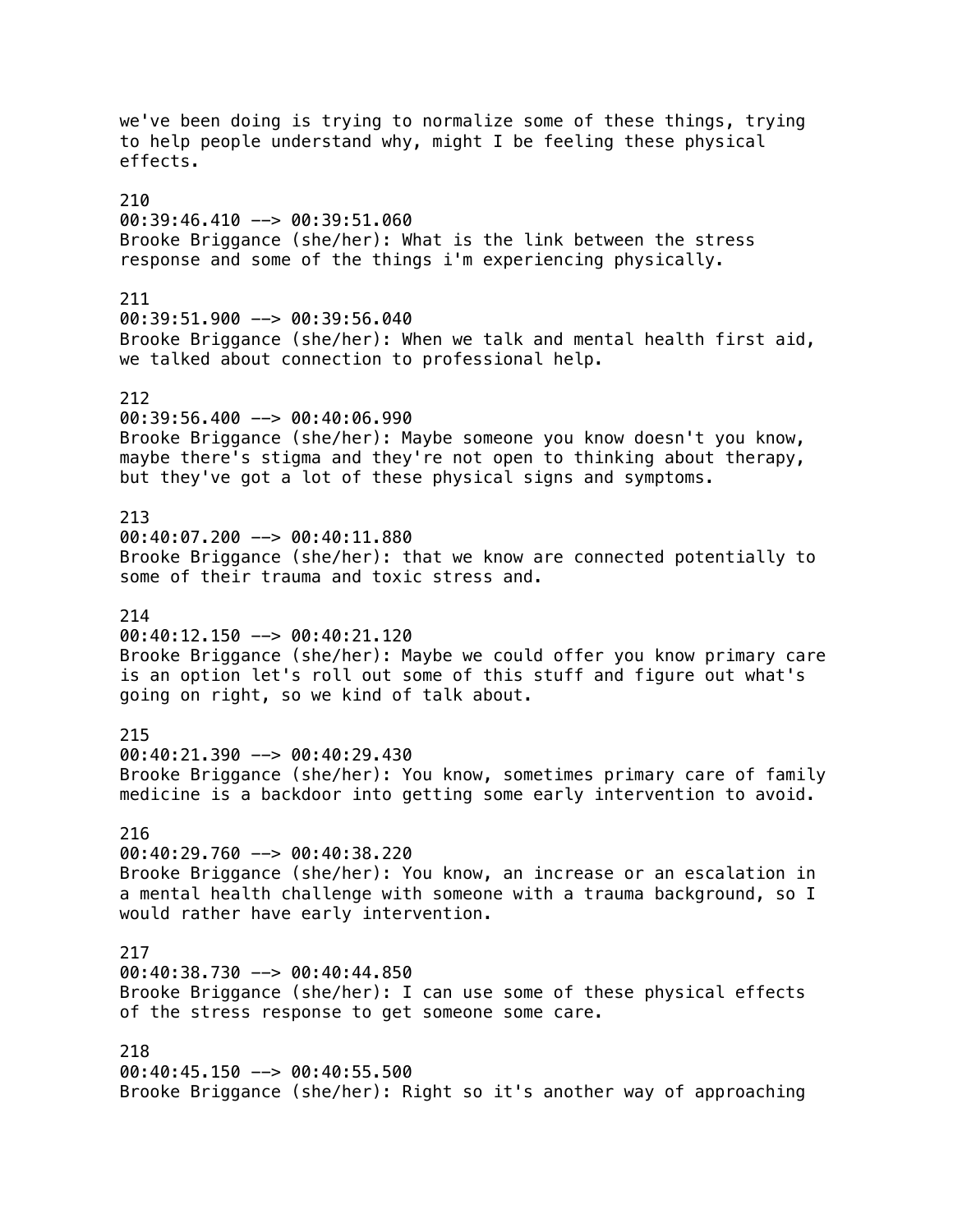we've been doing is trying to normalize some of these things, trying to help people understand why, might I be feeling these physical effects.

210
00:39:46.410 --> 00:39:51.060
Brooke Briggance (she/her): What is the link between the stress response and some of the things i'm experiencing physically.

211
00:39:51.900 --> 00:39:56.040
Brooke Briggance (she/her): When we talk and mental health first aid, we talked about connection to professional help.

212
00:39:56.400 --> 00:40:06.990
Brooke Briggance (she/her): Maybe someone you know doesn't you know, maybe there's stigma and they're not open to thinking about therapy, but they've got a lot of these physical signs and symptoms.

213
00:40:07.200 --> 00:40:11.880
Brooke Briggance (she/her): that we know are connected potentially to some of their trauma and toxic stress and.

214
00:40:12.150 --> 00:40:21.120
Brooke Briggance (she/her): Maybe we could offer you know primary care is an option let's roll out some of this stuff and figure out what's going on right, so we kind of talk about.

215
00:40:21.390 --> 00:40:29.430
Brooke Briggance (she/her): You know, sometimes primary care of family medicine is a backdoor into getting some early intervention to avoid.

216
00:40:29.760 --> 00:40:38.220
Brooke Briggance (she/her): You know, an increase or an escalation in a mental health challenge with someone with a trauma background, so I would rather have early intervention.

217
00:40:38.730 --> 00:40:44.850
Brooke Briggance (she/her): I can use some of these physical effects of the stress response to get someone some care.

218
00:40:45.150 --> 00:40:55.500
Brooke Briggance (she/her): Right so it's another way of approaching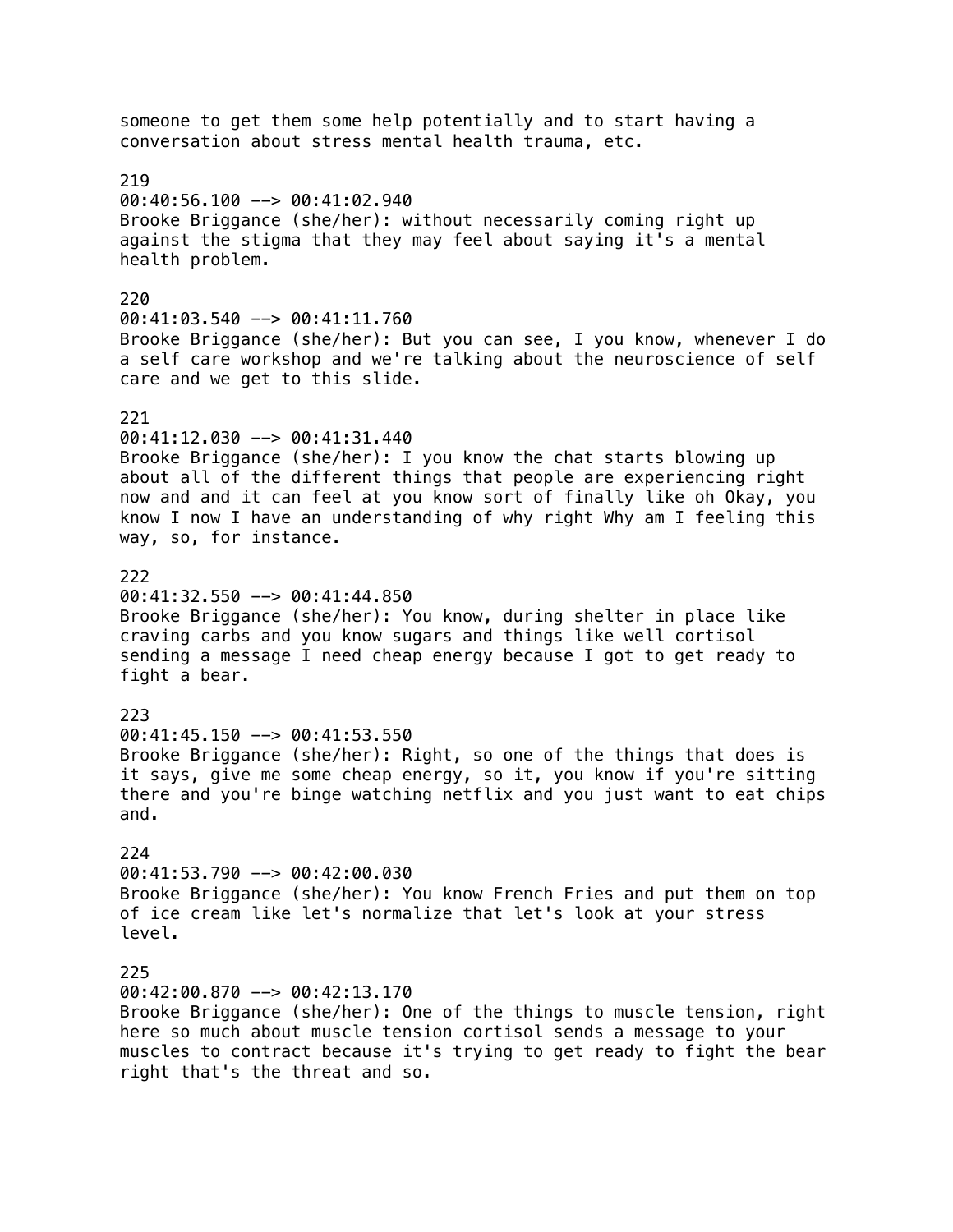someone to get them some help potentially and to start having a conversation about stress mental health trauma, etc.

219
00:40:56.100 --> 00:41:02.940
Brooke Briggance (she/her): without necessarily coming right up against the stigma that they may feel about saying it's a mental health problem.

220
00:41:03.540 --> 00:41:11.760
Brooke Briggance (she/her): But you can see, I you know, whenever I do a self care workshop and we're talking about the neuroscience of self care and we get to this slide.

221
00:41:12.030 --> 00:41:31.440
Brooke Briggance (she/her): I you know the chat starts blowing up about all of the different things that people are experiencing right now and and it can feel at you know sort of finally like oh Okay, you know I now I have an understanding of why right Why am I feeling this way, so, for instance.

222
00:41:32.550 --> 00:41:44.850
Brooke Briggance (she/her): You know, during shelter in place like craving carbs and you know sugars and things like well cortisol sending a message I need cheap energy because I got to get ready to fight a bear.

223
00:41:45.150 --> 00:41:53.550
Brooke Briggance (she/her): Right, so one of the things that does is it says, give me some cheap energy, so it, you know if you're sitting there and you're binge watching netflix and you just want to eat chips and.

224
00:41:53.790 --> 00:42:00.030
Brooke Briggance (she/her): You know French Fries and put them on top of ice cream like let's normalize that let's look at your stress level.

225
00:42:00.870 --> 00:42:13.170
Brooke Briggance (she/her): One of the things to muscle tension, right here so much about muscle tension cortisol sends a message to your muscles to contract because it's trying to get ready to fight the bear right that's the threat and so.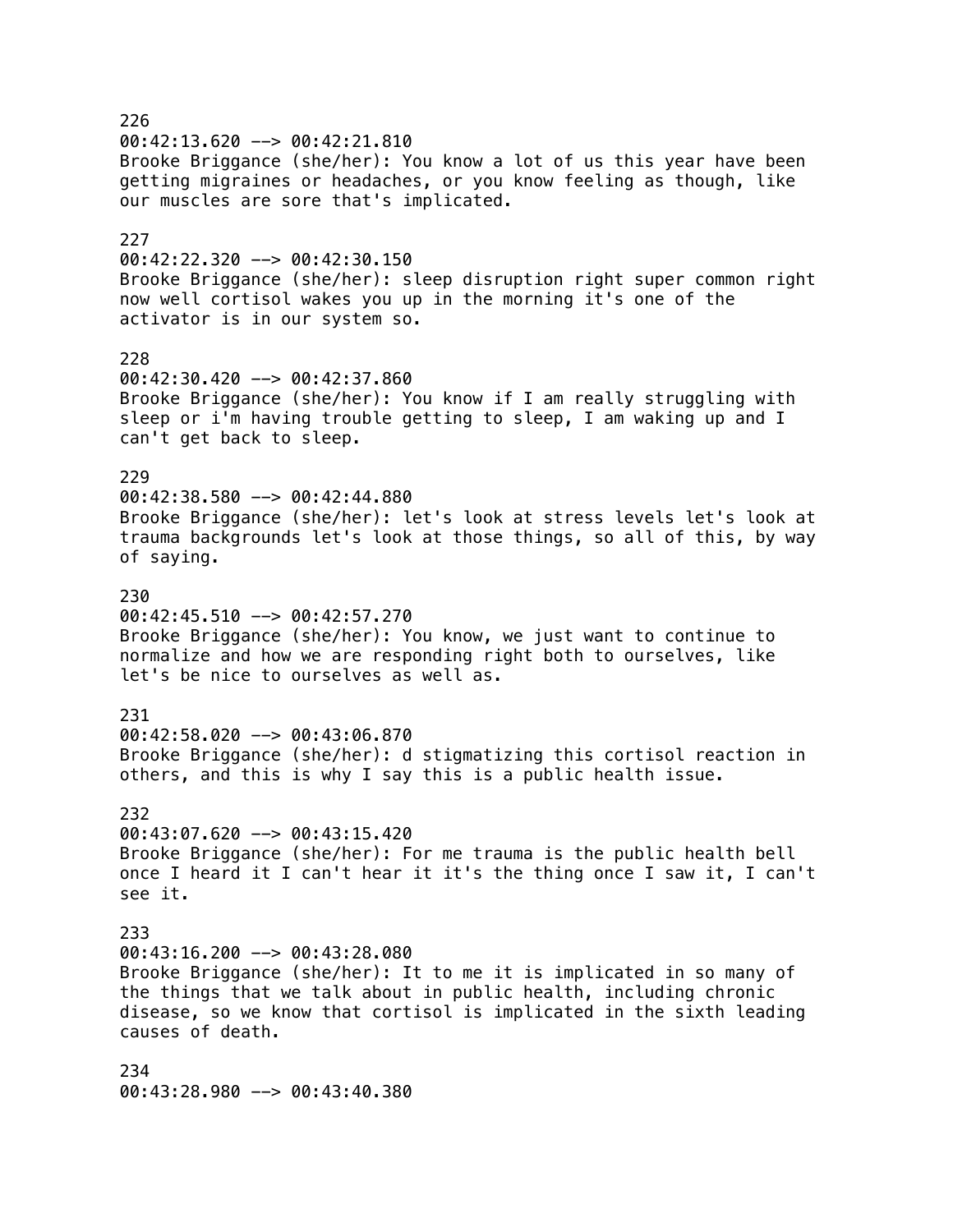226
00:42:13.620 --> 00:42:21.810
Brooke Briggance (she/her): You know a lot of us this year have been getting migraines or headaches, or you know feeling as though, like our muscles are sore that's implicated.

227
00:42:22.320 --> 00:42:30.150
Brooke Briggance (she/her): sleep disruption right super common right now well cortisol wakes you up in the morning it's one of the activator is in our system so.

228
00:42:30.420 --> 00:42:37.860
Brooke Briggance (she/her): You know if I am really struggling with sleep or i'm having trouble getting to sleep, I am waking up and I can't get back to sleep.

229
00:42:38.580 --> 00:42:44.880
Brooke Briggance (she/her): let's look at stress levels let's look at trauma backgrounds let's look at those things, so all of this, by way of saying.

230
00:42:45.510 --> 00:42:57.270
Brooke Briggance (she/her): You know, we just want to continue to normalize and how we are responding right both to ourselves, like let's be nice to ourselves as well as.

231
00:42:58.020 --> 00:43:06.870
Brooke Briggance (she/her): d stigmatizing this cortisol reaction in others, and this is why I say this is a public health issue.

232
00:43:07.620 --> 00:43:15.420
Brooke Briggance (she/her): For me trauma is the public health bell once I heard it I can't hear it it's the thing once I saw it, I can't see it.

233
00:43:16.200 --> 00:43:28.080
Brooke Briggance (she/her): It to me it is implicated in so many of the things that we talk about in public health, including chronic disease, so we know that cortisol is implicated in the sixth leading causes of death.

234
00:43:28.980 --> 00:43:40.380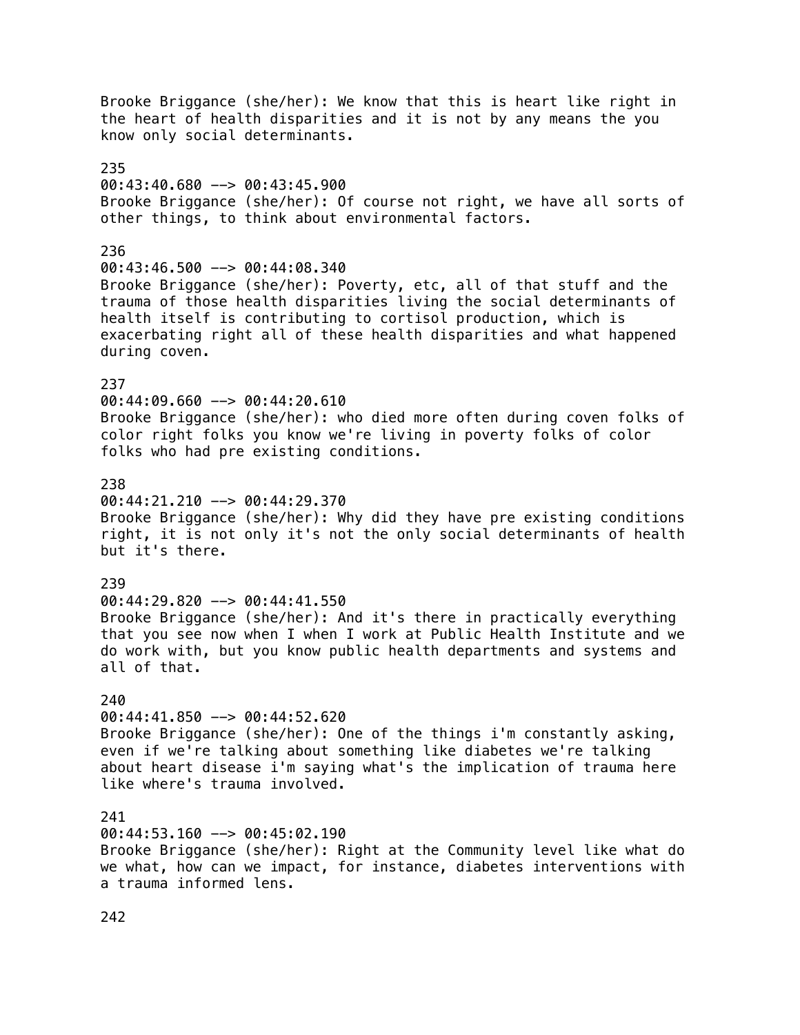Brooke Briggance (she/her): We know that this is heart like right in the heart of health disparities and it is not by any means the you know only social determinants.

235
00:43:40.680 --> 00:43:45.900
Brooke Briggance (she/her): Of course not right, we have all sorts of other things, to think about environmental factors.

236
00:43:46.500 --> 00:44:08.340
Brooke Briggance (she/her): Poverty, etc, all of that stuff and the trauma of those health disparities living the social determinants of health itself is contributing to cortisol production, which is exacerbating right all of these health disparities and what happened during coven.

237
00:44:09.660 --> 00:44:20.610
Brooke Briggance (she/her): who died more often during coven folks of color right folks you know we're living in poverty folks of color folks who had pre existing conditions.

238
00:44:21.210 --> 00:44:29.370
Brooke Briggance (she/her): Why did they have pre existing conditions right, it is not only it's not the only social determinants of health but it's there.

239
00:44:29.820 --> 00:44:41.550
Brooke Briggance (she/her): And it's there in practically everything that you see now when I when I work at Public Health Institute and we do work with, but you know public health departments and systems and all of that.

240
00:44:41.850 --> 00:44:52.620
Brooke Briggance (she/her): One of the things i'm constantly asking, even if we're talking about something like diabetes we're talking about heart disease i'm saying what's the implication of trauma here like where's trauma involved.

241
00:44:53.160 --> 00:45:02.190
Brooke Briggance (she/her): Right at the Community level like what do we what, how can we impact, for instance, diabetes interventions with a trauma informed lens.

242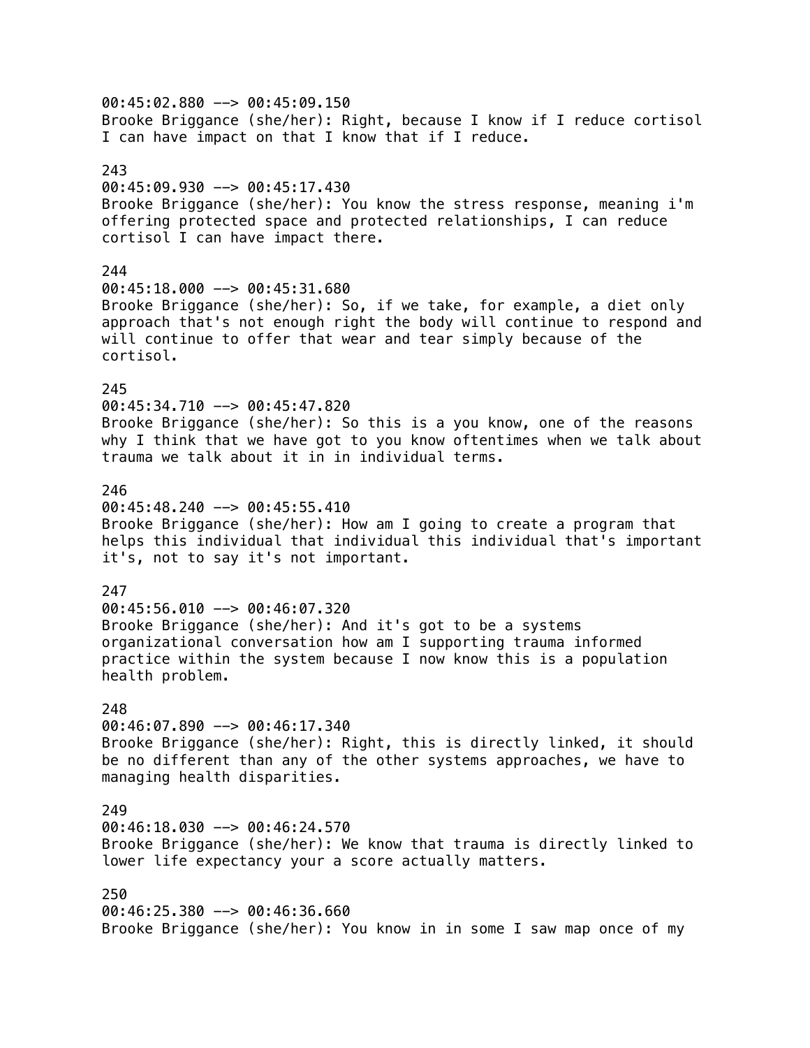00:45:02.880 --> 00:45:09.150
Brooke Briggance (she/her): Right, because I know if I reduce cortisol I can have impact on that I know that if I reduce.

243
00:45:09.930 --> 00:45:17.430
Brooke Briggance (she/her): You know the stress response, meaning i'm offering protected space and protected relationships, I can reduce cortisol I can have impact there.

244
00:45:18.000 --> 00:45:31.680
Brooke Briggance (she/her): So, if we take, for example, a diet only approach that's not enough right the body will continue to respond and will continue to offer that wear and tear simply because of the cortisol.

245
00:45:34.710 --> 00:45:47.820
Brooke Briggance (she/her): So this is a you know, one of the reasons why I think that we have got to you know oftentimes when we talk about trauma we talk about it in in individual terms.

246
00:45:48.240 --> 00:45:55.410
Brooke Briggance (she/her): How am I going to create a program that helps this individual that individual this individual that's important it's, not to say it's not important.

247
00:45:56.010 --> 00:46:07.320
Brooke Briggance (she/her): And it's got to be a systems organizational conversation how am I supporting trauma informed practice within the system because I now know this is a population health problem.

248
00:46:07.890 --> 00:46:17.340
Brooke Briggance (she/her): Right, this is directly linked, it should be no different than any of the other systems approaches, we have to managing health disparities.

249
00:46:18.030 --> 00:46:24.570
Brooke Briggance (she/her): We know that trauma is directly linked to lower life expectancy your a score actually matters.

250
00:46:25.380 --> 00:46:36.660
Brooke Briggance (she/her): You know in in some I saw map once of my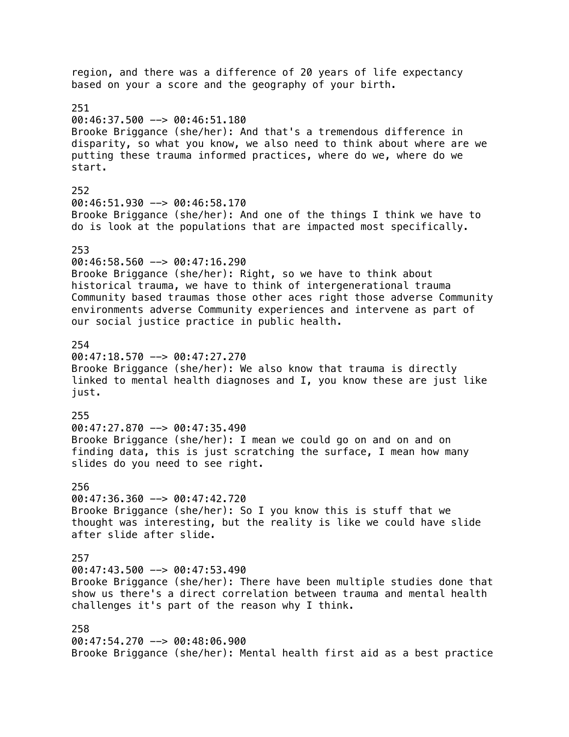region, and there was a difference of 20 years of life expectancy based on your a score and the geography of your birth.

251
00:46:37.500 --> 00:46:51.180
Brooke Briggance (she/her): And that's a tremendous difference in disparity, so what you know, we also need to think about where are we putting these trauma informed practices, where do we, where do we start.

252
00:46:51.930 --> 00:46:58.170
Brooke Briggance (she/her): And one of the things I think we have to do is look at the populations that are impacted most specifically.

253
00:46:58.560 --> 00:47:16.290
Brooke Briggance (she/her): Right, so we have to think about historical trauma, we have to think of intergenerational trauma Community based traumas those other aces right those adverse Community environments adverse Community experiences and intervene as part of our social justice practice in public health.

254
00:47:18.570 --> 00:47:27.270
Brooke Briggance (she/her): We also know that trauma is directly linked to mental health diagnoses and I, you know these are just like just.

255
00:47:27.870 --> 00:47:35.490
Brooke Briggance (she/her): I mean we could go on and on and on finding data, this is just scratching the surface, I mean how many slides do you need to see right.

256
00:47:36.360 --> 00:47:42.720
Brooke Briggance (she/her): So I you know this is stuff that we thought was interesting, but the reality is like we could have slide after slide after slide.

257
00:47:43.500 --> 00:47:53.490
Brooke Briggance (she/her): There have been multiple studies done that show us there's a direct correlation between trauma and mental health challenges it's part of the reason why I think.

258
00:47:54.270 --> 00:48:06.900
Brooke Briggance (she/her): Mental health first aid as a best practice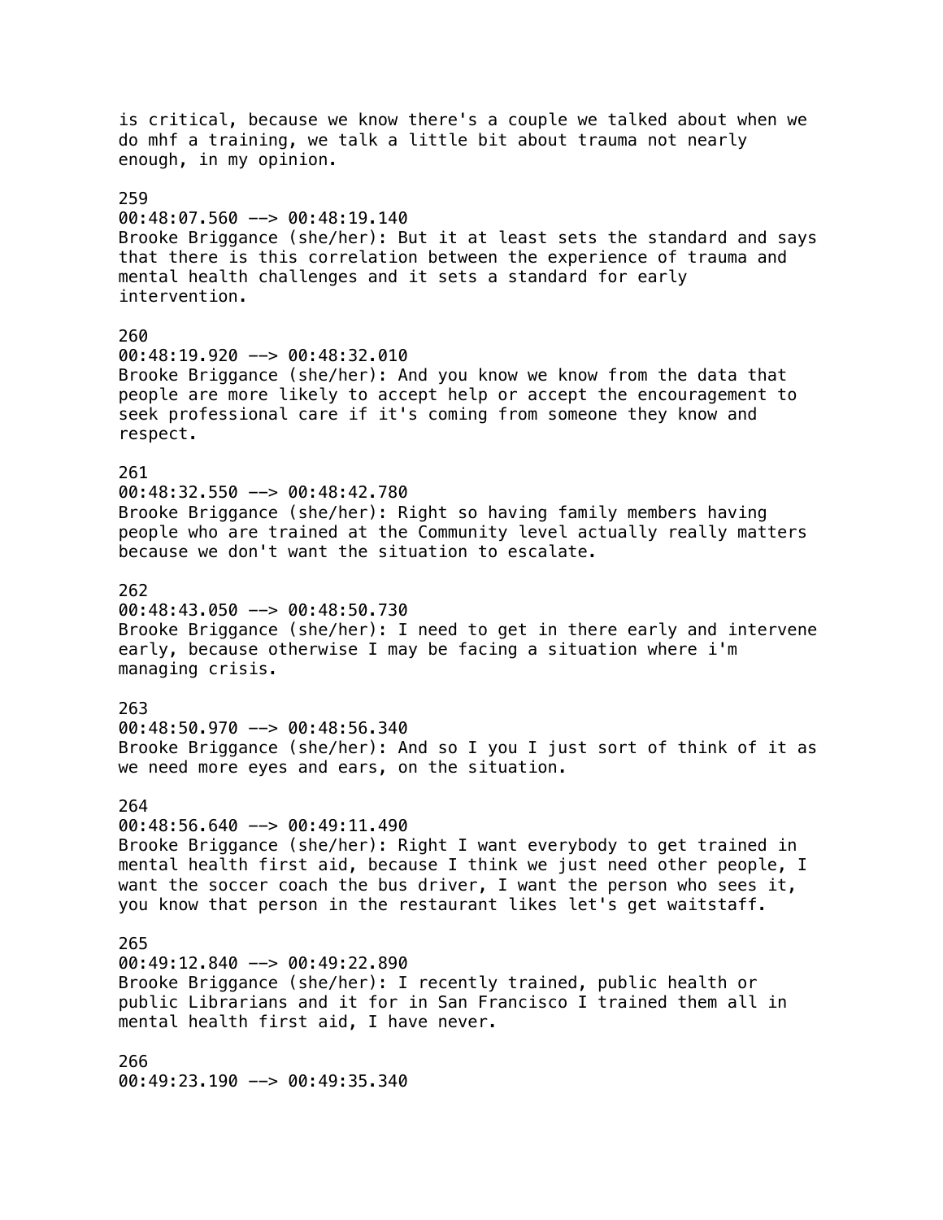is critical, because we know there's a couple we talked about when we do mhf a training, we talk a little bit about trauma not nearly enough, in my opinion.

259
00:48:07.560 --> 00:48:19.140
Brooke Briggance (she/her): But it at least sets the standard and says that there is this correlation between the experience of trauma and mental health challenges and it sets a standard for early intervention.

260
00:48:19.920 --> 00:48:32.010
Brooke Briggance (she/her): And you know we know from the data that people are more likely to accept help or accept the encouragement to seek professional care if it's coming from someone they know and respect.

261
00:48:32.550 --> 00:48:42.780
Brooke Briggance (she/her): Right so having family members having people who are trained at the Community level actually really matters because we don't want the situation to escalate.

262
00:48:43.050 --> 00:48:50.730
Brooke Briggance (she/her): I need to get in there early and intervene early, because otherwise I may be facing a situation where i'm managing crisis.

263
00:48:50.970 --> 00:48:56.340
Brooke Briggance (she/her): And so I you I just sort of think of it as we need more eyes and ears, on the situation.

264
00:48:56.640 --> 00:49:11.490
Brooke Briggance (she/her): Right I want everybody to get trained in mental health first aid, because I think we just need other people, I want the soccer coach the bus driver, I want the person who sees it, you know that person in the restaurant likes let's get waitstaff.

265
00:49:12.840 --> 00:49:22.890
Brooke Briggance (she/her): I recently trained, public health or public Librarians and it for in San Francisco I trained them all in mental health first aid, I have never.

266
00:49:23.190 --> 00:49:35.340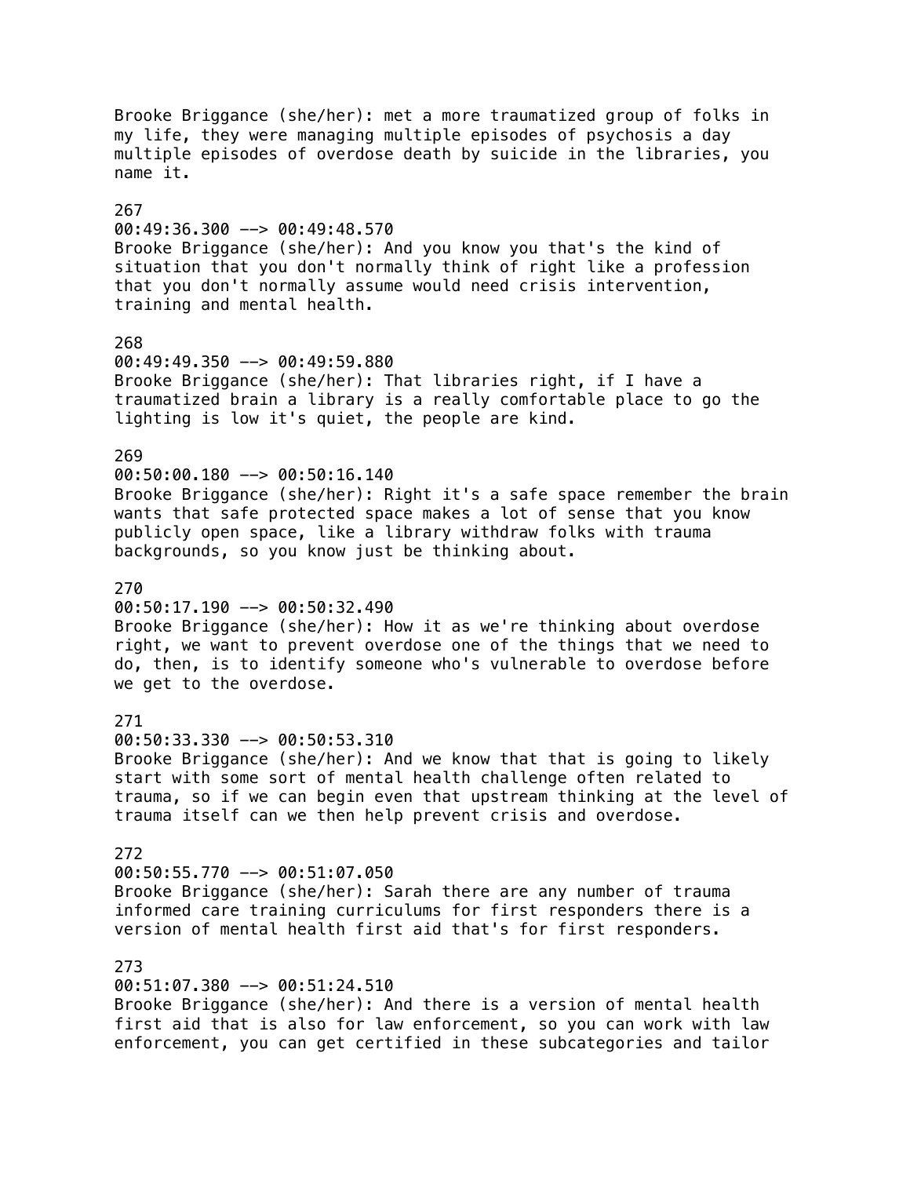Brooke Briggance (she/her): met a more traumatized group of folks in my life, they were managing multiple episodes of psychosis a day multiple episodes of overdose death by suicide in the libraries, you name it.

267
00:49:36.300 --> 00:49:48.570
Brooke Briggance (she/her): And you know you that's the kind of situation that you don't normally think of right like a profession that you don't normally assume would need crisis intervention, training and mental health.

268
00:49:49.350 --> 00:49:59.880
Brooke Briggance (she/her): That libraries right, if I have a traumatized brain a library is a really comfortable place to go the lighting is low it's quiet, the people are kind.

269
00:50:00.180 --> 00:50:16.140
Brooke Briggance (she/her): Right it's a safe space remember the brain wants that safe protected space makes a lot of sense that you know publicly open space, like a library withdraw folks with trauma backgrounds, so you know just be thinking about.

270
00:50:17.190 --> 00:50:32.490
Brooke Briggance (she/her): How it as we're thinking about overdose right, we want to prevent overdose one of the things that we need to do, then, is to identify someone who's vulnerable to overdose before we get to the overdose.

271
00:50:33.330 --> 00:50:53.310
Brooke Briggance (she/her): And we know that that is going to likely start with some sort of mental health challenge often related to trauma, so if we can begin even that upstream thinking at the level of trauma itself can we then help prevent crisis and overdose.

272
00:50:55.770 --> 00:51:07.050
Brooke Briggance (she/her): Sarah there are any number of trauma informed care training curriculums for first responders there is a version of mental health first aid that's for first responders.

273
00:51:07.380 --> 00:51:24.510
Brooke Briggance (she/her): And there is a version of mental health first aid that is also for law enforcement, so you can work with law enforcement, you can get certified in these subcategories and tailor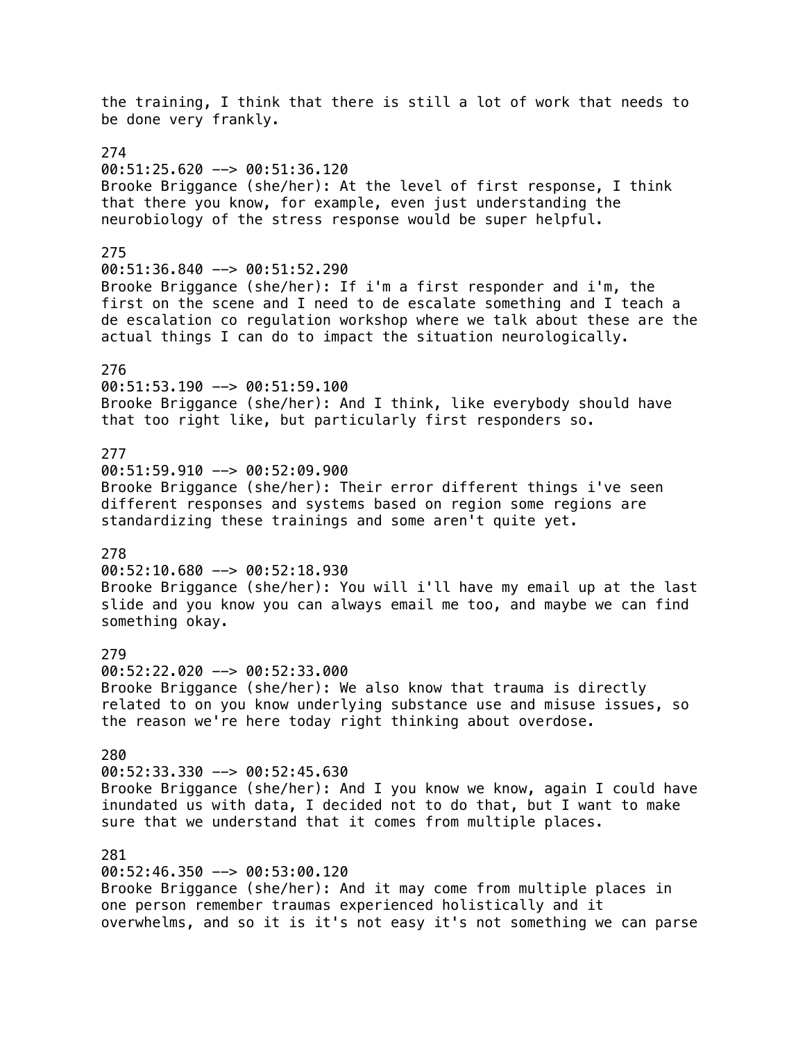the training, I think that there is still a lot of work that needs to be done very frankly.

274
00:51:25.620 --> 00:51:36.120
Brooke Briggance (she/her): At the level of first response, I think that there you know, for example, even just understanding the neurobiology of the stress response would be super helpful.

275
00:51:36.840 --> 00:51:52.290
Brooke Briggance (she/her): If i'm a first responder and i'm, the first on the scene and I need to de escalate something and I teach a de escalation co regulation workshop where we talk about these are the actual things I can do to impact the situation neurologically.

276
00:51:53.190 --> 00:51:59.100
Brooke Briggance (she/her): And I think, like everybody should have that too right like, but particularly first responders so.

277
00:51:59.910 --> 00:52:09.900
Brooke Briggance (she/her): Their error different things i've seen different responses and systems based on region some regions are standardizing these trainings and some aren't quite yet.

278
00:52:10.680 --> 00:52:18.930
Brooke Briggance (she/her): You will i'll have my email up at the last slide and you know you can always email me too, and maybe we can find something okay.

279
00:52:22.020 --> 00:52:33.000
Brooke Briggance (she/her): We also know that trauma is directly related to on you know underlying substance use and misuse issues, so the reason we're here today right thinking about overdose.

280
00:52:33.330 --> 00:52:45.630
Brooke Briggance (she/her): And I you know we know, again I could have inundated us with data, I decided not to do that, but I want to make sure that we understand that it comes from multiple places.

281
00:52:46.350 --> 00:53:00.120
Brooke Briggance (she/her): And it may come from multiple places in one person remember traumas experienced holistically and it overwhelms, and so it is it's not easy it's not something we can parse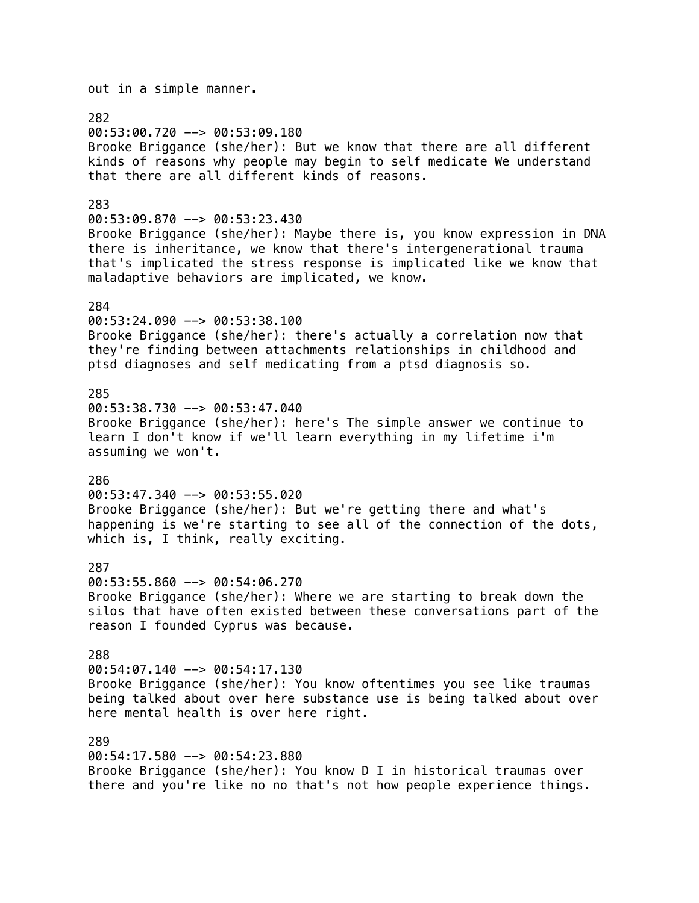out in a simple manner.

282
00:53:00.720 --> 00:53:09.180
Brooke Briggance (she/her): But we know that there are all different kinds of reasons why people may begin to self medicate We understand that there are all different kinds of reasons.

283
00:53:09.870 --> 00:53:23.430
Brooke Briggance (she/her): Maybe there is, you know expression in DNA there is inheritance, we know that there's intergenerational trauma that's implicated the stress response is implicated like we know that maladaptive behaviors are implicated, we know.

284
00:53:24.090 --> 00:53:38.100
Brooke Briggance (she/her): there's actually a correlation now that they're finding between attachments relationships in childhood and ptsd diagnoses and self medicating from a ptsd diagnosis so.

285
00:53:38.730 --> 00:53:47.040
Brooke Briggance (she/her): here's The simple answer we continue to learn I don't know if we'll learn everything in my lifetime i'm assuming we won't.

286
00:53:47.340 --> 00:53:55.020
Brooke Briggance (she/her): But we're getting there and what's happening is we're starting to see all of the connection of the dots, which is, I think, really exciting.

287
00:53:55.860 --> 00:54:06.270
Brooke Briggance (she/her): Where we are starting to break down the silos that have often existed between these conversations part of the reason I founded Cyprus was because.

288
00:54:07.140 --> 00:54:17.130
Brooke Briggance (she/her): You know oftentimes you see like traumas being talked about over here substance use is being talked about over here mental health is over here right.

289
00:54:17.580 --> 00:54:23.880
Brooke Briggance (she/her): You know D I in historical traumas over there and you're like no no that's not how people experience things.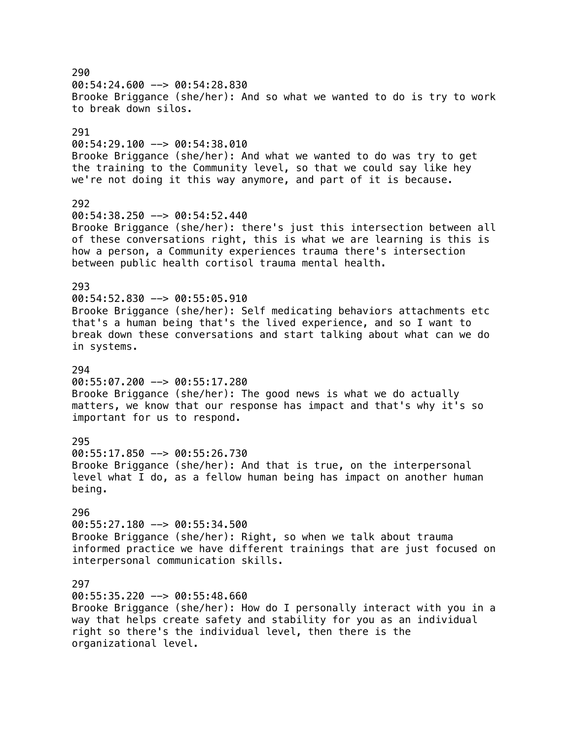290
00:54:24.600 --> 00:54:28.830
Brooke Briggance (she/her): And so what we wanted to do is try to work to break down silos.

291
00:54:29.100 --> 00:54:38.010
Brooke Briggance (she/her): And what we wanted to do was try to get the training to the Community level, so that we could say like hey we're not doing it this way anymore, and part of it is because.

292
00:54:38.250 --> 00:54:52.440
Brooke Briggance (she/her): there's just this intersection between all of these conversations right, this is what we are learning is this is how a person, a Community experiences trauma there's intersection between public health cortisol trauma mental health.

293
00:54:52.830 --> 00:55:05.910
Brooke Briggance (she/her): Self medicating behaviors attachments etc that's a human being that's the lived experience, and so I want to break down these conversations and start talking about what can we do in systems.

294
00:55:07.200 --> 00:55:17.280
Brooke Briggance (she/her): The good news is what we do actually matters, we know that our response has impact and that's why it's so important for us to respond.

295
00:55:17.850 --> 00:55:26.730
Brooke Briggance (she/her): And that is true, on the interpersonal level what I do, as a fellow human being has impact on another human being.

296
00:55:27.180 --> 00:55:34.500
Brooke Briggance (she/her): Right, so when we talk about trauma informed practice we have different trainings that are just focused on interpersonal communication skills.

297
00:55:35.220 --> 00:55:48.660
Brooke Briggance (she/her): How do I personally interact with you in a way that helps create safety and stability for you as an individual right so there's the individual level, then there is the organizational level.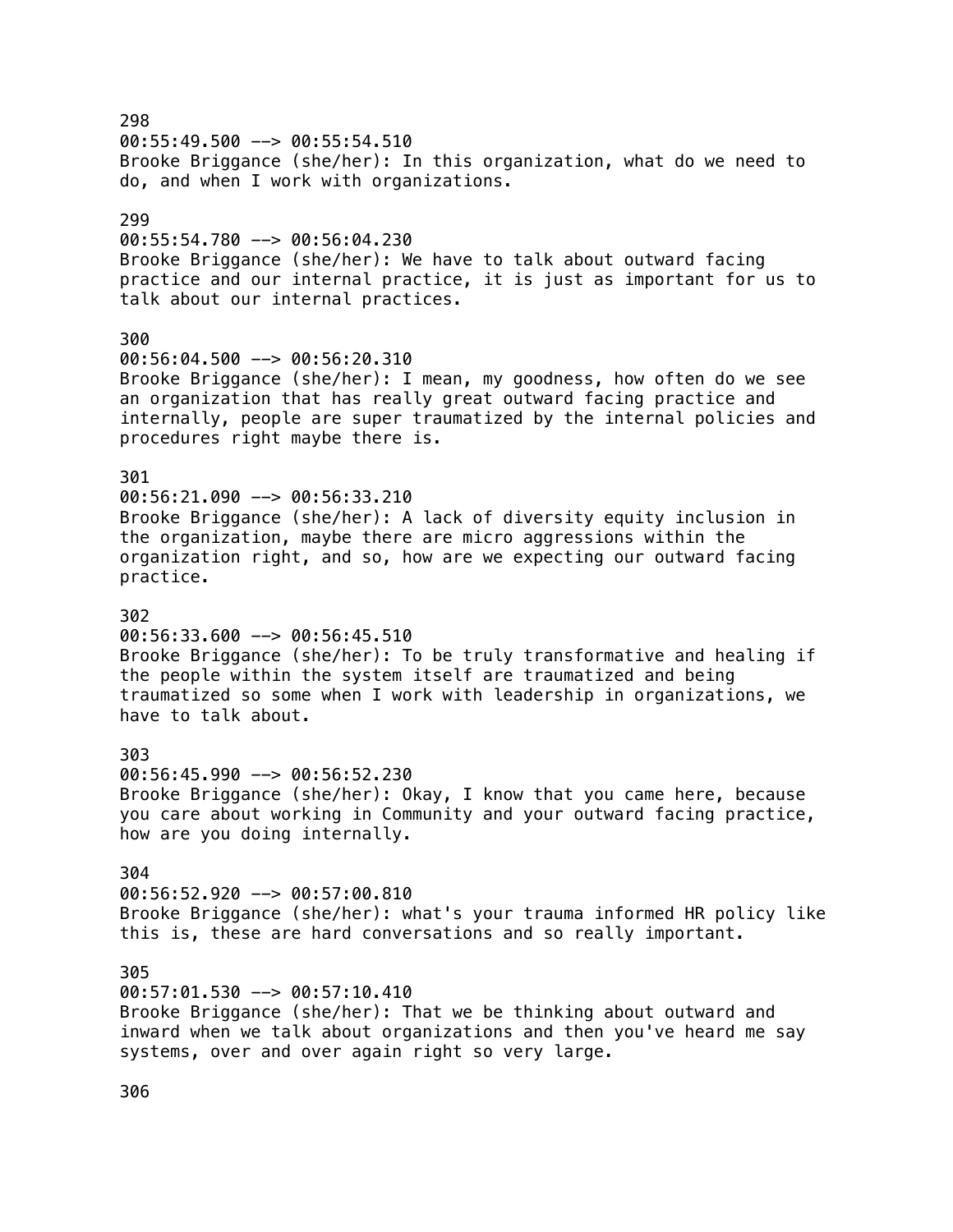298
00:55:49.500 --> 00:55:54.510
Brooke Briggance (she/her): In this organization, what do we need to do, and when I work with organizations.

299
00:55:54.780 --> 00:56:04.230
Brooke Briggance (she/her): We have to talk about outward facing practice and our internal practice, it is just as important for us to talk about our internal practices.

300
00:56:04.500 --> 00:56:20.310
Brooke Briggance (she/her): I mean, my goodness, how often do we see an organization that has really great outward facing practice and internally, people are super traumatized by the internal policies and procedures right maybe there is.

301
00:56:21.090 --> 00:56:33.210
Brooke Briggance (she/her): A lack of diversity equity inclusion in the organization, maybe there are micro aggressions within the organization right, and so, how are we expecting our outward facing practice.

302
00:56:33.600 --> 00:56:45.510
Brooke Briggance (she/her): To be truly transformative and healing if the people within the system itself are traumatized and being traumatized so some when I work with leadership in organizations, we have to talk about.

303
00:56:45.990 --> 00:56:52.230
Brooke Briggance (she/her): Okay, I know that you came here, because you care about working in Community and your outward facing practice, how are you doing internally.

304
00:56:52.920 --> 00:57:00.810
Brooke Briggance (she/her): what's your trauma informed HR policy like this is, these are hard conversations and so really important.

305
00:57:01.530 --> 00:57:10.410
Brooke Briggance (she/her): That we be thinking about outward and inward when we talk about organizations and then you've heard me say systems, over and over again right so very large.

306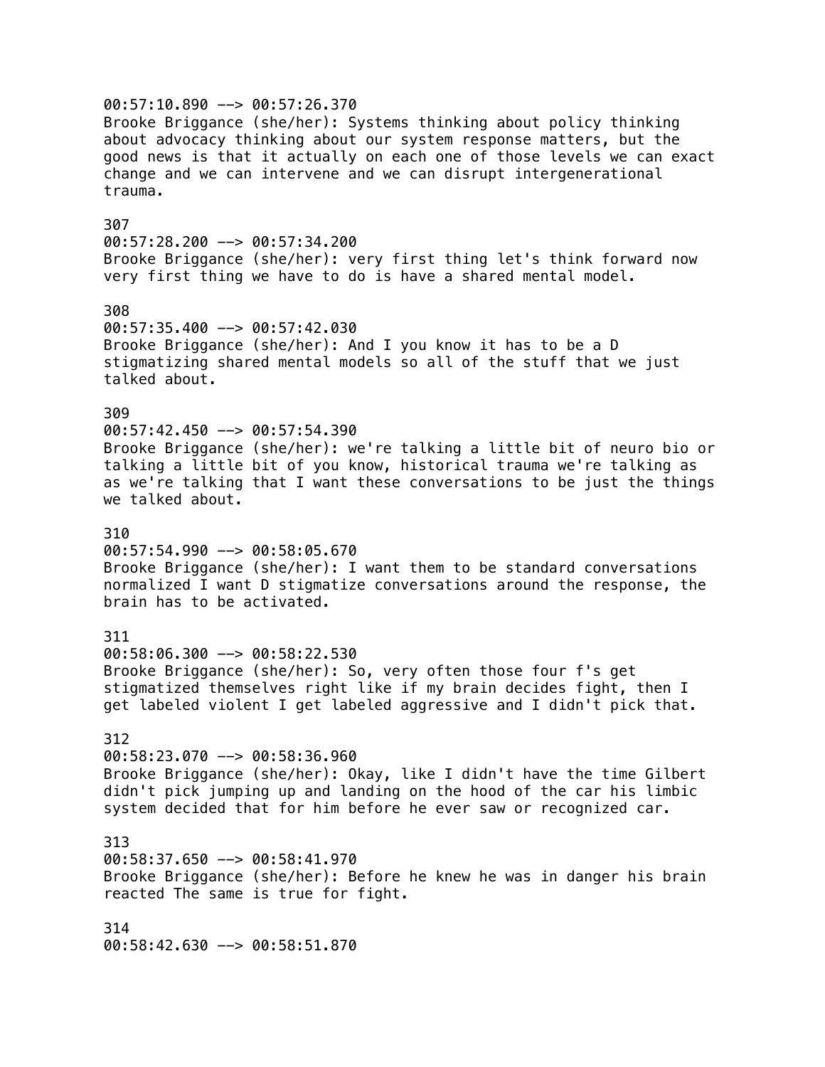00:57:10.890 --> 00:57:26.370
Brooke Briggance (she/her): Systems thinking about policy thinking about advocacy thinking about our system response matters, but the good news is that it actually on each one of those levels we can exact change and we can intervene and we can disrupt intergenerational trauma.

307
00:57:28.200 --> 00:57:34.200
Brooke Briggance (she/her): very first thing let's think forward now very first thing we have to do is have a shared mental model.

308
00:57:35.400 --> 00:57:42.030
Brooke Briggance (she/her): And I you know it has to be a D stigmatizing shared mental models so all of the stuff that we just talked about.

309
00:57:42.450 --> 00:57:54.390
Brooke Briggance (she/her): we're talking a little bit of neuro bio or talking a little bit of you know, historical trauma we're talking as as we're talking that I want these conversations to be just the things we talked about.

310
00:57:54.990 --> 00:58:05.670
Brooke Briggance (she/her): I want them to be standard conversations normalized I want D stigmatize conversations around the response, the brain has to be activated.

311
00:58:06.300 --> 00:58:22.530
Brooke Briggance (she/her): So, very often those four f's get stigmatized themselves right like if my brain decides fight, then I get labeled violent I get labeled aggressive and I didn't pick that.

312
00:58:23.070 --> 00:58:36.960
Brooke Briggance (she/her): Okay, like I didn't have the time Gilbert didn't pick jumping up and landing on the hood of the car his limbic system decided that for him before he ever saw or recognized car.

313
00:58:37.650 --> 00:58:41.970
Brooke Briggance (she/her): Before he knew he was in danger his brain reacted The same is true for fight.

314
00:58:42.630 --> 00:58:51.870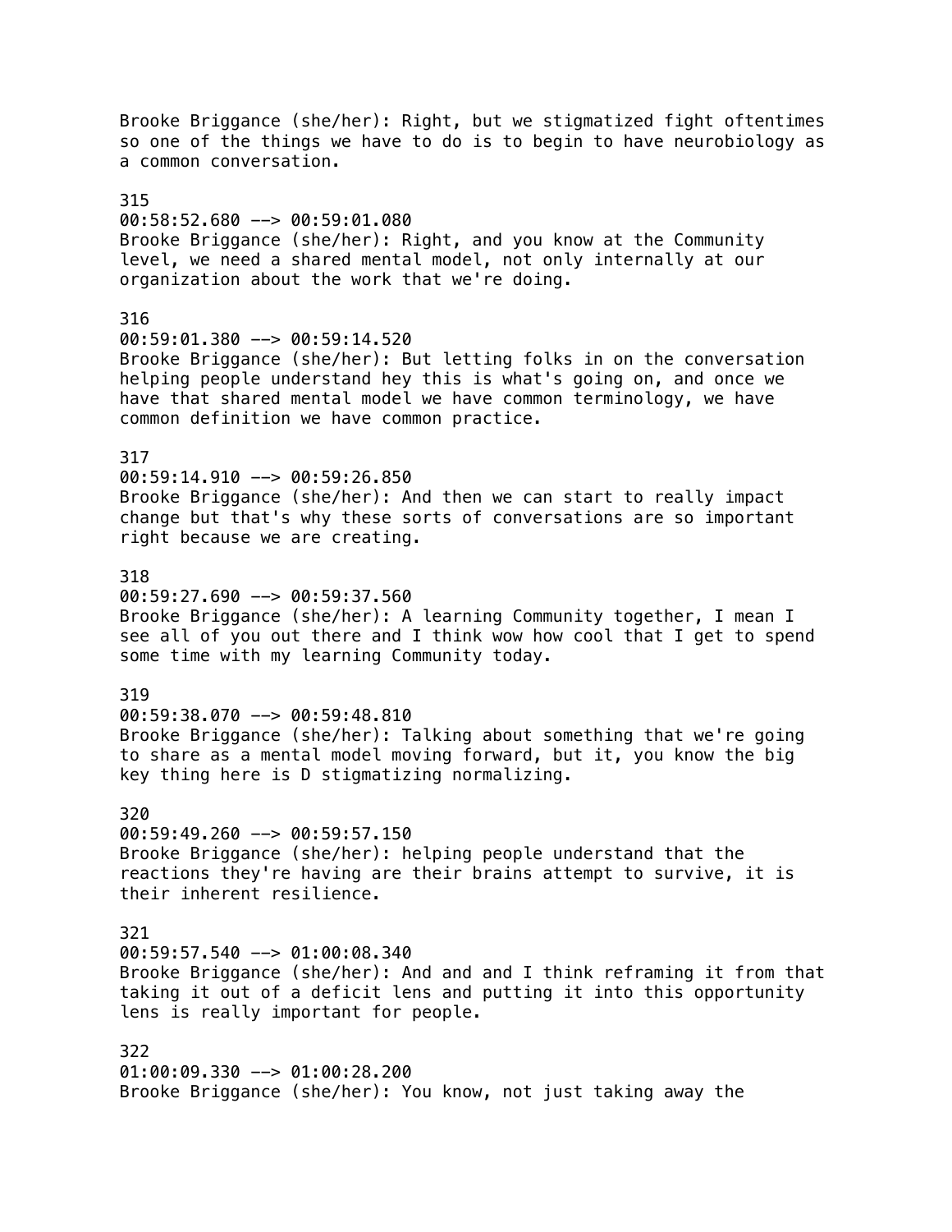Brooke Briggance (she/her): Right, but we stigmatized fight oftentimes so one of the things we have to do is to begin to have neurobiology as a common conversation.

315
00:58:52.680 --> 00:59:01.080
Brooke Briggance (she/her): Right, and you know at the Community level, we need a shared mental model, not only internally at our organization about the work that we're doing.

316
00:59:01.380 --> 00:59:14.520
Brooke Briggance (she/her): But letting folks in on the conversation helping people understand hey this is what's going on, and once we have that shared mental model we have common terminology, we have common definition we have common practice.

317
00:59:14.910 --> 00:59:26.850
Brooke Briggance (she/her): And then we can start to really impact change but that's why these sorts of conversations are so important right because we are creating.

318
00:59:27.690 --> 00:59:37.560
Brooke Briggance (she/her): A learning Community together, I mean I see all of you out there and I think wow how cool that I get to spend some time with my learning Community today.

319
00:59:38.070 --> 00:59:48.810
Brooke Briggance (she/her): Talking about something that we're going to share as a mental model moving forward, but it, you know the big key thing here is D stigmatizing normalizing.

320
00:59:49.260 --> 00:59:57.150
Brooke Briggance (she/her): helping people understand that the reactions they're having are their brains attempt to survive, it is their inherent resilience.

321
00:59:57.540 --> 01:00:08.340
Brooke Briggance (she/her): And and and I think reframing it from that taking it out of a deficit lens and putting it into this opportunity lens is really important for people.

322
01:00:09.330 --> 01:00:28.200
Brooke Briggance (she/her): You know, not just taking away the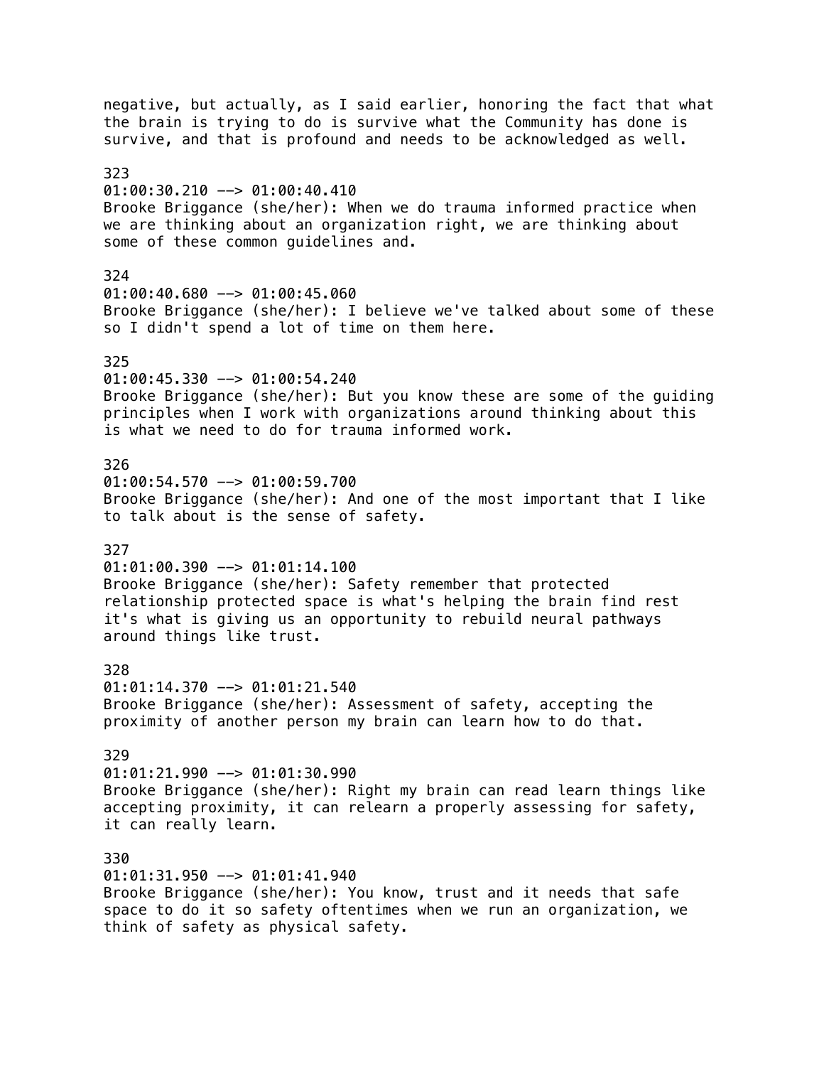negative, but actually, as I said earlier, honoring the fact that what the brain is trying to do is survive what the Community has done is survive, and that is profound and needs to be acknowledged as well.

323
01:00:30.210 --> 01:00:40.410
Brooke Briggance (she/her): When we do trauma informed practice when we are thinking about an organization right, we are thinking about some of these common guidelines and.

324
01:00:40.680 --> 01:00:45.060
Brooke Briggance (she/her): I believe we've talked about some of these so I didn't spend a lot of time on them here.

325
01:00:45.330 --> 01:00:54.240
Brooke Briggance (she/her): But you know these are some of the guiding principles when I work with organizations around thinking about this is what we need to do for trauma informed work.

326
01:00:54.570 --> 01:00:59.700
Brooke Briggance (she/her): And one of the most important that I like to talk about is the sense of safety.

327
01:01:00.390 --> 01:01:14.100
Brooke Briggance (she/her): Safety remember that protected relationship protected space is what's helping the brain find rest it's what is giving us an opportunity to rebuild neural pathways around things like trust.

328
01:01:14.370 --> 01:01:21.540
Brooke Briggance (she/her): Assessment of safety, accepting the proximity of another person my brain can learn how to do that.

329
01:01:21.990 --> 01:01:30.990
Brooke Briggance (she/her): Right my brain can read learn things like accepting proximity, it can relearn a properly assessing for safety, it can really learn.

330
01:01:31.950 --> 01:01:41.940
Brooke Briggance (she/her): You know, trust and it needs that safe space to do it so safety oftentimes when we run an organization, we think of safety as physical safety.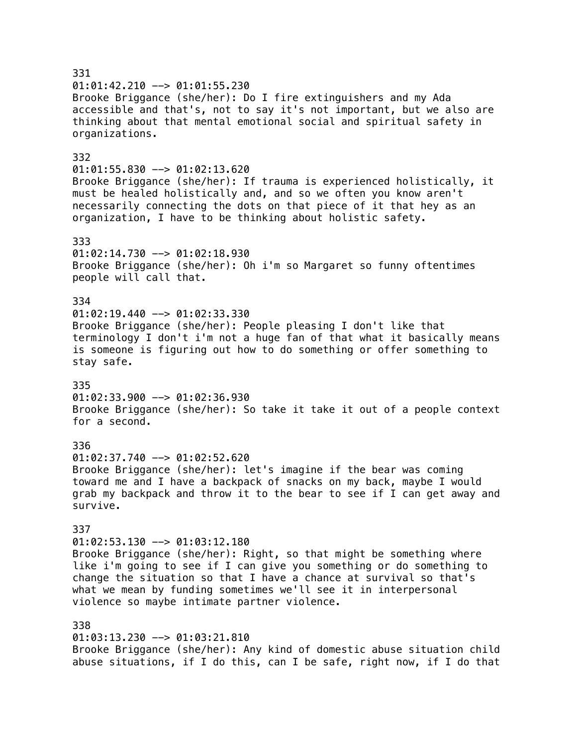331
01:01:42.210 --> 01:01:55.230
Brooke Briggance (she/her): Do I fire extinguishers and my Ada accessible and that's, not to say it's not important, but we also are thinking about that mental emotional social and spiritual safety in organizations.

332
01:01:55.830 --> 01:02:13.620
Brooke Briggance (she/her): If trauma is experienced holistically, it must be healed holistically and, and so we often you know aren't necessarily connecting the dots on that piece of it that hey as an organization, I have to be thinking about holistic safety.

333
01:02:14.730 --> 01:02:18.930
Brooke Briggance (she/her): Oh i'm so Margaret so funny oftentimes people will call that.

334
01:02:19.440 --> 01:02:33.330
Brooke Briggance (she/her): People pleasing I don't like that terminology I don't i'm not a huge fan of that what it basically means is someone is figuring out how to do something or offer something to stay safe.

335
01:02:33.900 --> 01:02:36.930
Brooke Briggance (she/her): So take it take it out of a people context for a second.

336
01:02:37.740 --> 01:02:52.620
Brooke Briggance (she/her): let's imagine if the bear was coming toward me and I have a backpack of snacks on my back, maybe I would grab my backpack and throw it to the bear to see if I can get away and survive.

337
01:02:53.130 --> 01:03:12.180
Brooke Briggance (she/her): Right, so that might be something where like i'm going to see if I can give you something or do something to change the situation so that I have a chance at survival so that's what we mean by funding sometimes we'll see it in interpersonal violence so maybe intimate partner violence.

338
01:03:13.230 --> 01:03:21.810
Brooke Briggance (she/her): Any kind of domestic abuse situation child abuse situations, if I do this, can I be safe, right now, if I do that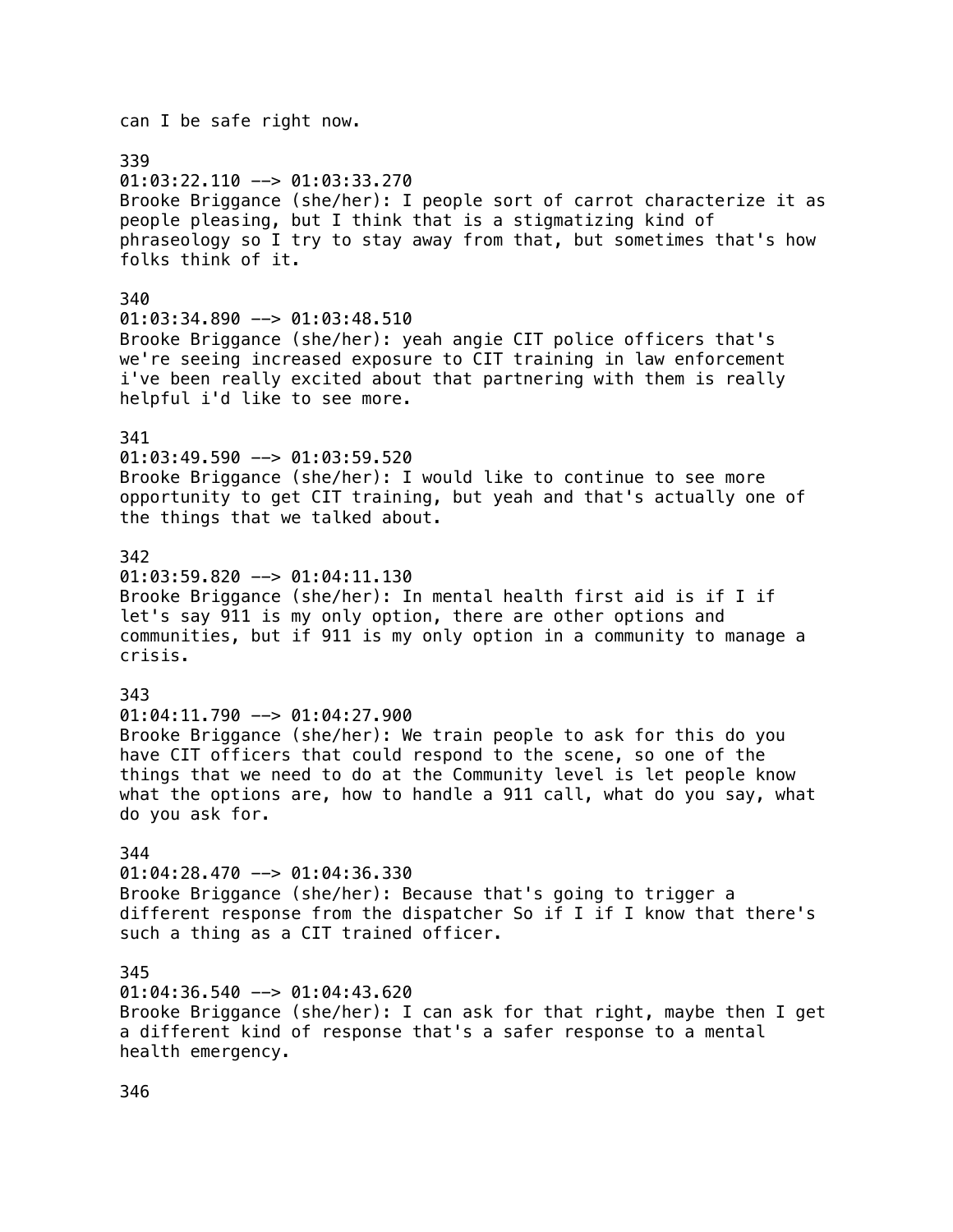can I be safe right now.

339
01:03:22.110 --> 01:03:33.270
Brooke Briggance (she/her): I people sort of carrot characterize it as people pleasing, but I think that is a stigmatizing kind of phraseology so I try to stay away from that, but sometimes that's how folks think of it.

340
01:03:34.890 --> 01:03:48.510
Brooke Briggance (she/her): yeah angie CIT police officers that's we're seeing increased exposure to CIT training in law enforcement i've been really excited about that partnering with them is really helpful i'd like to see more.

341
01:03:49.590 --> 01:03:59.520
Brooke Briggance (she/her): I would like to continue to see more opportunity to get CIT training, but yeah and that's actually one of the things that we talked about.

342
01:03:59.820 --> 01:04:11.130
Brooke Briggance (she/her): In mental health first aid is if I if let's say 911 is my only option, there are other options and communities, but if 911 is my only option in a community to manage a crisis.

343
01:04:11.790 --> 01:04:27.900
Brooke Briggance (she/her): We train people to ask for this do you have CIT officers that could respond to the scene, so one of the things that we need to do at the Community level is let people know what the options are, how to handle a 911 call, what do you say, what do you ask for.

344
01:04:28.470 --> 01:04:36.330
Brooke Briggance (she/her): Because that's going to trigger a different response from the dispatcher So if I if I know that there's such a thing as a CIT trained officer.

345
01:04:36.540 --> 01:04:43.620
Brooke Briggance (she/her): I can ask for that right, maybe then I get a different kind of response that's a safer response to a mental health emergency.

346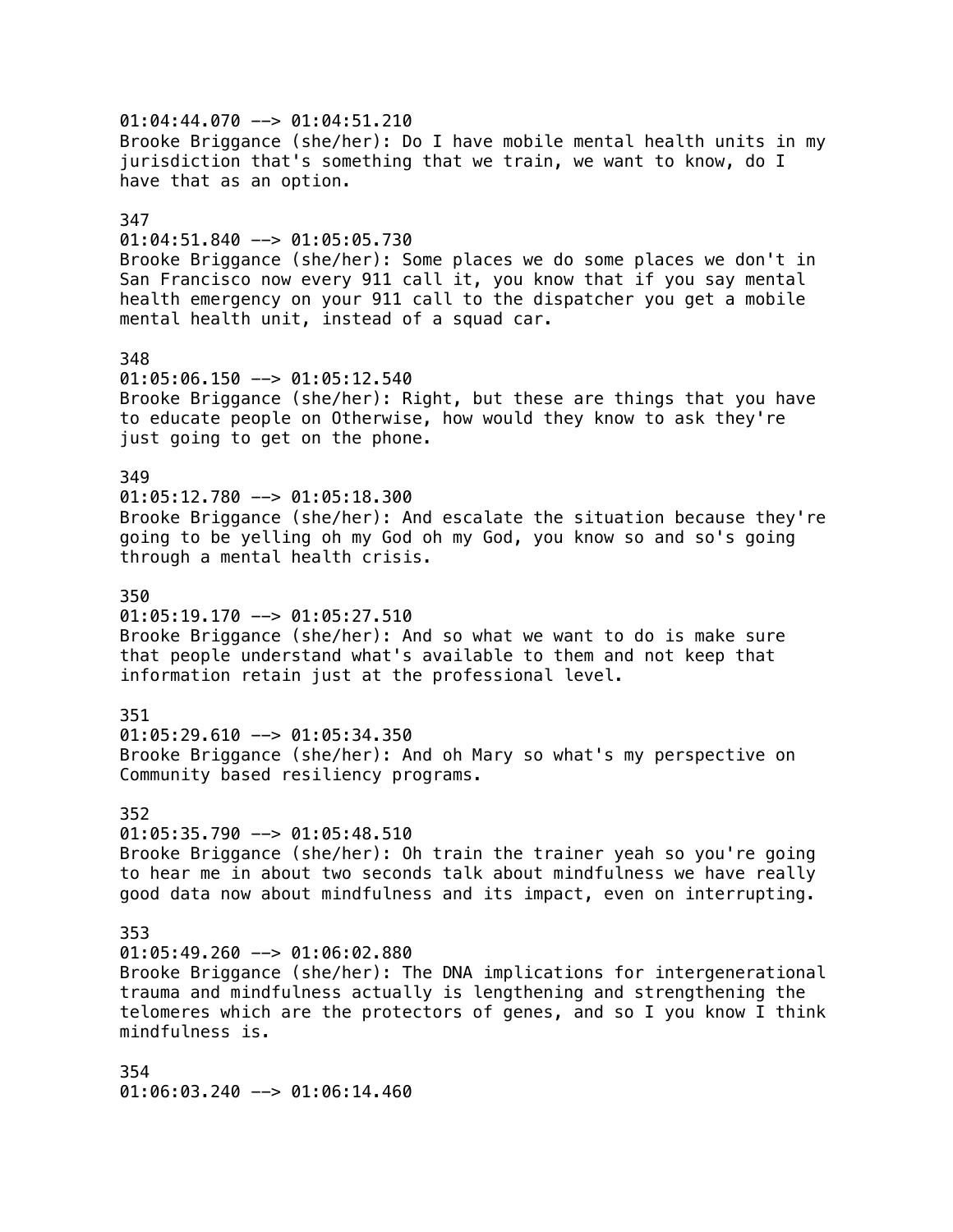01:04:44.070 --> 01:04:51.210
Brooke Briggance (she/her): Do I have mobile mental health units in my jurisdiction that's something that we train, we want to know, do I have that as an option.

347
01:04:51.840 --> 01:05:05.730
Brooke Briggance (she/her): Some places we do some places we don't in San Francisco now every 911 call it, you know that if you say mental health emergency on your 911 call to the dispatcher you get a mobile mental health unit, instead of a squad car.

348
01:05:06.150 --> 01:05:12.540
Brooke Briggance (she/her): Right, but these are things that you have to educate people on Otherwise, how would they know to ask they're just going to get on the phone.

349
01:05:12.780 --> 01:05:18.300
Brooke Briggance (she/her): And escalate the situation because they're going to be yelling oh my God oh my God, you know so and so's going through a mental health crisis.

350
01:05:19.170 --> 01:05:27.510
Brooke Briggance (she/her): And so what we want to do is make sure that people understand what's available to them and not keep that information retain just at the professional level.

351
01:05:29.610 --> 01:05:34.350
Brooke Briggance (she/her): And oh Mary so what's my perspective on Community based resiliency programs.

352
01:05:35.790 --> 01:05:48.510
Brooke Briggance (she/her): Oh train the trainer yeah so you're going to hear me in about two seconds talk about mindfulness we have really good data now about mindfulness and its impact, even on interrupting.

353
01:05:49.260 --> 01:06:02.880
Brooke Briggance (she/her): The DNA implications for intergenerational trauma and mindfulness actually is lengthening and strengthening the telomeres which are the protectors of genes, and so I you know I think mindfulness is.

354
01:06:03.240 --> 01:06:14.460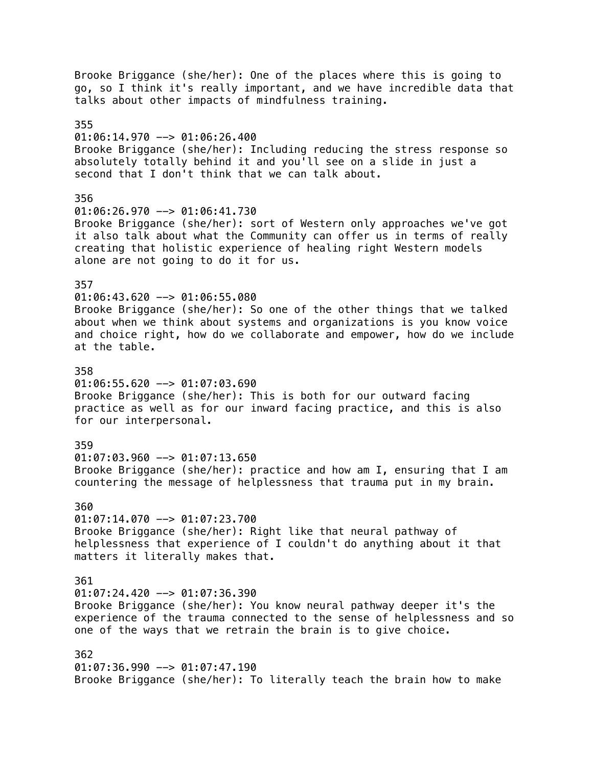Brooke Briggance (she/her): One of the places where this is going to go, so I think it's really important, and we have incredible data that talks about other impacts of mindfulness training.

355
01:06:14.970 --> 01:06:26.400
Brooke Briggance (she/her): Including reducing the stress response so absolutely totally behind it and you'll see on a slide in just a second that I don't think that we can talk about.

356
01:06:26.970 --> 01:06:41.730
Brooke Briggance (she/her): sort of Western only approaches we've got it also talk about what the Community can offer us in terms of really creating that holistic experience of healing right Western models alone are not going to do it for us.

357
01:06:43.620 --> 01:06:55.080
Brooke Briggance (she/her): So one of the other things that we talked about when we think about systems and organizations is you know voice and choice right, how do we collaborate and empower, how do we include at the table.

358
01:06:55.620 --> 01:07:03.690
Brooke Briggance (she/her): This is both for our outward facing practice as well as for our inward facing practice, and this is also for our interpersonal.

359
01:07:03.960 --> 01:07:13.650
Brooke Briggance (she/her): practice and how am I, ensuring that I am countering the message of helplessness that trauma put in my brain.

360
01:07:14.070 --> 01:07:23.700
Brooke Briggance (she/her): Right like that neural pathway of helplessness that experience of I couldn't do anything about it that matters it literally makes that.

361
01:07:24.420 --> 01:07:36.390
Brooke Briggance (she/her): You know neural pathway deeper it's the experience of the trauma connected to the sense of helplessness and so one of the ways that we retrain the brain is to give choice.

362
01:07:36.990 --> 01:07:47.190
Brooke Briggance (she/her): To literally teach the brain how to make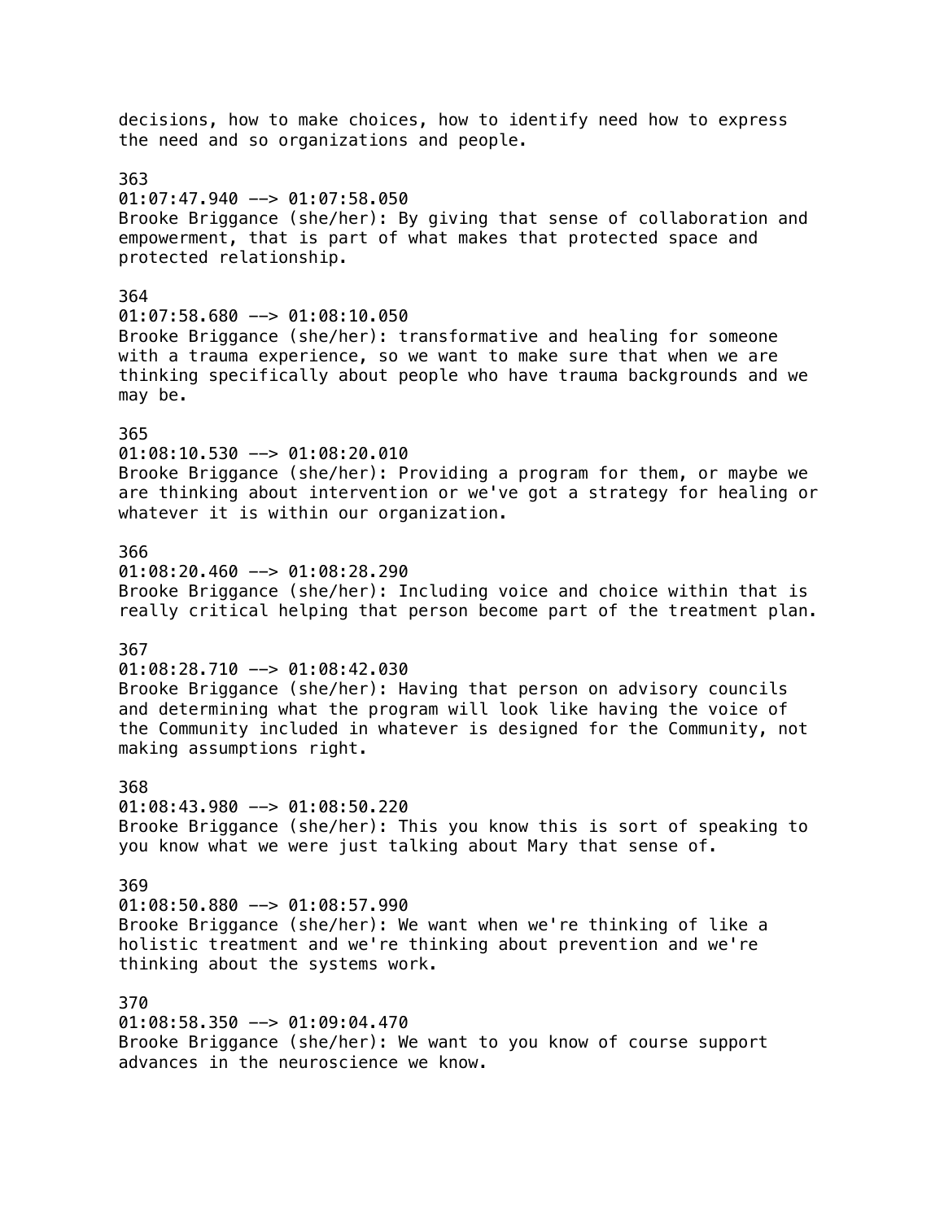decisions, how to make choices, how to identify need how to express the need and so organizations and people.

363
01:07:47.940 --> 01:07:58.050
Brooke Briggance (she/her): By giving that sense of collaboration and empowerment, that is part of what makes that protected space and protected relationship.

364
01:07:58.680 --> 01:08:10.050
Brooke Briggance (she/her): transformative and healing for someone with a trauma experience, so we want to make sure that when we are thinking specifically about people who have trauma backgrounds and we may be.

365
01:08:10.530 --> 01:08:20.010
Brooke Briggance (she/her): Providing a program for them, or maybe we are thinking about intervention or we've got a strategy for healing or whatever it is within our organization.

366
01:08:20.460 --> 01:08:28.290
Brooke Briggance (she/her): Including voice and choice within that is really critical helping that person become part of the treatment plan.

367
01:08:28.710 --> 01:08:42.030
Brooke Briggance (she/her): Having that person on advisory councils and determining what the program will look like having the voice of the Community included in whatever is designed for the Community, not making assumptions right.

368
01:08:43.980 --> 01:08:50.220
Brooke Briggance (she/her): This you know this is sort of speaking to you know what we were just talking about Mary that sense of.

369
01:08:50.880 --> 01:08:57.990
Brooke Briggance (she/her): We want when we're thinking of like a holistic treatment and we're thinking about prevention and we're thinking about the systems work.

370
01:08:58.350 --> 01:09:04.470
Brooke Briggance (she/her): We want to you know of course support advances in the neuroscience we know.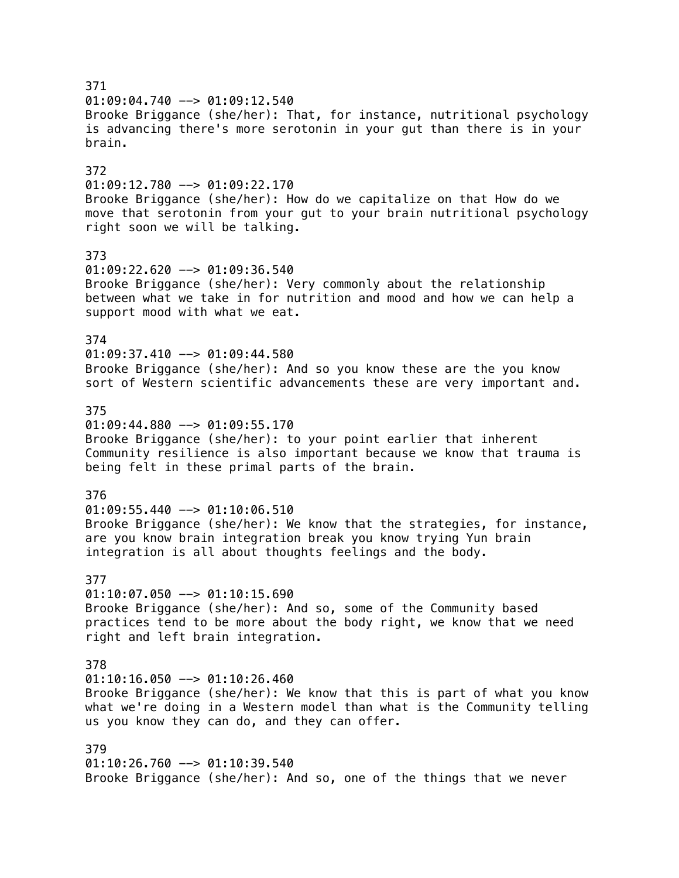371
01:09:04.740 --> 01:09:12.540
Brooke Briggance (she/her): That, for instance, nutritional psychology is advancing there's more serotonin in your gut than there is in your brain.

372
01:09:12.780 --> 01:09:22.170
Brooke Briggance (she/her): How do we capitalize on that How do we move that serotonin from your gut to your brain nutritional psychology right soon we will be talking.

373
01:09:22.620 --> 01:09:36.540
Brooke Briggance (she/her): Very commonly about the relationship between what we take in for nutrition and mood and how we can help a support mood with what we eat.

374
01:09:37.410 --> 01:09:44.580
Brooke Briggance (she/her): And so you know these are the you know sort of Western scientific advancements these are very important and.

375
01:09:44.880 --> 01:09:55.170
Brooke Briggance (she/her): to your point earlier that inherent Community resilience is also important because we know that trauma is being felt in these primal parts of the brain.

376
01:09:55.440 --> 01:10:06.510
Brooke Briggance (she/her): We know that the strategies, for instance, are you know brain integration break you know trying Yun brain integration is all about thoughts feelings and the body.

377
01:10:07.050 --> 01:10:15.690
Brooke Briggance (she/her): And so, some of the Community based practices tend to be more about the body right, we know that we need right and left brain integration.

378
01:10:16.050 --> 01:10:26.460
Brooke Briggance (she/her): We know that this is part of what you know what we're doing in a Western model than what is the Community telling us you know they can do, and they can offer.

379
01:10:26.760 --> 01:10:39.540
Brooke Briggance (she/her): And so, one of the things that we never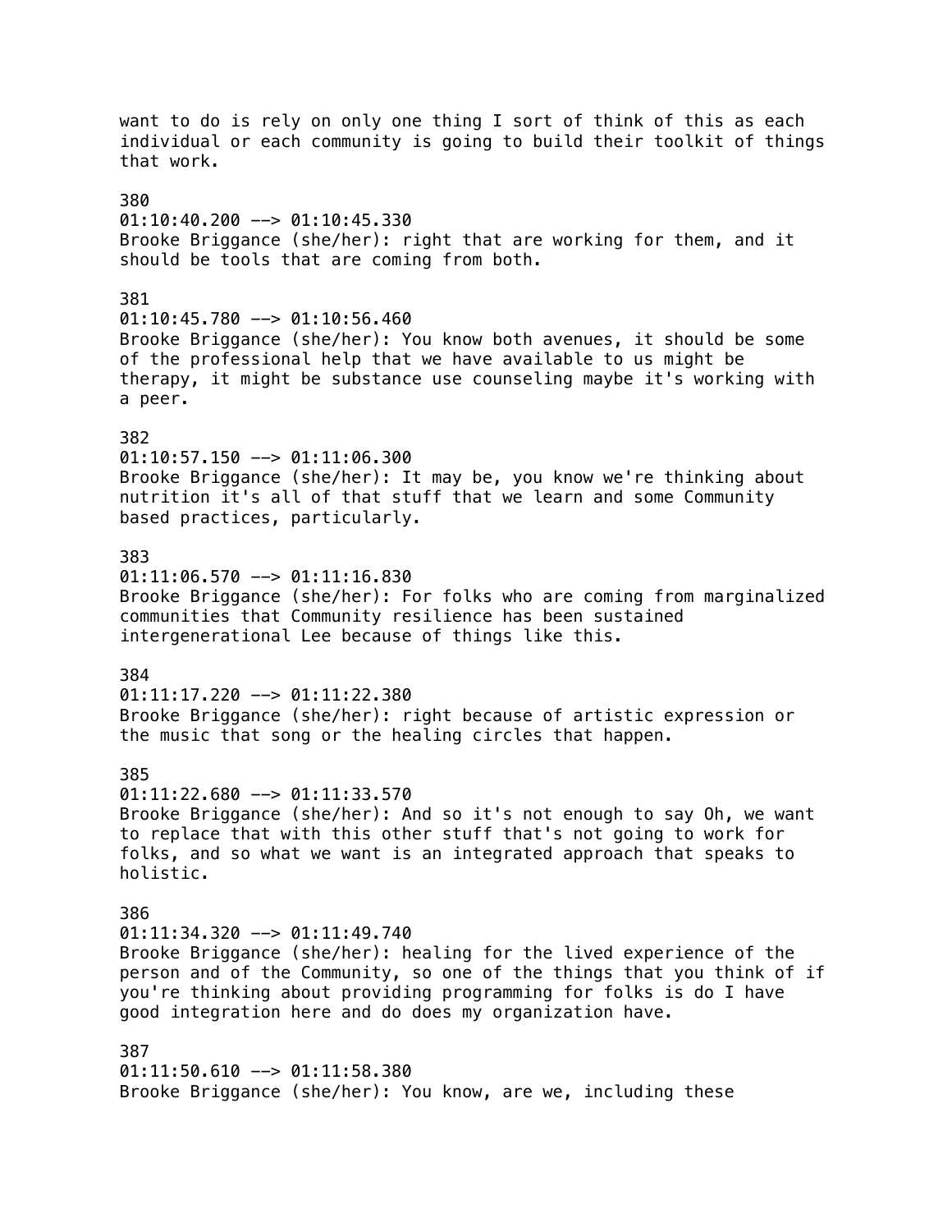want to do is rely on only one thing I sort of think of this as each individual or each community is going to build their toolkit of things that work.

380
01:10:40.200 --> 01:10:45.330
Brooke Briggance (she/her): right that are working for them, and it should be tools that are coming from both.

381
01:10:45.780 --> 01:10:56.460
Brooke Briggance (she/her): You know both avenues, it should be some of the professional help that we have available to us might be therapy, it might be substance use counseling maybe it's working with a peer.

382
01:10:57.150 --> 01:11:06.300
Brooke Briggance (she/her): It may be, you know we're thinking about nutrition it's all of that stuff that we learn and some Community based practices, particularly.

383
01:11:06.570 --> 01:11:16.830
Brooke Briggance (she/her): For folks who are coming from marginalized communities that Community resilience has been sustained intergenerational Lee because of things like this.

384
01:11:17.220 --> 01:11:22.380
Brooke Briggance (she/her): right because of artistic expression or the music that song or the healing circles that happen.

385
01:11:22.680 --> 01:11:33.570
Brooke Briggance (she/her): And so it's not enough to say Oh, we want to replace that with this other stuff that's not going to work for folks, and so what we want is an integrated approach that speaks to holistic.

386
01:11:34.320 --> 01:11:49.740
Brooke Briggance (she/her): healing for the lived experience of the person and of the Community, so one of the things that you think of if you're thinking about providing programming for folks is do I have good integration here and do does my organization have.

387
01:11:50.610 --> 01:11:58.380
Brooke Briggance (she/her): You know, are we, including these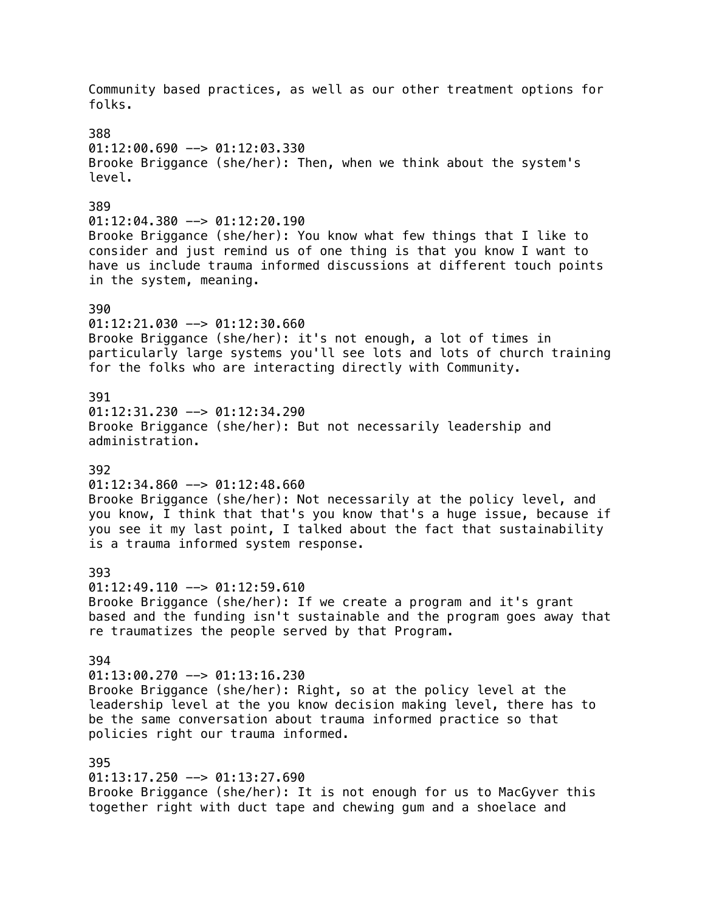Community based practices, as well as our other treatment options for folks.

388
01:12:00.690 --> 01:12:03.330
Brooke Briggance (she/her): Then, when we think about the system's level.

389
01:12:04.380 --> 01:12:20.190
Brooke Briggance (she/her): You know what few things that I like to consider and just remind us of one thing is that you know I want to have us include trauma informed discussions at different touch points in the system, meaning.

390
01:12:21.030 --> 01:12:30.660
Brooke Briggance (she/her): it's not enough, a lot of times in particularly large systems you'll see lots and lots of church training for the folks who are interacting directly with Community.

391
01:12:31.230 --> 01:12:34.290
Brooke Briggance (she/her): But not necessarily leadership and administration.

392
01:12:34.860 --> 01:12:48.660
Brooke Briggance (she/her): Not necessarily at the policy level, and you know, I think that that's you know that's a huge issue, because if you see it my last point, I talked about the fact that sustainability is a trauma informed system response.

393
01:12:49.110 --> 01:12:59.610
Brooke Briggance (she/her): If we create a program and it's grant based and the funding isn't sustainable and the program goes away that re traumatizes the people served by that Program.

394
01:13:00.270 --> 01:13:16.230
Brooke Briggance (she/her): Right, so at the policy level at the leadership level at the you know decision making level, there has to be the same conversation about trauma informed practice so that policies right our trauma informed.

395
01:13:17.250 --> 01:13:27.690
Brooke Briggance (she/her): It is not enough for us to MacGyver this together right with duct tape and chewing gum and a shoelace and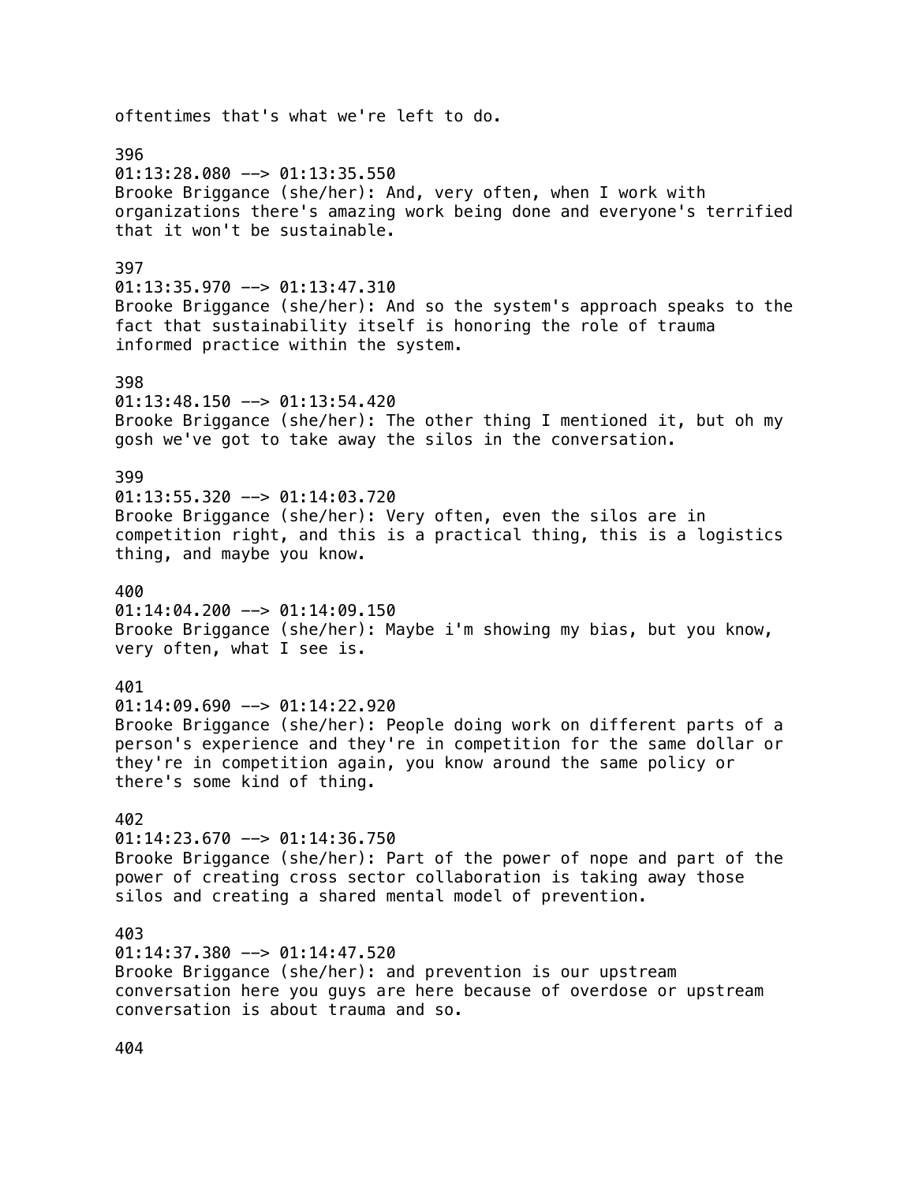oftentimes that's what we're left to do.

396
01:13:28.080 --> 01:13:35.550
Brooke Briggance (she/her): And, very often, when I work with organizations there's amazing work being done and everyone's terrified that it won't be sustainable.

397
01:13:35.970 --> 01:13:47.310
Brooke Briggance (she/her): And so the system's approach speaks to the fact that sustainability itself is honoring the role of trauma informed practice within the system.

398
01:13:48.150 --> 01:13:54.420
Brooke Briggance (she/her): The other thing I mentioned it, but oh my gosh we've got to take away the silos in the conversation.

399
01:13:55.320 --> 01:14:03.720
Brooke Briggance (she/her): Very often, even the silos are in competition right, and this is a practical thing, this is a logistics thing, and maybe you know.

400
01:14:04.200 --> 01:14:09.150
Brooke Briggance (she/her): Maybe i'm showing my bias, but you know, very often, what I see is.

401
01:14:09.690 --> 01:14:22.920
Brooke Briggance (she/her): People doing work on different parts of a person's experience and they're in competition for the same dollar or they're in competition again, you know around the same policy or there's some kind of thing.

402
01:14:23.670 --> 01:14:36.750
Brooke Briggance (she/her): Part of the power of nope and part of the power of creating cross sector collaboration is taking away those silos and creating a shared mental model of prevention.

403
01:14:37.380 --> 01:14:47.520
Brooke Briggance (she/her): and prevention is our upstream conversation here you guys are here because of overdose or upstream conversation is about trauma and so.

404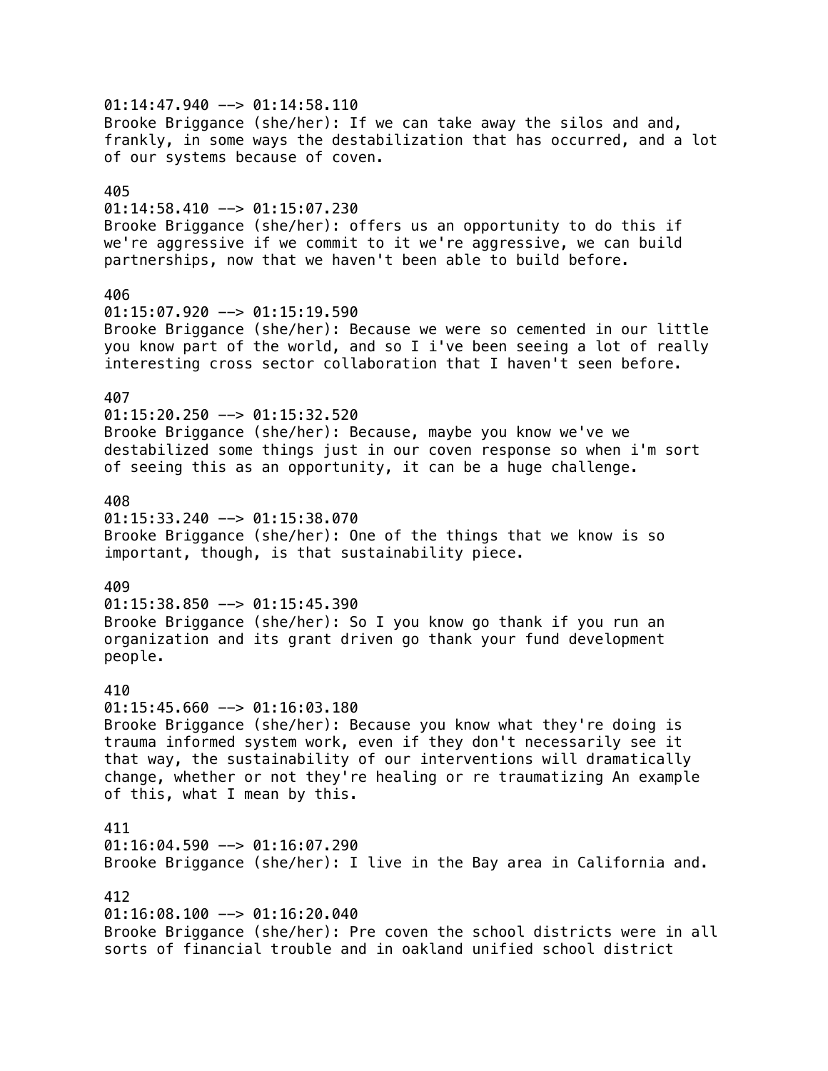01:14:47.940 --> 01:14:58.110
Brooke Briggance (she/her): If we can take away the silos and and, frankly, in some ways the destabilization that has occurred, and a lot of our systems because of coven.

405
01:14:58.410 --> 01:15:07.230
Brooke Briggance (she/her): offers us an opportunity to do this if we're aggressive if we commit to it we're aggressive, we can build partnerships, now that we haven't been able to build before.

406
01:15:07.920 --> 01:15:19.590
Brooke Briggance (she/her): Because we were so cemented in our little you know part of the world, and so I i've been seeing a lot of really interesting cross sector collaboration that I haven't seen before.

407
01:15:20.250 --> 01:15:32.520
Brooke Briggance (she/her): Because, maybe you know we've we destabilized some things just in our coven response so when i'm sort of seeing this as an opportunity, it can be a huge challenge.

408
01:15:33.240 --> 01:15:38.070
Brooke Briggance (she/her): One of the things that we know is so important, though, is that sustainability piece.

409
01:15:38.850 --> 01:15:45.390
Brooke Briggance (she/her): So I you know go thank if you run an organization and its grant driven go thank your fund development people.

410
01:15:45.660 --> 01:16:03.180
Brooke Briggance (she/her): Because you know what they're doing is trauma informed system work, even if they don't necessarily see it that way, the sustainability of our interventions will dramatically change, whether or not they're healing or re traumatizing An example of this, what I mean by this.

411
01:16:04.590 --> 01:16:07.290
Brooke Briggance (she/her): I live in the Bay area in California and.

412
01:16:08.100 --> 01:16:20.040
Brooke Briggance (she/her): Pre coven the school districts were in all sorts of financial trouble and in oakland unified school district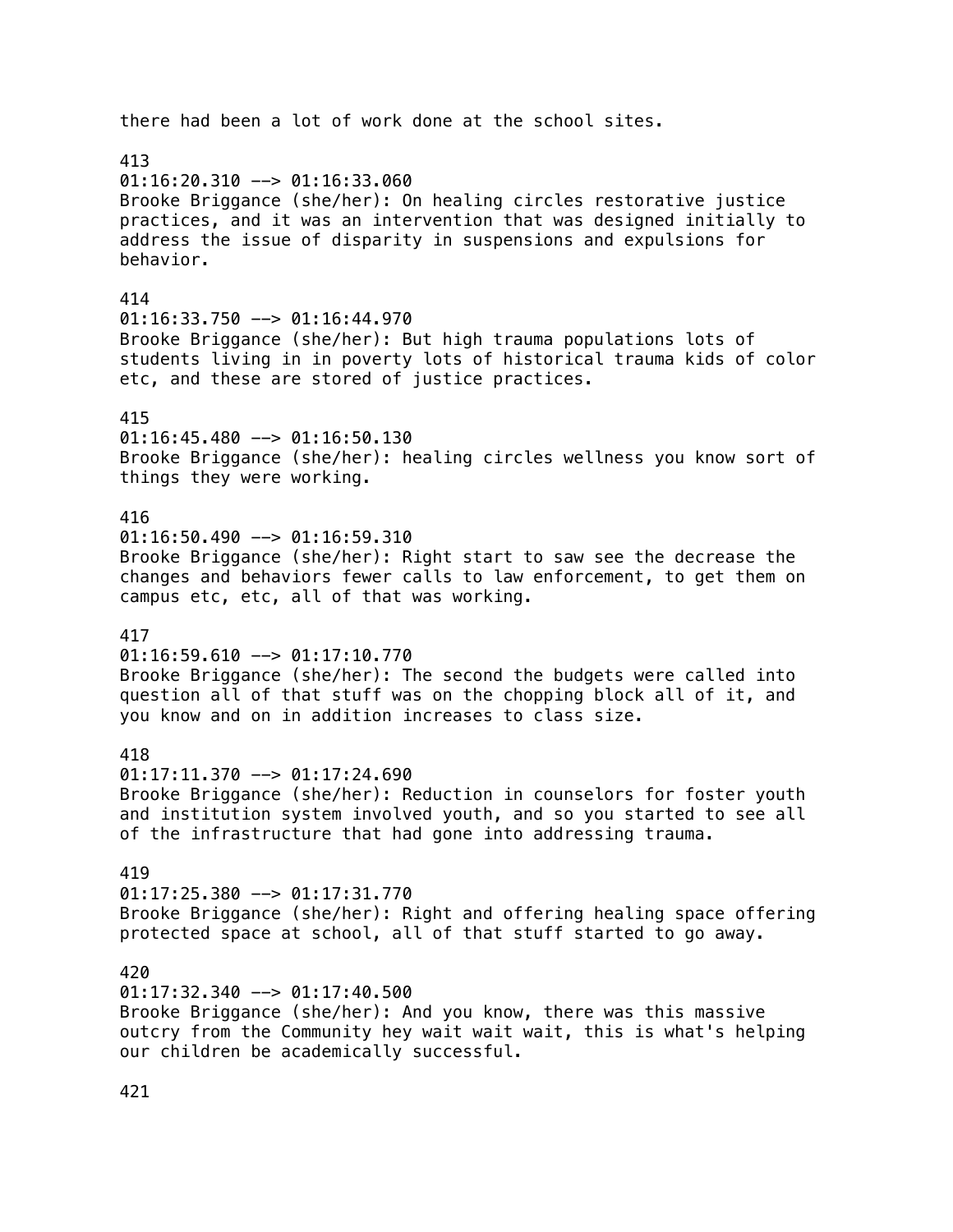there had been a lot of work done at the school sites.

413
01:16:20.310 --> 01:16:33.060
Brooke Briggance (she/her): On healing circles restorative justice practices, and it was an intervention that was designed initially to address the issue of disparity in suspensions and expulsions for behavior.

414
01:16:33.750 --> 01:16:44.970
Brooke Briggance (she/her): But high trauma populations lots of students living in in poverty lots of historical trauma kids of color etc, and these are stored of justice practices.

415
01:16:45.480 --> 01:16:50.130
Brooke Briggance (she/her): healing circles wellness you know sort of things they were working.

416
01:16:50.490 --> 01:16:59.310
Brooke Briggance (she/her): Right start to saw see the decrease the changes and behaviors fewer calls to law enforcement, to get them on campus etc, etc, all of that was working.

417
01:16:59.610 --> 01:17:10.770
Brooke Briggance (she/her): The second the budgets were called into question all of that stuff was on the chopping block all of it, and you know and on in addition increases to class size.

418
01:17:11.370 --> 01:17:24.690
Brooke Briggance (she/her): Reduction in counselors for foster youth and institution system involved youth, and so you started to see all of the infrastructure that had gone into addressing trauma.

419
01:17:25.380 --> 01:17:31.770
Brooke Briggance (she/her): Right and offering healing space offering protected space at school, all of that stuff started to go away.

420
01:17:32.340 --> 01:17:40.500
Brooke Briggance (she/her): And you know, there was this massive outcry from the Community hey wait wait wait, this is what's helping our children be academically successful.

421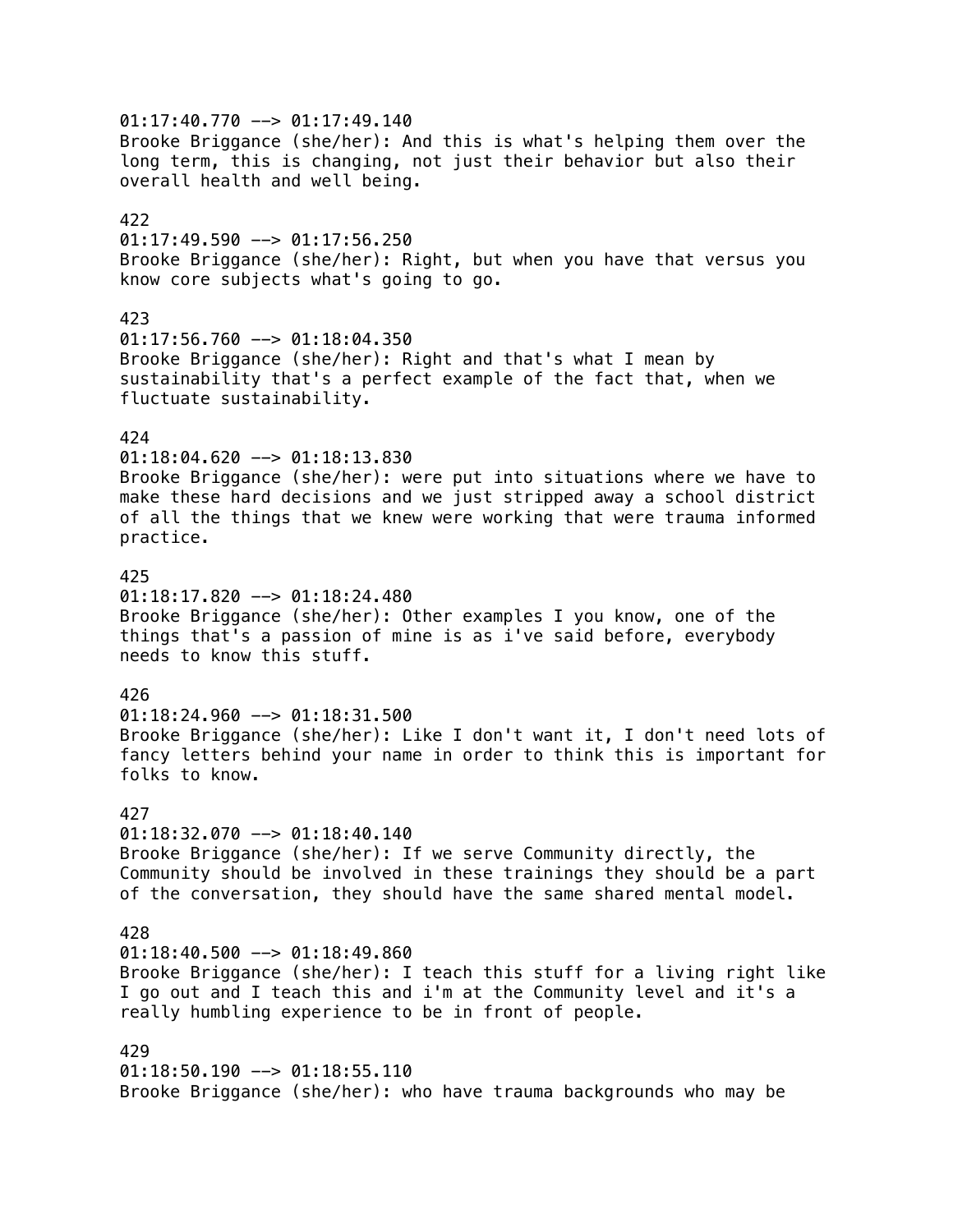01:17:40.770 --> 01:17:49.140
Brooke Briggance (she/her): And this is what's helping them over the long term, this is changing, not just their behavior but also their overall health and well being.

422
01:17:49.590 --> 01:17:56.250
Brooke Briggance (she/her): Right, but when you have that versus you know core subjects what's going to go.

423
01:17:56.760 --> 01:18:04.350
Brooke Briggance (she/her): Right and that's what I mean by sustainability that's a perfect example of the fact that, when we fluctuate sustainability.

424
01:18:04.620 --> 01:18:13.830
Brooke Briggance (she/her): were put into situations where we have to make these hard decisions and we just stripped away a school district of all the things that we knew were working that were trauma informed practice.

425
01:18:17.820 --> 01:18:24.480
Brooke Briggance (she/her): Other examples I you know, one of the things that's a passion of mine is as i've said before, everybody needs to know this stuff.

426
01:18:24.960 --> 01:18:31.500
Brooke Briggance (she/her): Like I don't want it, I don't need lots of fancy letters behind your name in order to think this is important for folks to know.

427
01:18:32.070 --> 01:18:40.140
Brooke Briggance (she/her): If we serve Community directly, the Community should be involved in these trainings they should be a part of the conversation, they should have the same shared mental model.

428
01:18:40.500 --> 01:18:49.860
Brooke Briggance (she/her): I teach this stuff for a living right like I go out and I teach this and i'm at the Community level and it's a really humbling experience to be in front of people.

429
01:18:50.190 --> 01:18:55.110
Brooke Briggance (she/her): who have trauma backgrounds who may be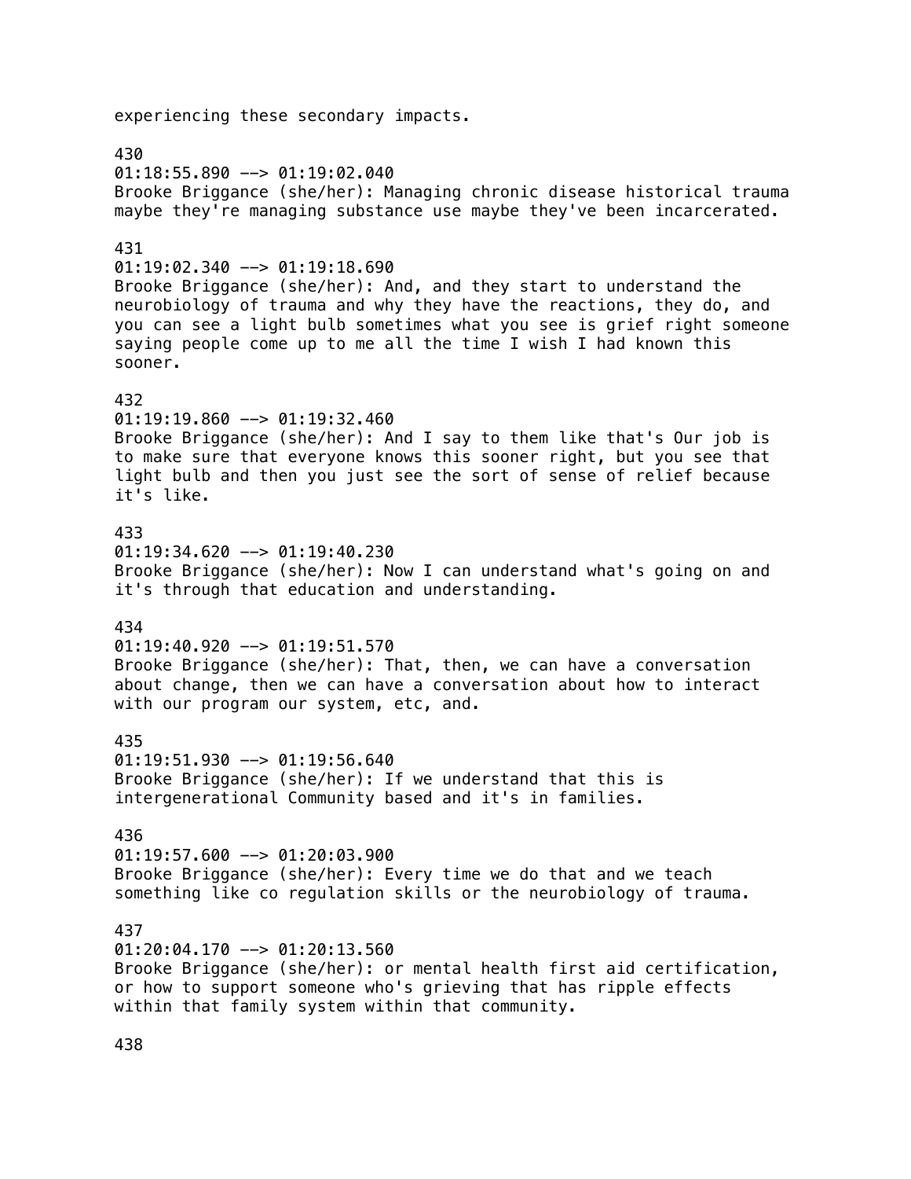experiencing these secondary impacts.

430
01:18:55.890 --> 01:19:02.040
Brooke Briggance (she/her): Managing chronic disease historical trauma maybe they're managing substance use maybe they've been incarcerated.

431
01:19:02.340 --> 01:19:18.690
Brooke Briggance (she/her): And, and they start to understand the neurobiology of trauma and why they have the reactions, they do, and you can see a light bulb sometimes what you see is grief right someone saying people come up to me all the time I wish I had known this sooner.

432
01:19:19.860 --> 01:19:32.460
Brooke Briggance (she/her): And I say to them like that's Our job is to make sure that everyone knows this sooner right, but you see that light bulb and then you just see the sort of sense of relief because it's like.

433
01:19:34.620 --> 01:19:40.230
Brooke Briggance (she/her): Now I can understand what's going on and it's through that education and understanding.

434
01:19:40.920 --> 01:19:51.570
Brooke Briggance (she/her): That, then, we can have a conversation about change, then we can have a conversation about how to interact with our program our system, etc, and.

435
01:19:51.930 --> 01:19:56.640
Brooke Briggance (she/her): If we understand that this is intergenerational Community based and it's in families.

436
01:19:57.600 --> 01:20:03.900
Brooke Briggance (she/her): Every time we do that and we teach something like co regulation skills or the neurobiology of trauma.

437
01:20:04.170 --> 01:20:13.560
Brooke Briggance (she/her): or mental health first aid certification, or how to support someone who's grieving that has ripple effects within that family system within that community.

438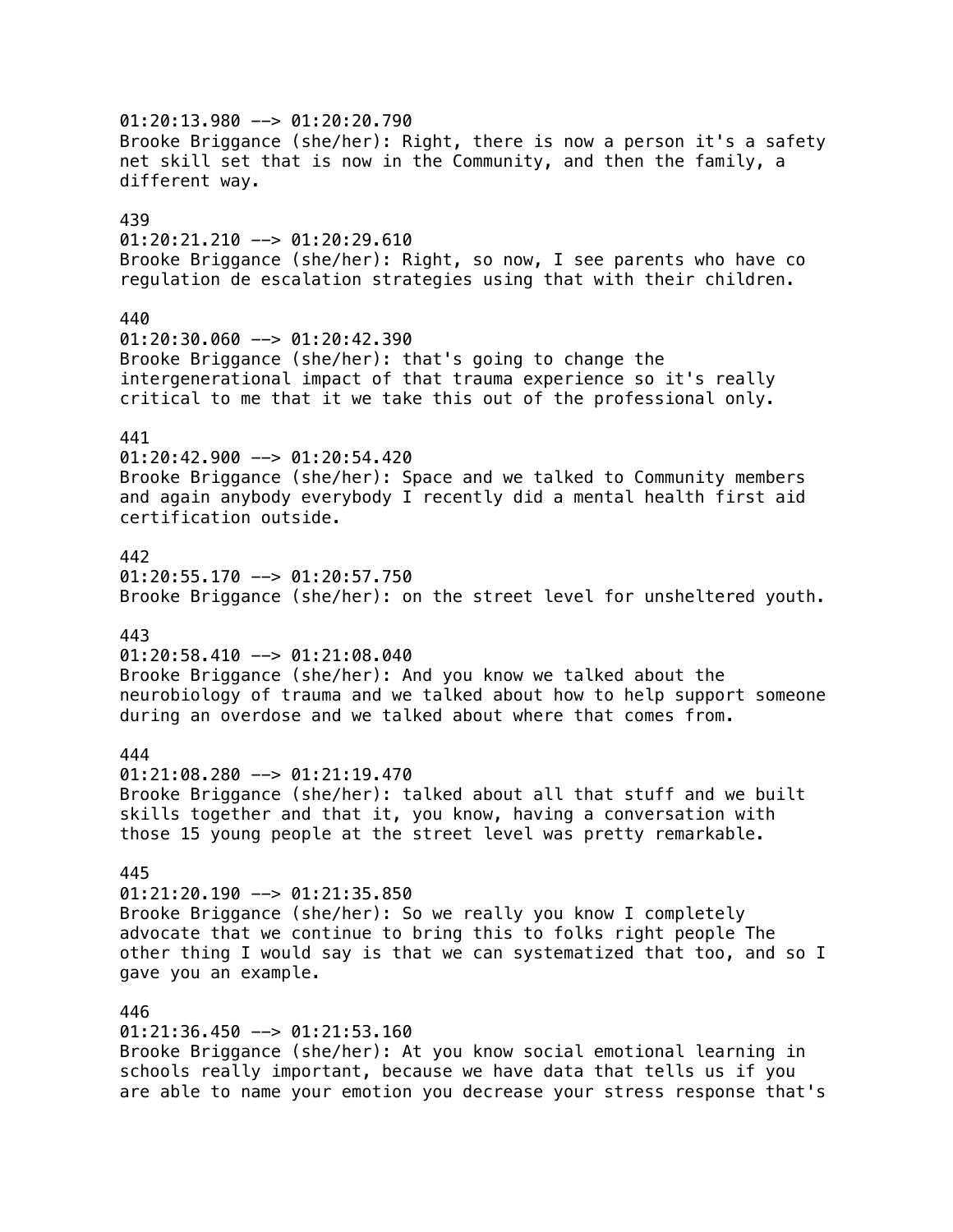01:20:13.980 --> 01:20:20.790
Brooke Briggance (she/her): Right, there is now a person it's a safety net skill set that is now in the Community, and then the family, a different way.

439
01:20:21.210 --> 01:20:29.610
Brooke Briggance (she/her): Right, so now, I see parents who have co regulation de escalation strategies using that with their children.

440
01:20:30.060 --> 01:20:42.390
Brooke Briggance (she/her): that's going to change the intergenerational impact of that trauma experience so it's really critical to me that it we take this out of the professional only.

441
01:20:42.900 --> 01:20:54.420
Brooke Briggance (she/her): Space and we talked to Community members and again anybody everybody I recently did a mental health first aid certification outside.

442
01:20:55.170 --> 01:20:57.750
Brooke Briggance (she/her): on the street level for unsheltered youth.

443
01:20:58.410 --> 01:21:08.040
Brooke Briggance (she/her): And you know we talked about the neurobiology of trauma and we talked about how to help support someone during an overdose and we talked about where that comes from.

444
01:21:08.280 --> 01:21:19.470
Brooke Briggance (she/her): talked about all that stuff and we built skills together and that it, you know, having a conversation with those 15 young people at the street level was pretty remarkable.

445
01:21:20.190 --> 01:21:35.850
Brooke Briggance (she/her): So we really you know I completely advocate that we continue to bring this to folks right people The other thing I would say is that we can systematized that too, and so I gave you an example.

446
01:21:36.450 --> 01:21:53.160
Brooke Briggance (she/her): At you know social emotional learning in schools really important, because we have data that tells us if you are able to name your emotion you decrease your stress response that's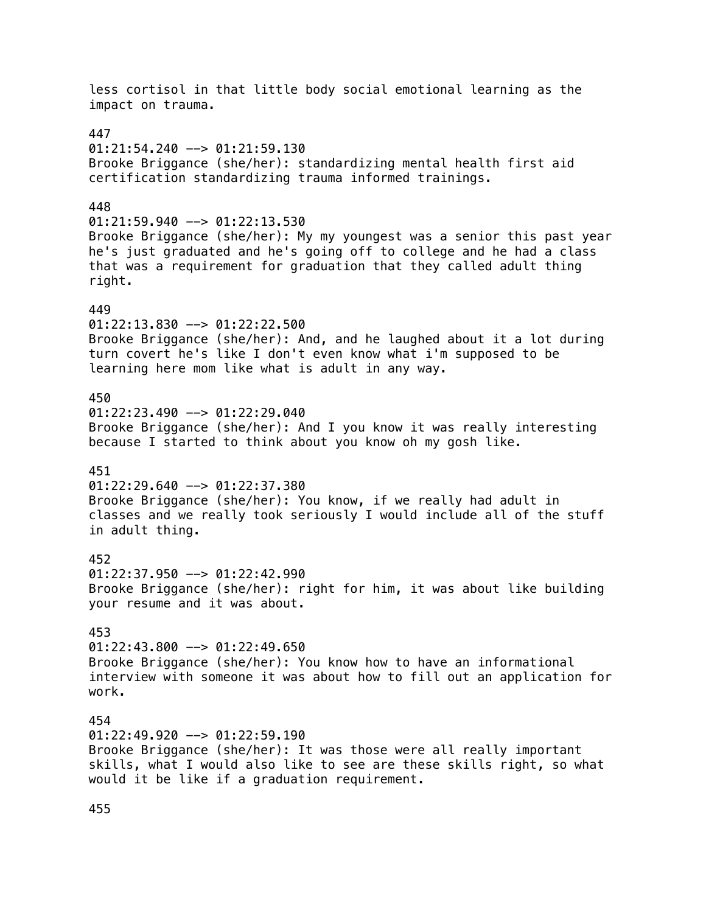less cortisol in that little body social emotional learning as the impact on trauma.

447
01:21:54.240 --> 01:21:59.130
Brooke Briggance (she/her): standardizing mental health first aid certification standardizing trauma informed trainings.

448
01:21:59.940 --> 01:22:13.530
Brooke Briggance (she/her): My my youngest was a senior this past year he's just graduated and he's going off to college and he had a class that was a requirement for graduation that they called adult thing right.

449
01:22:13.830 --> 01:22:22.500
Brooke Briggance (she/her): And, and he laughed about it a lot during turn covert he's like I don't even know what i'm supposed to be learning here mom like what is adult in any way.

450
01:22:23.490 --> 01:22:29.040
Brooke Briggance (she/her): And I you know it was really interesting because I started to think about you know oh my gosh like.

451
01:22:29.640 --> 01:22:37.380
Brooke Briggance (she/her): You know, if we really had adult in classes and we really took seriously I would include all of the stuff in adult thing.

452
01:22:37.950 --> 01:22:42.990
Brooke Briggance (she/her): right for him, it was about like building your resume and it was about.

453
01:22:43.800 --> 01:22:49.650
Brooke Briggance (she/her): You know how to have an informational interview with someone it was about how to fill out an application for work.

454
01:22:49.920 --> 01:22:59.190
Brooke Briggance (she/her): It was those were all really important skills, what I would also like to see are these skills right, so what would it be like if a graduation requirement.

455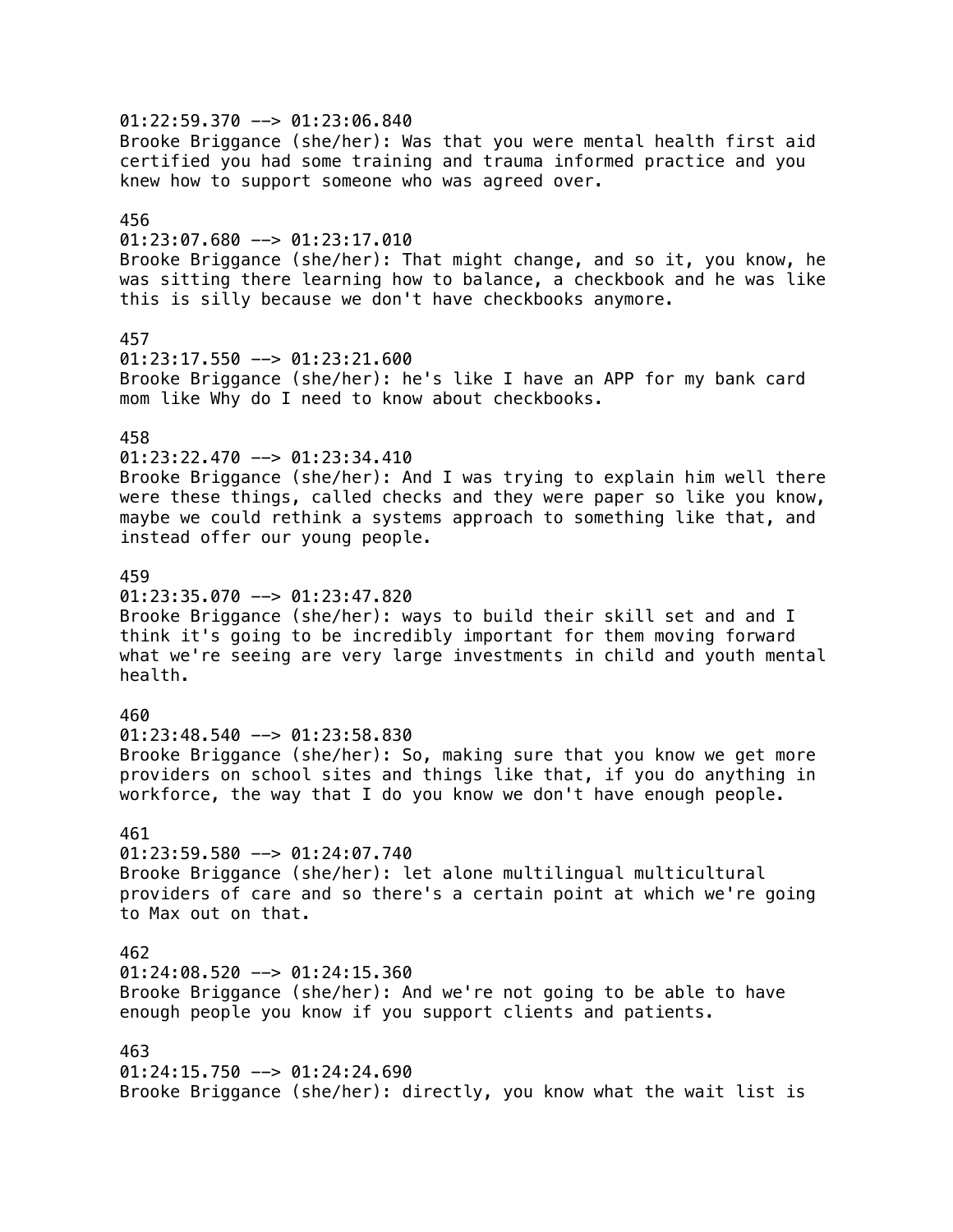01:22:59.370 --> 01:23:06.840
Brooke Briggance (she/her): Was that you were mental health first aid certified you had some training and trauma informed practice and you knew how to support someone who was agreed over.

456
01:23:07.680 --> 01:23:17.010
Brooke Briggance (she/her): That might change, and so it, you know, he was sitting there learning how to balance, a checkbook and he was like this is silly because we don't have checkbooks anymore.

457
01:23:17.550 --> 01:23:21.600
Brooke Briggance (she/her): he's like I have an APP for my bank card mom like Why do I need to know about checkbooks.

458
01:23:22.470 --> 01:23:34.410
Brooke Briggance (she/her): And I was trying to explain him well there were these things, called checks and they were paper so like you know, maybe we could rethink a systems approach to something like that, and instead offer our young people.

459
01:23:35.070 --> 01:23:47.820
Brooke Briggance (she/her): ways to build their skill set and and I think it's going to be incredibly important for them moving forward what we're seeing are very large investments in child and youth mental health.

460
01:23:48.540 --> 01:23:58.830
Brooke Briggance (she/her): So, making sure that you know we get more providers on school sites and things like that, if you do anything in workforce, the way that I do you know we don't have enough people.

461
01:23:59.580 --> 01:24:07.740
Brooke Briggance (she/her): let alone multilingual multicultural providers of care and so there's a certain point at which we're going to Max out on that.

462
01:24:08.520 --> 01:24:15.360
Brooke Briggance (she/her): And we're not going to be able to have enough people you know if you support clients and patients.

463
01:24:15.750 --> 01:24:24.690
Brooke Briggance (she/her): directly, you know what the wait list is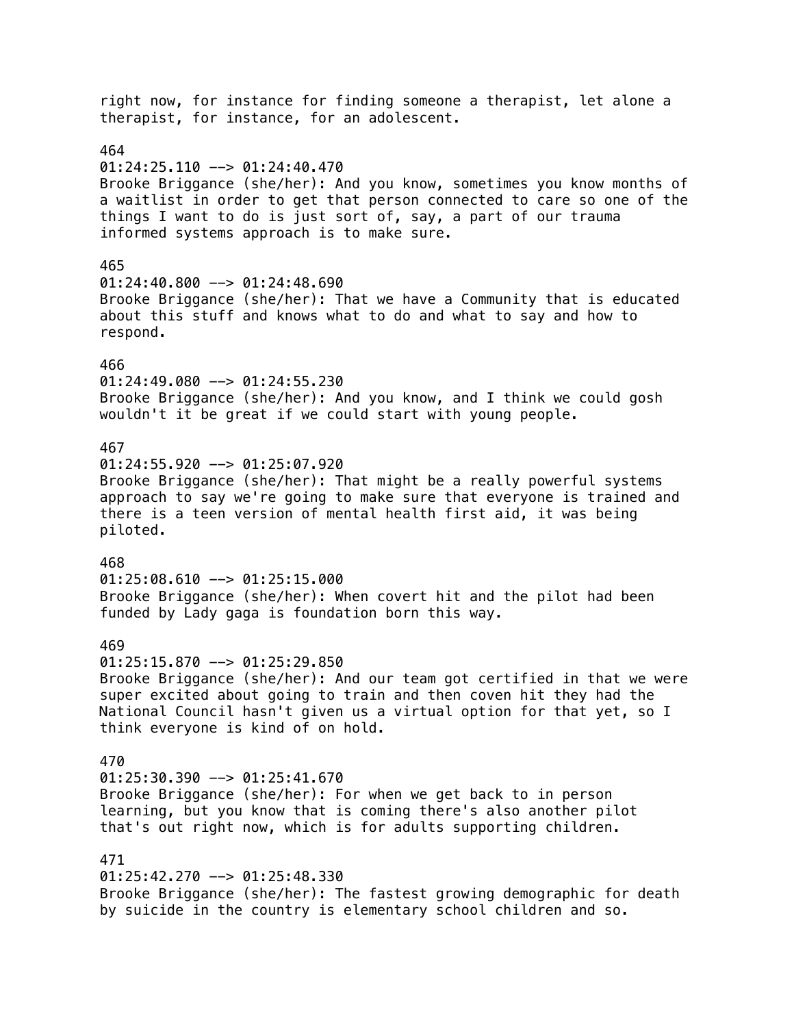right now, for instance for finding someone a therapist, let alone a therapist, for instance, for an adolescent.

464
01:24:25.110 --> 01:24:40.470
Brooke Briggance (she/her): And you know, sometimes you know months of a waitlist in order to get that person connected to care so one of the things I want to do is just sort of, say, a part of our trauma informed systems approach is to make sure.

465
01:24:40.800 --> 01:24:48.690
Brooke Briggance (she/her): That we have a Community that is educated about this stuff and knows what to do and what to say and how to respond.

466
01:24:49.080 --> 01:24:55.230
Brooke Briggance (she/her): And you know, and I think we could gosh wouldn't it be great if we could start with young people.

467
01:24:55.920 --> 01:25:07.920
Brooke Briggance (she/her): That might be a really powerful systems approach to say we're going to make sure that everyone is trained and there is a teen version of mental health first aid, it was being piloted.

468
01:25:08.610 --> 01:25:15.000
Brooke Briggance (she/her): When covert hit and the pilot had been funded by Lady gaga is foundation born this way.

469
01:25:15.870 --> 01:25:29.850
Brooke Briggance (she/her): And our team got certified in that we were super excited about going to train and then coven hit they had the National Council hasn't given us a virtual option for that yet, so I think everyone is kind of on hold.

470
01:25:30.390 --> 01:25:41.670
Brooke Briggance (she/her): For when we get back to in person learning, but you know that is coming there's also another pilot that's out right now, which is for adults supporting children.

471
01:25:42.270 --> 01:25:48.330
Brooke Briggance (she/her): The fastest growing demographic for death by suicide in the country is elementary school children and so.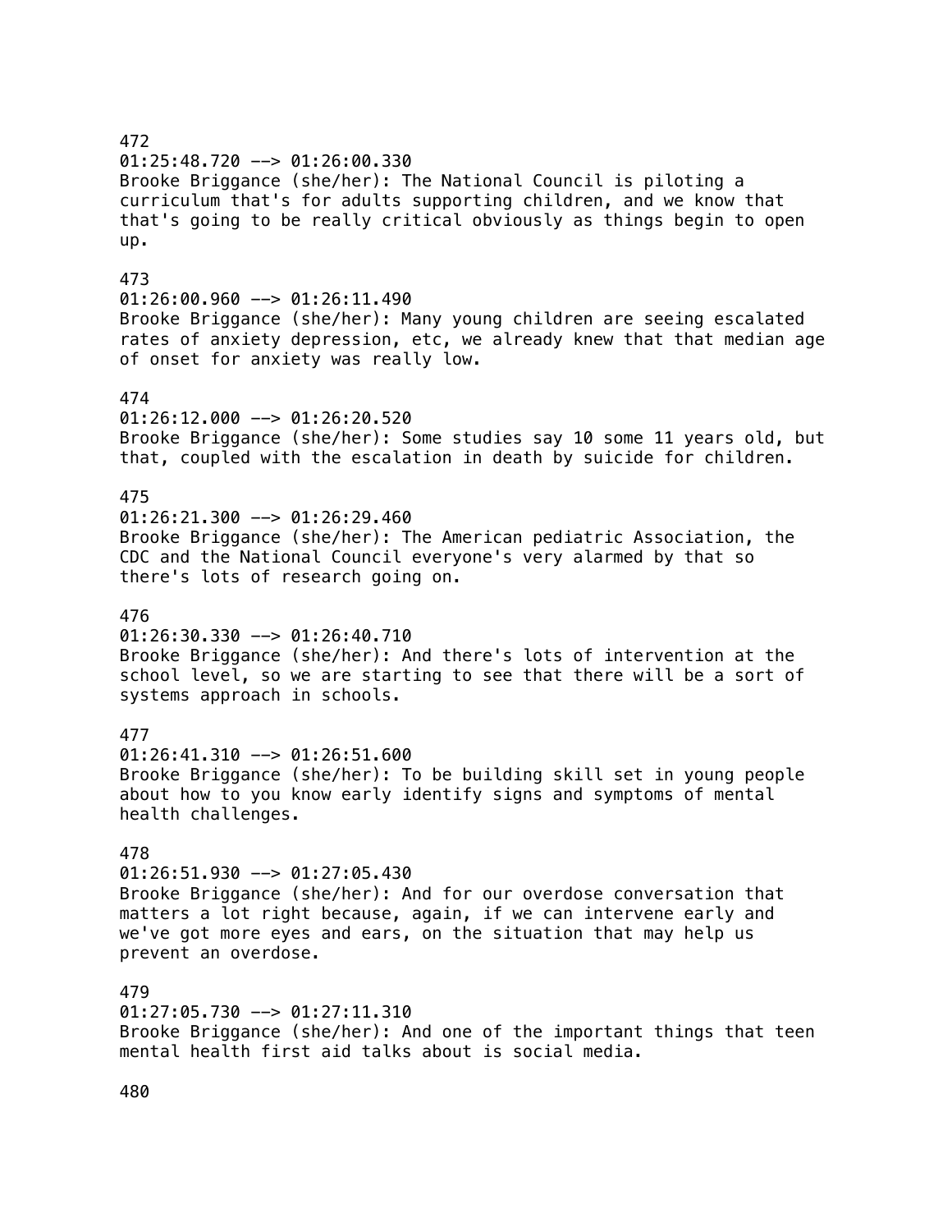472
01:25:48.720 --> 01:26:00.330
Brooke Briggance (she/her): The National Council is piloting a curriculum that's for adults supporting children, and we know that that's going to be really critical obviously as things begin to open up.

473
01:26:00.960 --> 01:26:11.490
Brooke Briggance (she/her): Many young children are seeing escalated rates of anxiety depression, etc, we already knew that that median age of onset for anxiety was really low.

474
01:26:12.000 --> 01:26:20.520
Brooke Briggance (she/her): Some studies say 10 some 11 years old, but that, coupled with the escalation in death by suicide for children.

475
01:26:21.300 --> 01:26:29.460
Brooke Briggance (she/her): The American pediatric Association, the CDC and the National Council everyone's very alarmed by that so there's lots of research going on.

476
01:26:30.330 --> 01:26:40.710
Brooke Briggance (she/her): And there's lots of intervention at the school level, so we are starting to see that there will be a sort of systems approach in schools.

477
01:26:41.310 --> 01:26:51.600
Brooke Briggance (she/her): To be building skill set in young people about how to you know early identify signs and symptoms of mental health challenges.

478
01:26:51.930 --> 01:27:05.430
Brooke Briggance (she/her): And for our overdose conversation that matters a lot right because, again, if we can intervene early and we've got more eyes and ears, on the situation that may help us prevent an overdose.

479
01:27:05.730 --> 01:27:11.310
Brooke Briggance (she/her): And one of the important things that teen mental health first aid talks about is social media.

480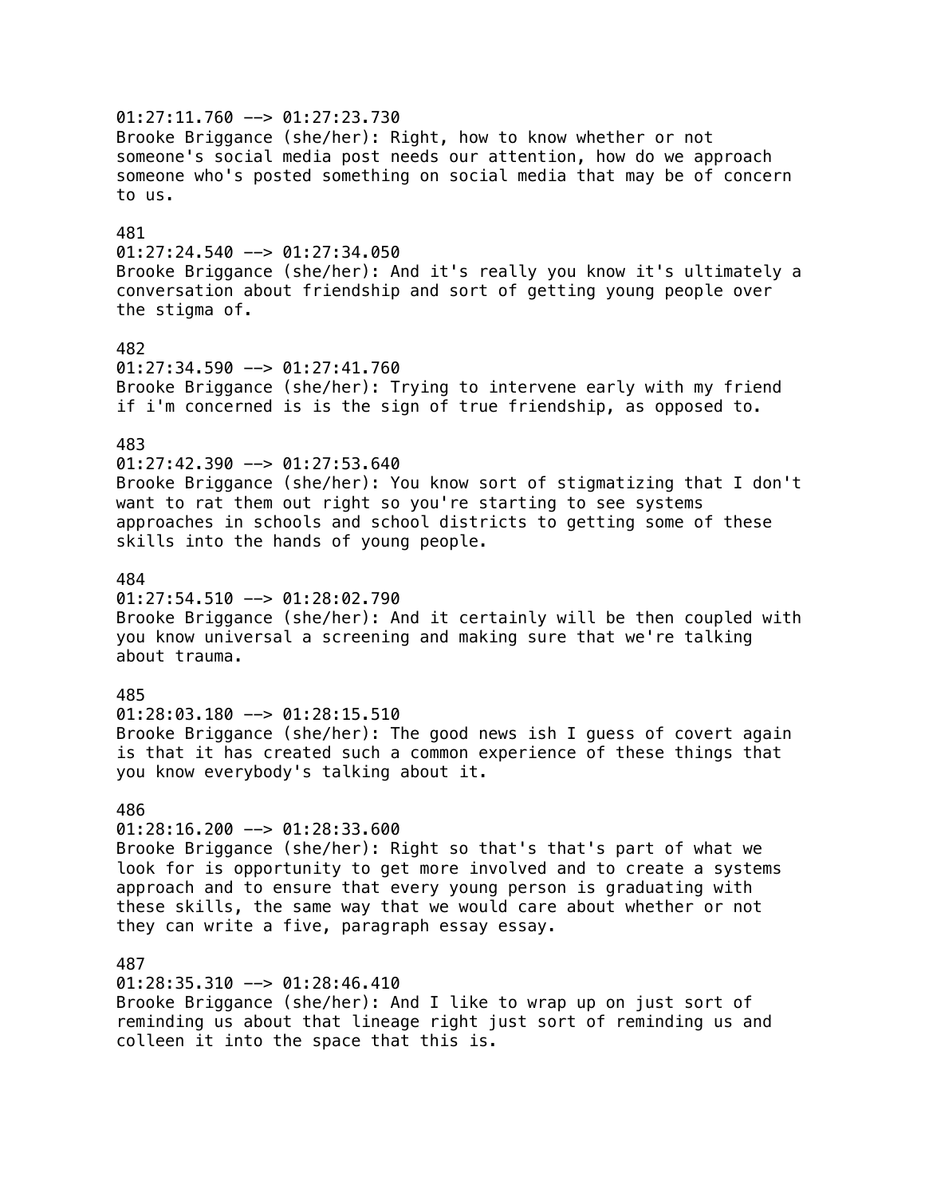01:27:11.760 --> 01:27:23.730
Brooke Briggance (she/her): Right, how to know whether or not someone's social media post needs our attention, how do we approach someone who's posted something on social media that may be of concern to us.

481
01:27:24.540 --> 01:27:34.050
Brooke Briggance (she/her): And it's really you know it's ultimately a conversation about friendship and sort of getting young people over the stigma of.

482
01:27:34.590 --> 01:27:41.760
Brooke Briggance (she/her): Trying to intervene early with my friend if i'm concerned is is the sign of true friendship, as opposed to.

483
01:27:42.390 --> 01:27:53.640
Brooke Briggance (she/her): You know sort of stigmatizing that I don't want to rat them out right so you're starting to see systems approaches in schools and school districts to getting some of these skills into the hands of young people.

484
01:27:54.510 --> 01:28:02.790
Brooke Briggance (she/her): And it certainly will be then coupled with you know universal a screening and making sure that we're talking about trauma.

485
01:28:03.180 --> 01:28:15.510
Brooke Briggance (she/her): The good news ish I guess of covert again is that it has created such a common experience of these things that you know everybody's talking about it.

486
01:28:16.200 --> 01:28:33.600
Brooke Briggance (she/her): Right so that's that's part of what we look for is opportunity to get more involved and to create a systems approach and to ensure that every young person is graduating with these skills, the same way that we would care about whether or not they can write a five, paragraph essay essay.

487
01:28:35.310 --> 01:28:46.410
Brooke Briggance (she/her): And I like to wrap up on just sort of reminding us about that lineage right just sort of reminding us and colleen it into the space that this is.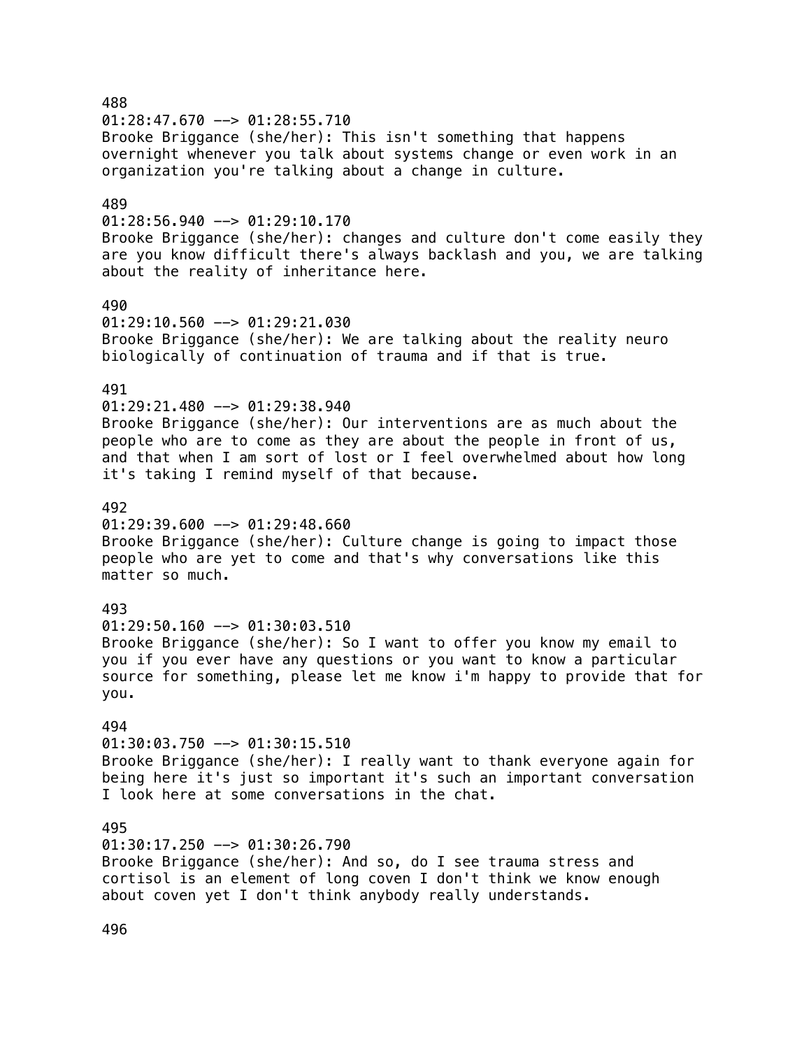488
01:28:47.670 --> 01:28:55.710
Brooke Briggance (she/her): This isn't something that happens overnight whenever you talk about systems change or even work in an organization you're talking about a change in culture.

489
01:28:56.940 --> 01:29:10.170
Brooke Briggance (she/her): changes and culture don't come easily they are you know difficult there's always backlash and you, we are talking about the reality of inheritance here.

490
01:29:10.560 --> 01:29:21.030
Brooke Briggance (she/her): We are talking about the reality neuro biologically of continuation of trauma and if that is true.

491
01:29:21.480 --> 01:29:38.940
Brooke Briggance (she/her): Our interventions are as much about the people who are to come as they are about the people in front of us, and that when I am sort of lost or I feel overwhelmed about how long it's taking I remind myself of that because.

492
01:29:39.600 --> 01:29:48.660
Brooke Briggance (she/her): Culture change is going to impact those people who are yet to come and that's why conversations like this matter so much.

493
01:29:50.160 --> 01:30:03.510
Brooke Briggance (she/her): So I want to offer you know my email to you if you ever have any questions or you want to know a particular source for something, please let me know i'm happy to provide that for you.

494
01:30:03.750 --> 01:30:15.510
Brooke Briggance (she/her): I really want to thank everyone again for being here it's just so important it's such an important conversation I look here at some conversations in the chat.

495
01:30:17.250 --> 01:30:26.790
Brooke Briggance (she/her): And so, do I see trauma stress and cortisol is an element of long coven I don't think we know enough about coven yet I don't think anybody really understands.

496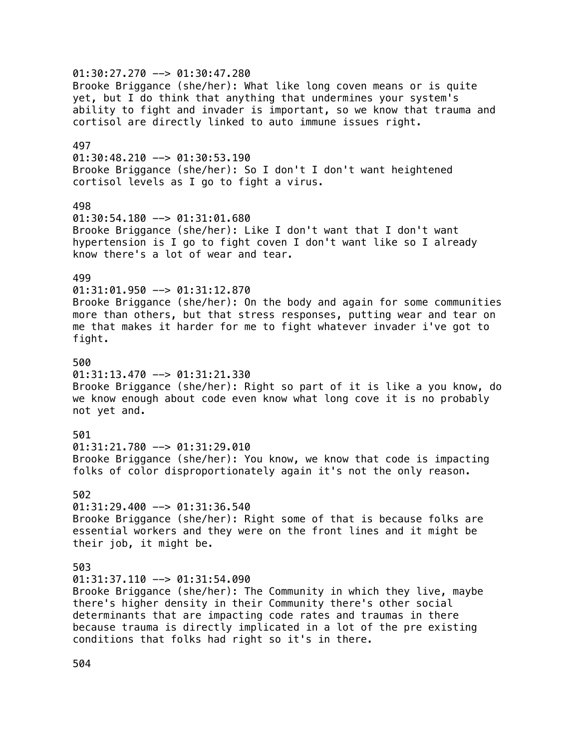01:30:27.270 --> 01:30:47.280
Brooke Briggance (she/her): What like long coven means or is quite yet, but I do think that anything that undermines your system's ability to fight and invader is important, so we know that trauma and cortisol are directly linked to auto immune issues right.

497
01:30:48.210 --> 01:30:53.190
Brooke Briggance (she/her): So I don't I don't want heightened cortisol levels as I go to fight a virus.

498
01:30:54.180 --> 01:31:01.680
Brooke Briggance (she/her): Like I don't want that I don't want hypertension is I go to fight coven I don't want like so I already know there's a lot of wear and tear.

499
01:31:01.950 --> 01:31:12.870
Brooke Briggance (she/her): On the body and again for some communities more than others, but that stress responses, putting wear and tear on me that makes it harder for me to fight whatever invader i've got to fight.

500
01:31:13.470 --> 01:31:21.330
Brooke Briggance (she/her): Right so part of it is like a you know, do we know enough about code even know what long cove it is no probably not yet and.

501
01:31:21.780 --> 01:31:29.010
Brooke Briggance (she/her): You know, we know that code is impacting folks of color disproportionately again it's not the only reason.

502
01:31:29.400 --> 01:31:36.540
Brooke Briggance (she/her): Right some of that is because folks are essential workers and they were on the front lines and it might be their job, it might be.

503
01:31:37.110 --> 01:31:54.090
Brooke Briggance (she/her): The Community in which they live, maybe there's higher density in their Community there's other social determinants that are impacting code rates and traumas in there because trauma is directly implicated in a lot of the pre existing conditions that folks had right so it's in there.

504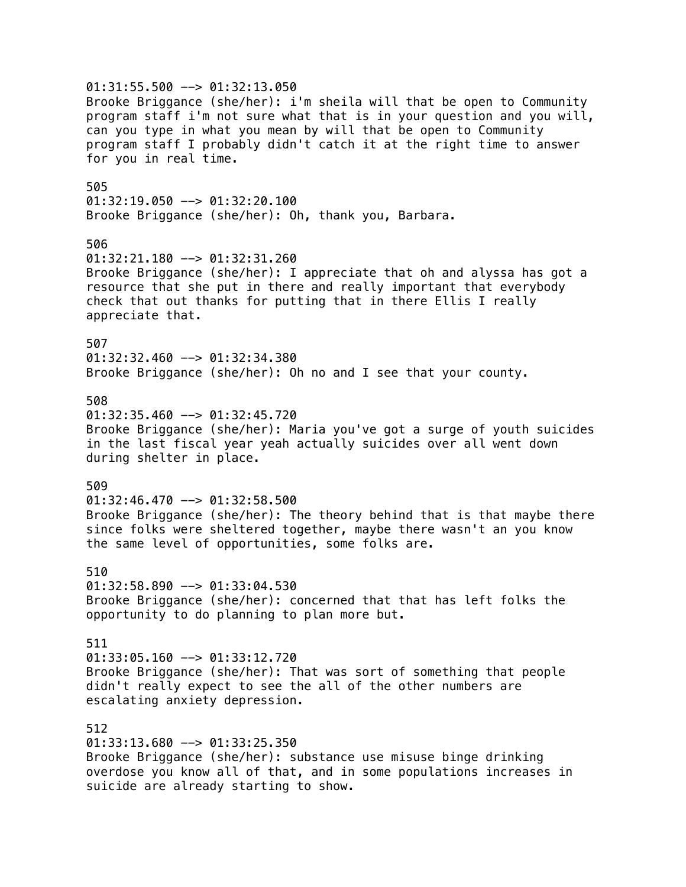01:31:55.500 --> 01:32:13.050
Brooke Briggance (she/her): i'm sheila will that be open to Community program staff i'm not sure what that is in your question and you will, can you type in what you mean by will that be open to Community program staff I probably didn't catch it at the right time to answer for you in real time.

505
01:32:19.050 --> 01:32:20.100
Brooke Briggance (she/her): Oh, thank you, Barbara.

506
01:32:21.180 --> 01:32:31.260
Brooke Briggance (she/her): I appreciate that oh and alyssa has got a resource that she put in there and really important that everybody check that out thanks for putting that in there Ellis I really appreciate that.

507
01:32:32.460 --> 01:32:34.380
Brooke Briggance (she/her): Oh no and I see that your county.

508
01:32:35.460 --> 01:32:45.720
Brooke Briggance (she/her): Maria you've got a surge of youth suicides in the last fiscal year yeah actually suicides over all went down during shelter in place.

509
01:32:46.470 --> 01:32:58.500
Brooke Briggance (she/her): The theory behind that is that maybe there since folks were sheltered together, maybe there wasn't an you know the same level of opportunities, some folks are.

510
01:32:58.890 --> 01:33:04.530
Brooke Briggance (she/her): concerned that that has left folks the opportunity to do planning to plan more but.

511
01:33:05.160 --> 01:33:12.720
Brooke Briggance (she/her): That was sort of something that people didn't really expect to see the all of the other numbers are escalating anxiety depression.

512
01:33:13.680 --> 01:33:25.350
Brooke Briggance (she/her): substance use misuse binge drinking overdose you know all of that, and in some populations increases in suicide are already starting to show.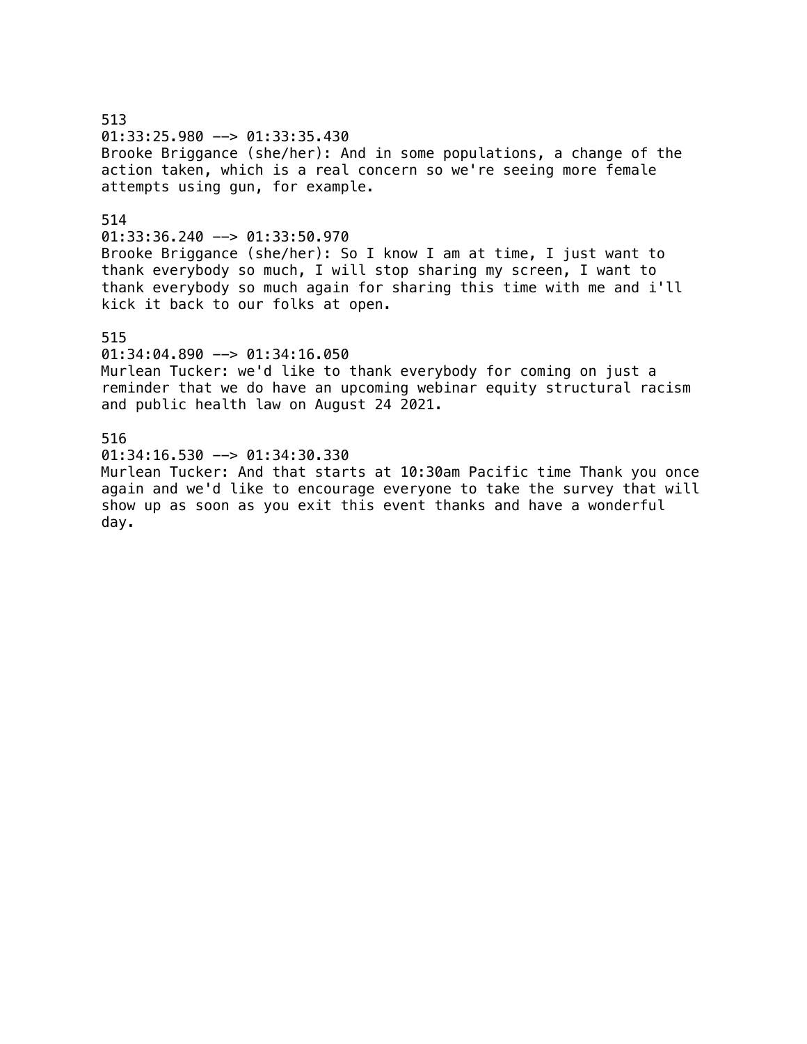513
01:33:25.980 --> 01:33:35.430
Brooke Briggance (she/her): And in some populations, a change of the action taken, which is a real concern so we're seeing more female attempts using gun, for example.

514
01:33:36.240 --> 01:33:50.970
Brooke Briggance (she/her): So I know I am at time, I just want to thank everybody so much, I will stop sharing my screen, I want to thank everybody so much again for sharing this time with me and i'll kick it back to our folks at open.

515
01:34:04.890 --> 01:34:16.050
Murlean Tucker: we'd like to thank everybody for coming on just a reminder that we do have an upcoming webinar equity structural racism and public health law on August 24 2021.

516
01:34:16.530 --> 01:34:30.330
Murlean Tucker: And that starts at 10:30am Pacific time Thank you once again and we'd like to encourage everyone to take the survey that will show up as soon as you exit this event thanks and have a wonderful day.